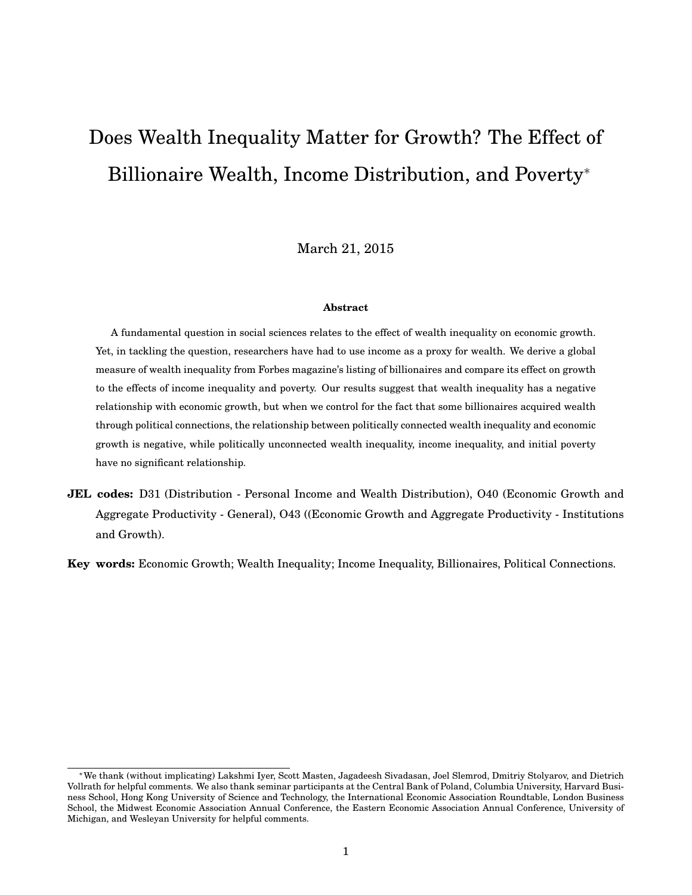# Does Wealth Inequality Matter for Growth? The Effect of Billionaire Wealth, Income Distribution, and Poverty*

March 21, 2015

### Abstract

A fundamental question in social sciences relates to the effect of wealth inequality on economic growth. Yet, in tackling the question, researchers have had to use income as a proxy for wealth. We derive a global measure of wealth inequality from Forbes magazine's listing of billionaires and compare its effect on growth to the effects of income inequality and poverty. Our results suggest that wealth inequality has a negative relationship with economic growth, but when we control for the fact that some billionaires acquired wealth through political connections, the relationship between politically connected wealth inequality and economic growth is negative, while politically unconnected wealth inequality, income inequality, and initial poverty have no significant relationship.

**JEL codes:** D31 (Distribution - Personal Income and Wealth Distribution), O40 (Economic Growth and Aggregate Productivity - General), O43 ((Economic Growth and Aggregate Productivity - Institutions and Growth).

**Key words:** Economic Growth; Wealth Inequality; Income Inequality, Billionaires, Political Connections.

---

*We thank (without implicating) Lakshmi Iyer, Scott Masten, Jagadeesh Sivadasan, Joel Slemrod, Dmitriy Stolyarov, and Dietrich Vollrath for helpful comments. We also thank seminar participants at the Central Bank of Poland, Columbia University, Harvard Business School, Hong Kong University of Science and Technology, the International Economic Association Roundtable, London Business School, the Midwest Economic Association Annual Conference, the Eastern Economic Association Annual Conference, University of Michigan, and Wesleyan University for helpful comments.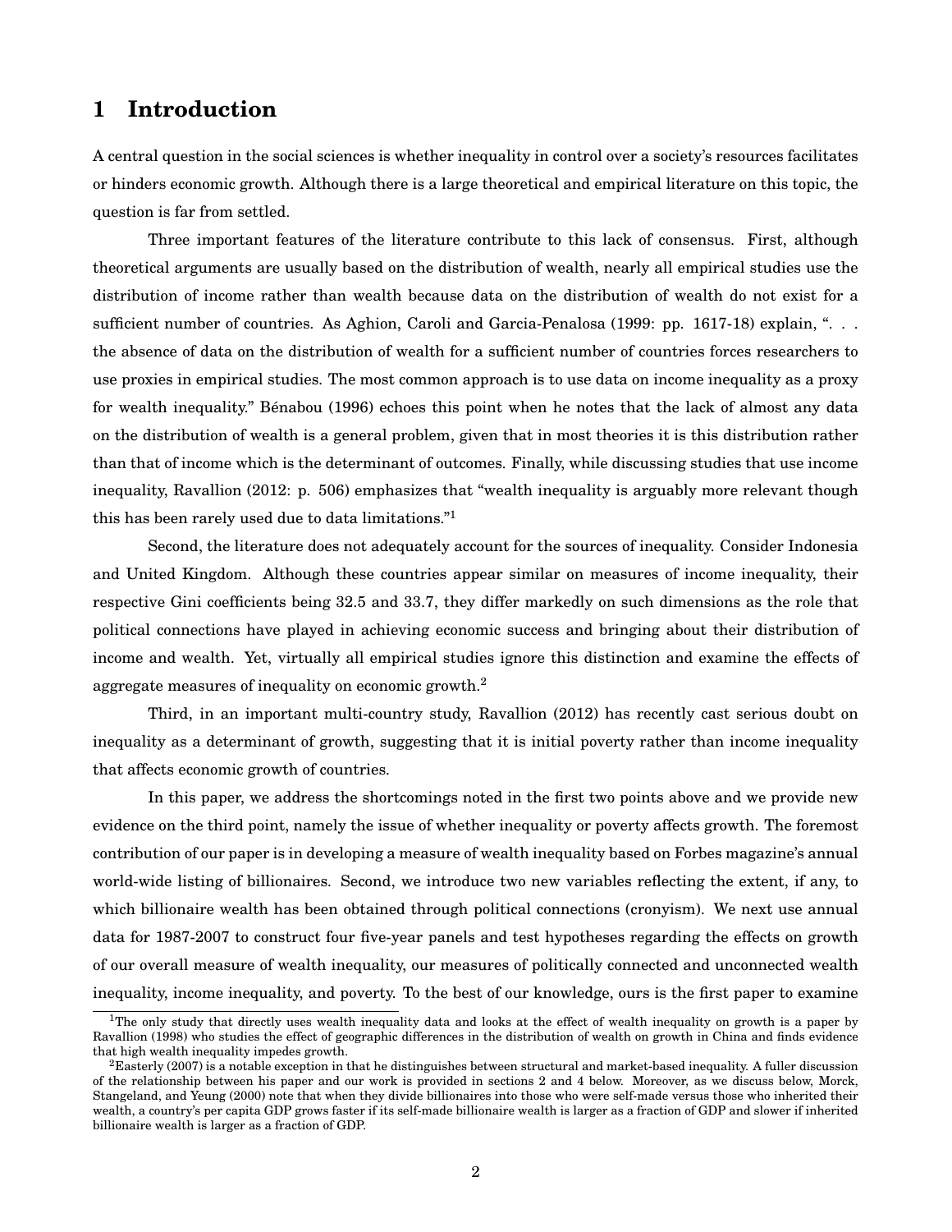# 1 Introduction

A central question in the social sciences is whether inequality in control over a society's resources facilitates or hinders economic growth. Although there is a large theoretical and empirical literature on this topic, the question is far from settled.

Three important features of the literature contribute to this lack of consensus. First, although theoretical arguments are usually based on the distribution of wealth, nearly all empirical studies use the distribution of income rather than wealth because data on the distribution of wealth do not exist for a sufficient number of countries. As Aghion, Caroli and Garcia-Penalosa (1999: pp. 1617-18) explain, ". . . the absence of data on the distribution of wealth for a sufficient number of countries forces researchers to use proxies in empirical studies. The most common approach is to use data on income inequality as a proxy for wealth inequality." Bénabou (1996) echoes this point when he notes that the lack of almost any data on the distribution of wealth is a general problem, given that in most theories it is this distribution rather than that of income which is the determinant of outcomes. Finally, while discussing studies that use income inequality, Ravallion (2012: p. 506) emphasizes that "wealth inequality is arguably more relevant though this has been rarely used due to data limitations."[1]

Second, the literature does not adequately account for the sources of inequality. Consider Indonesia and United Kingdom. Although these countries appear similar on measures of income inequality, their respective Gini coefficients being 32.5 and 33.7, they differ markedly on such dimensions as the role that political connections have played in achieving economic success and bringing about their distribution of income and wealth. Yet, virtually all empirical studies ignore this distinction and examine the effects of aggregate measures of inequality on economic growth.[2]

Third, in an important multi-country study, Ravallion (2012) has recently cast serious doubt on inequality as a determinant of growth, suggesting that it is initial poverty rather than income inequality that affects economic growth of countries.

In this paper, we address the shortcomings noted in the first two points above and we provide new evidence on the third point, namely the issue of whether inequality or poverty affects growth. The foremost contribution of our paper is in developing a measure of wealth inequality based on Forbes magazine's annual world-wide listing of billionaires. Second, we introduce two new variables reflecting the extent, if any, to which billionaire wealth has been obtained through political connections (cronyism). We next use annual data for 1987-2007 to construct four five-year panels and test hypotheses regarding the effects on growth of our overall measure of wealth inequality, our measures of politically connected and unconnected wealth inequality, income inequality, and poverty. To the best of our knowledge, ours is the first paper to examine

[1]The only study that directly uses wealth inequality data and looks at the effect of wealth inequality on growth is a paper by Ravallion (1998) who studies the effect of geographic differences in the distribution of wealth on growth in China and finds evidence that high wealth inequality impedes growth.

[2]Easterly (2007) is a notable exception in that he distinguishes between structural and market-based inequality. A fuller discussion of the relationship between his paper and our work is provided in sections 2 and 4 below. Moreover, as we discuss below, Morck, Stangeland, and Yeung (2000) note that when they divide billionaires into those who were self-made versus those who inherited their wealth, a country's per capita GDP grows faster if its self-made billionaire wealth is larger as a fraction of GDP and slower if inherited billionaire wealth is larger as a fraction of GDP.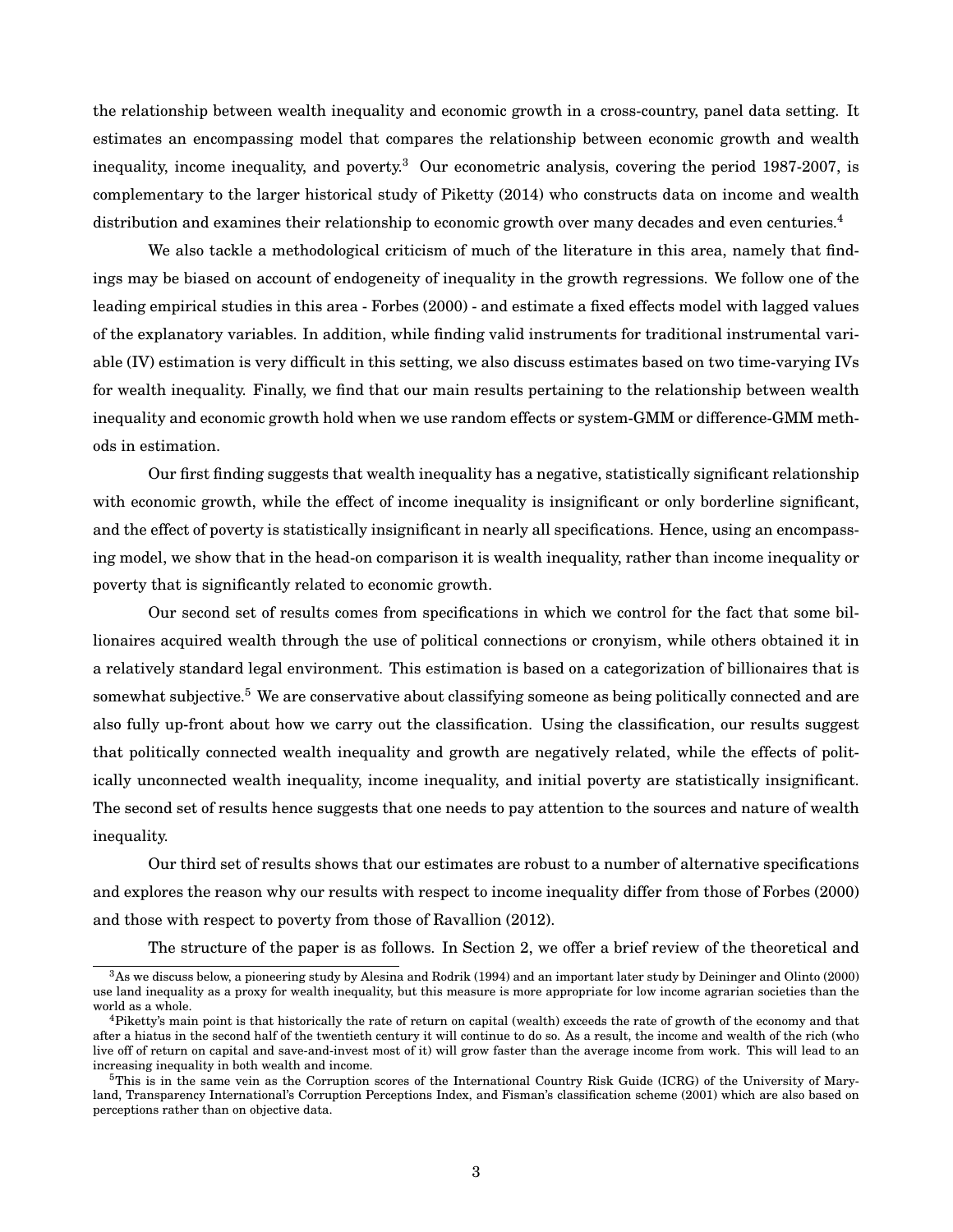the relationship between wealth inequality and economic growth in a cross-country, panel data setting. It estimates an encompassing model that compares the relationship between economic growth and wealth inequality, income inequality, and poverty.[3] Our econometric analysis, covering the period 1987-2007, is complementary to the larger historical study of Piketty (2014) who constructs data on income and wealth distribution and examines their relationship to economic growth over many decades and even centuries.[4]

We also tackle a methodological criticism of much of the literature in this area, namely that findings may be biased on account of endogeneity of inequality in the growth regressions. We follow one of the leading empirical studies in this area - Forbes (2000) - and estimate a fixed effects model with lagged values of the explanatory variables. In addition, while finding valid instruments for traditional instrumental variable (IV) estimation is very difficult in this setting, we also discuss estimates based on two time-varying IVs for wealth inequality. Finally, we find that our main results pertaining to the relationship between wealth inequality and economic growth hold when we use random effects or system-GMM or difference-GMM methods in estimation.

Our first finding suggests that wealth inequality has a negative, statistically significant relationship with economic growth, while the effect of income inequality is insignificant or only borderline significant, and the effect of poverty is statistically insignificant in nearly all specifications. Hence, using an encompassing model, we show that in the head-on comparison it is wealth inequality, rather than income inequality or poverty that is significantly related to economic growth.

Our second set of results comes from specifications in which we control for the fact that some billionaires acquired wealth through the use of political connections or cronyism, while others obtained it in a relatively standard legal environment. This estimation is based on a categorization of billionaires that is somewhat subjective.[5] We are conservative about classifying someone as being politically connected and are also fully up-front about how we carry out the classification. Using the classification, our results suggest that politically connected wealth inequality and growth are negatively related, while the effects of politically unconnected wealth inequality, income inequality, and initial poverty are statistically insignificant. The second set of results hence suggests that one needs to pay attention to the sources and nature of wealth inequality.

Our third set of results shows that our estimates are robust to a number of alternative specifications and explores the reason why our results with respect to income inequality differ from those of Forbes (2000) and those with respect to poverty from those of Ravallion (2012).

The structure of the paper is as follows. In Section 2, we offer a brief review of the theoretical and

---

[3] As we discuss below, a pioneering study by Alesina and Rodrik (1994) and an important later study by Deininger and Olinto (2000) use land inequality as a proxy for wealth inequality, but this measure is more appropriate for low income agrarian societies than the world as a whole.

[4] Piketty's main point is that historically the rate of return on capital (wealth) exceeds the rate of growth of the economy and that after a hiatus in the second half of the twentieth century it will continue to do so. As a result, the income and wealth of the rich (who live off of return on capital and save-and-invest most of it) will grow faster than the average income from work. This will lead to an increasing inequality in both wealth and income.

[5] This is in the same vein as the Corruption scores of the International Country Risk Guide (ICRG) of the University of Maryland, Transparency International's Corruption Perceptions Index, and Fisman's classification scheme (2001) which are also based on perceptions rather than on objective data.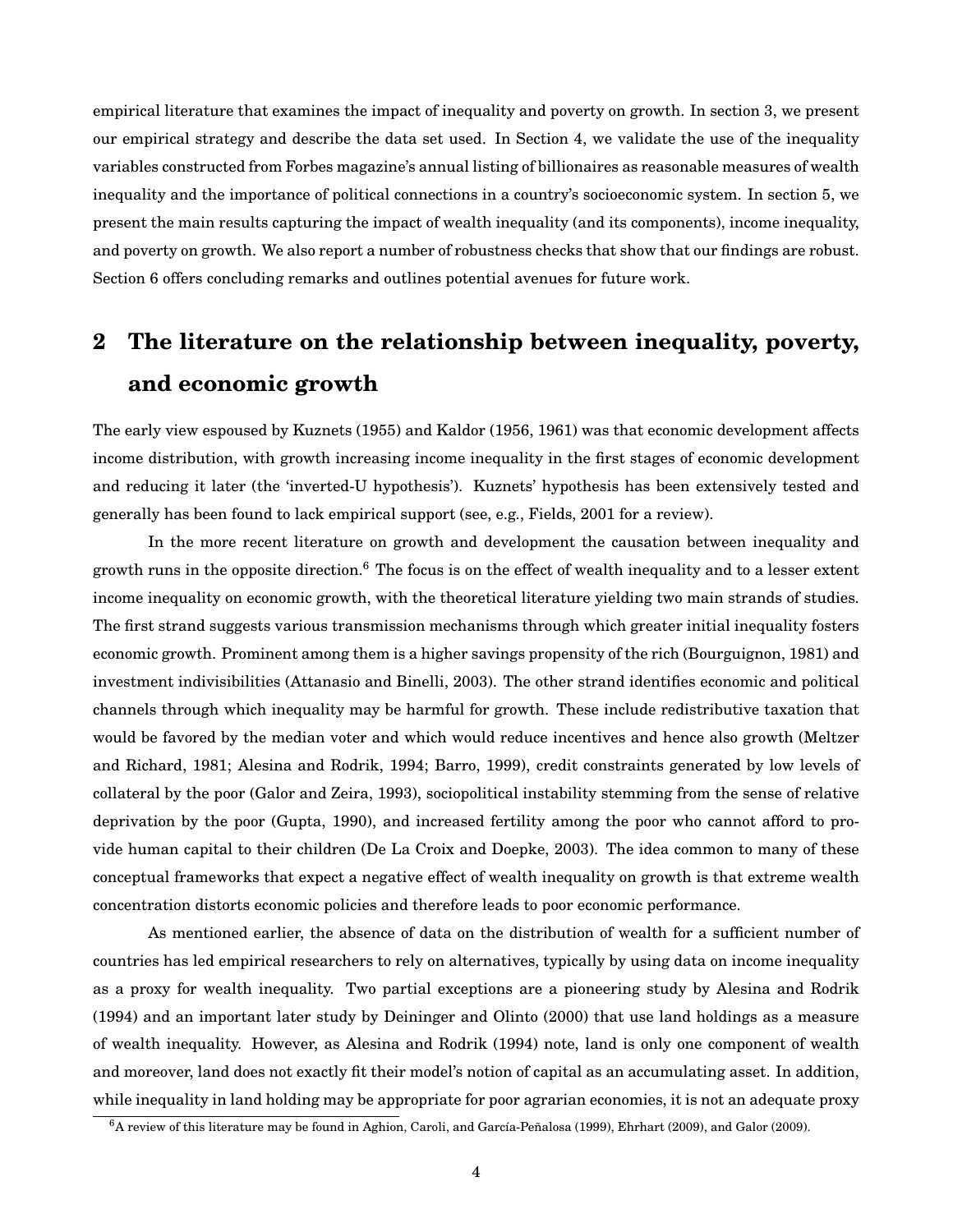empirical literature that examines the impact of inequality and poverty on growth. In section 3, we present our empirical strategy and describe the data set used. In Section 4, we validate the use of the inequality variables constructed from Forbes magazine's annual listing of billionaires as reasonable measures of wealth inequality and the importance of political connections in a country's socioeconomic system. In section 5, we present the main results capturing the impact of wealth inequality (and its components), income inequality, and poverty on growth. We also report a number of robustness checks that show that our findings are robust. Section 6 offers concluding remarks and outlines potential avenues for future work.

## 2 The literature on the relationship between inequality, poverty, and economic growth

The early view espoused by Kuznets (1955) and Kaldor (1956, 1961) was that economic development affects income distribution, with growth increasing income inequality in the first stages of economic development and reducing it later (the 'inverted-U hypothesis'). Kuznets' hypothesis has been extensively tested and generally has been found to lack empirical support (see, e.g., Fields, 2001 for a review).

In the more recent literature on growth and development the causation between inequality and growth runs in the opposite direction.[6] The focus is on the effect of wealth inequality and to a lesser extent income inequality on economic growth, with the theoretical literature yielding two main strands of studies. The first strand suggests various transmission mechanisms through which greater initial inequality fosters economic growth. Prominent among them is a higher savings propensity of the rich (Bourguignon, 1981) and investment indivisibilities (Attanasio and Binelli, 2003). The other strand identifies economic and political channels through which inequality may be harmful for growth. These include redistributive taxation that would be favored by the median voter and which would reduce incentives and hence also growth (Meltzer and Richard, 1981; Alesina and Rodrik, 1994; Barro, 1999), credit constraints generated by low levels of collateral by the poor (Galor and Zeira, 1993), sociopolitical instability stemming from the sense of relative deprivation by the poor (Gupta, 1990), and increased fertility among the poor who cannot afford to provide human capital to their children (De La Croix and Doepke, 2003). The idea common to many of these conceptual frameworks that expect a negative effect of wealth inequality on growth is that extreme wealth concentration distorts economic policies and therefore leads to poor economic performance.

As mentioned earlier, the absence of data on the distribution of wealth for a sufficient number of countries has led empirical researchers to rely on alternatives, typically by using data on income inequality as a proxy for wealth inequality. Two partial exceptions are a pioneering study by Alesina and Rodrik (1994) and an important later study by Deininger and Olinto (2000) that use land holdings as a measure of wealth inequality. However, as Alesina and Rodrik (1994) note, land is only one component of wealth and moreover, land does not exactly fit their model's notion of capital as an accumulating asset. In addition, while inequality in land holding may be appropriate for poor agrarian economies, it is not an adequate proxy

[6] A review of this literature may be found in Aghion, Caroli, and García-Peñalosa (1999), Ehrhart (2009), and Galor (2009).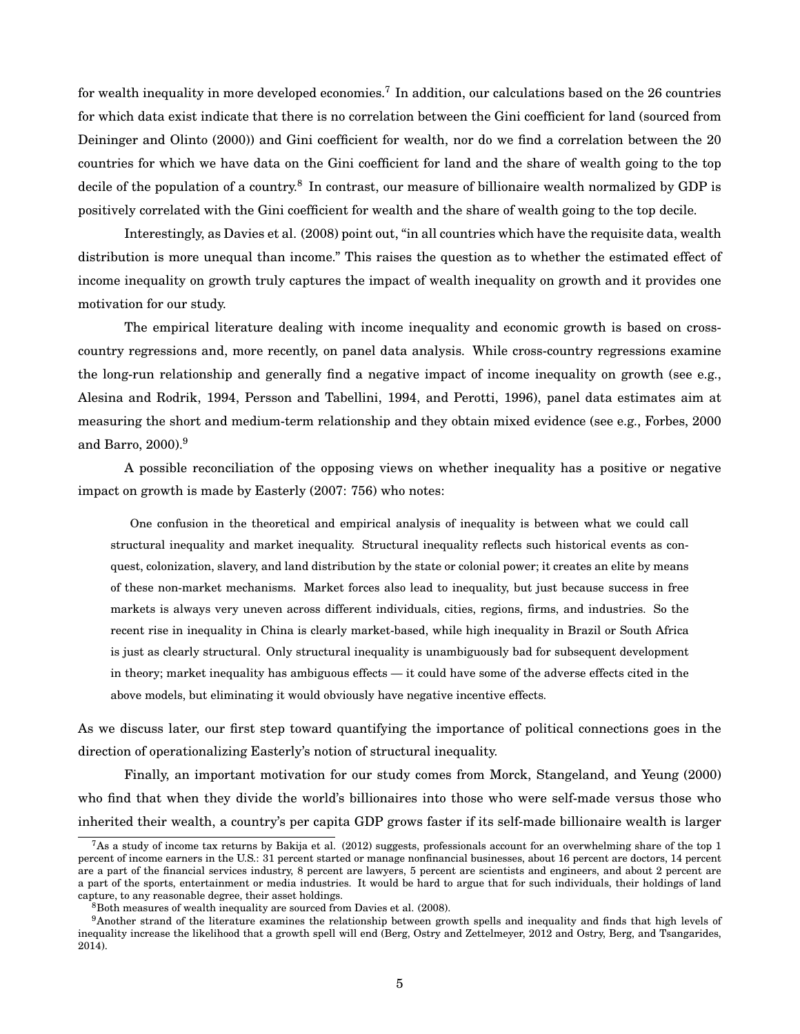for wealth inequality in more developed economies.[7] In addition, our calculations based on the 26 countries for which data exist indicate that there is no correlation between the Gini coefficient for land (sourced from Deininger and Olinto (2000)) and Gini coefficient for wealth, nor do we find a correlation between the 20 countries for which we have data on the Gini coefficient for land and the share of wealth going to the top decile of the population of a country.[8] In contrast, our measure of billionaire wealth normalized by GDP is positively correlated with the Gini coefficient for wealth and the share of wealth going to the top decile.

Interestingly, as Davies et al. (2008) point out, "in all countries which have the requisite data, wealth distribution is more unequal than income." This raises the question as to whether the estimated effect of income inequality on growth truly captures the impact of wealth inequality on growth and it provides one motivation for our study.

The empirical literature dealing with income inequality and economic growth is based on cross-country regressions and, more recently, on panel data analysis. While cross-country regressions examine the long-run relationship and generally find a negative impact of income inequality on growth (see e.g., Alesina and Rodrik, 1994, Persson and Tabellini, 1994, and Perotti, 1996), panel data estimates aim at measuring the short and medium-term relationship and they obtain mixed evidence (see e.g., Forbes, 2000 and Barro, 2000).[9]

A possible reconciliation of the opposing views on whether inequality has a positive or negative impact on growth is made by Easterly (2007: 756) who notes:

> One confusion in the theoretical and empirical analysis of inequality is between what we could call structural inequality and market inequality. Structural inequality reflects such historical events as conquest, colonization, slavery, and land distribution by the state or colonial power; it creates an elite by means of these non-market mechanisms. Market forces also lead to inequality, but just because success in free markets is always very uneven across different individuals, cities, regions, firms, and industries. So the recent rise in inequality in China is clearly market-based, while high inequality in Brazil or South Africa is just as clearly structural. Only structural inequality is unambiguously bad for subsequent development in theory; market inequality has ambiguous effects — it could have some of the adverse effects cited in the above models, but eliminating it would obviously have negative incentive effects.

As we discuss later, our first step toward quantifying the importance of political connections goes in the direction of operationalizing Easterly's notion of structural inequality.

Finally, an important motivation for our study comes from Morck, Stangeland, and Yeung (2000) who find that when they divide the world's billionaires into those who were self-made versus those who inherited their wealth, a country's per capita GDP grows faster if its self-made billionaire wealth is larger

---

[7] As a study of income tax returns by Bakija et al. (2012) suggests, professionals account for an overwhelming share of the top 1 percent of income earners in the U.S.: 31 percent started or manage nonfinancial businesses, about 16 percent are doctors, 14 percent are a part of the financial services industry, 8 percent are lawyers, 5 percent are scientists and engineers, and about 2 percent are a part of the sports, entertainment or media industries. It would be hard to argue that for such individuals, their holdings of land capture, to any reasonable degree, their asset holdings.

[8] Both measures of wealth inequality are sourced from Davies et al. (2008).

[9] Another strand of the literature examines the relationship between growth spells and inequality and finds that high levels of inequality increase the likelihood that a growth spell will end (Berg, Ostry and Zettelmeyer, 2012 and Ostry, Berg, and Tsangarides, 2014).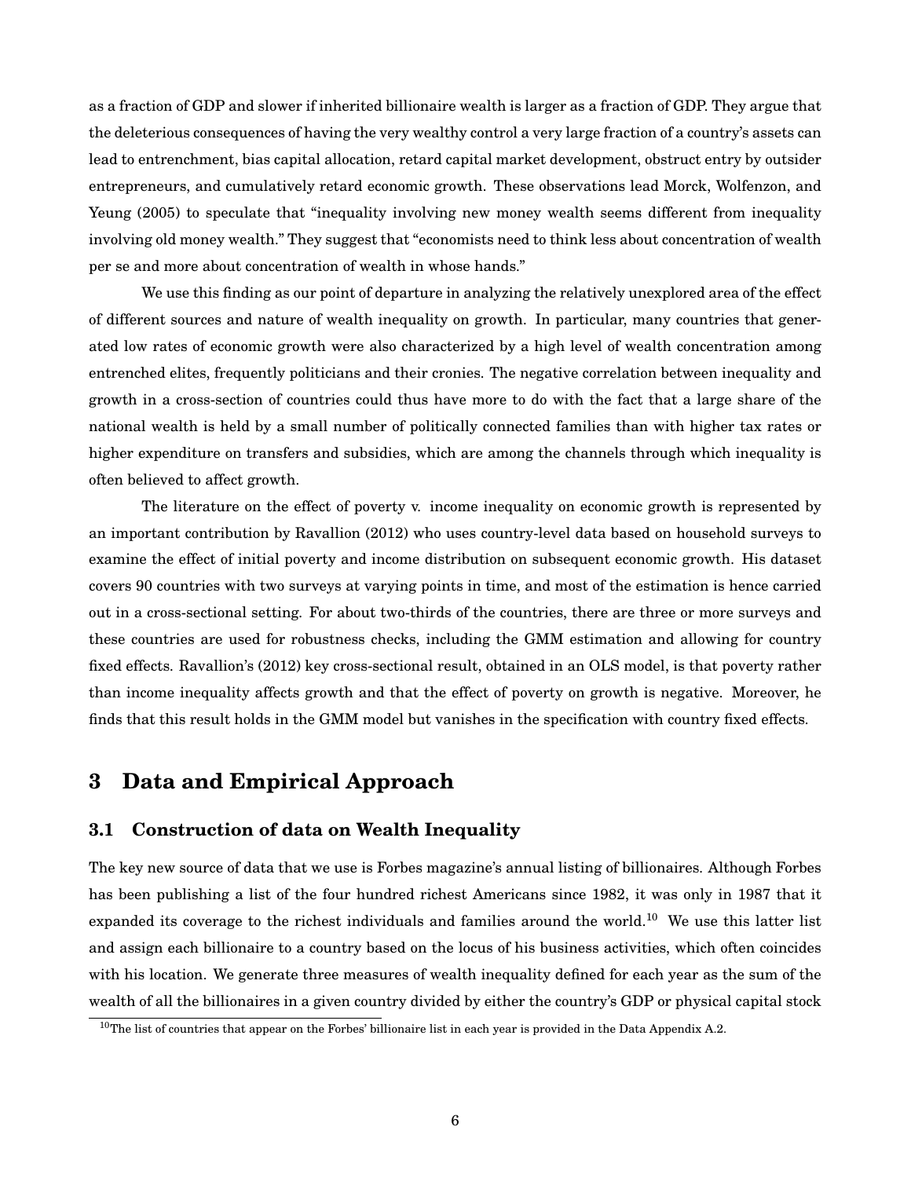as a fraction of GDP and slower if inherited billionaire wealth is larger as a fraction of GDP. They argue that the deleterious consequences of having the very wealthy control a very large fraction of a country's assets can lead to entrenchment, bias capital allocation, retard capital market development, obstruct entry by outsider entrepreneurs, and cumulatively retard economic growth. These observations lead Morck, Wolfenzon, and Yeung (2005) to speculate that "inequality involving new money wealth seems different from inequality involving old money wealth." They suggest that "economists need to think less about concentration of wealth per se and more about concentration of wealth in whose hands."

We use this finding as our point of departure in analyzing the relatively unexplored area of the effect of different sources and nature of wealth inequality on growth. In particular, many countries that generated low rates of economic growth were also characterized by a high level of wealth concentration among entrenched elites, frequently politicians and their cronies. The negative correlation between inequality and growth in a cross-section of countries could thus have more to do with the fact that a large share of the national wealth is held by a small number of politically connected families than with higher tax rates or higher expenditure on transfers and subsidies, which are among the channels through which inequality is often believed to affect growth.

The literature on the effect of poverty v. income inequality on economic growth is represented by an important contribution by Ravallion (2012) who uses country-level data based on household surveys to examine the effect of initial poverty and income distribution on subsequent economic growth. His dataset covers 90 countries with two surveys at varying points in time, and most of the estimation is hence carried out in a cross-sectional setting. For about two-thirds of the countries, there are three or more surveys and these countries are used for robustness checks, including the GMM estimation and allowing for country fixed effects. Ravallion's (2012) key cross-sectional result, obtained in an OLS model, is that poverty rather than income inequality affects growth and that the effect of poverty on growth is negative. Moreover, he finds that this result holds in the GMM model but vanishes in the specification with country fixed effects.

# 3 Data and Empirical Approach

## 3.1 Construction of data on Wealth Inequality

The key new source of data that we use is Forbes magazine's annual listing of billionaires. Although Forbes has been publishing a list of the four hundred richest Americans since 1982, it was only in 1987 that it expanded its coverage to the richest individuals and families around the world.[10] We use this latter list and assign each billionaire to a country based on the locus of his business activities, which often coincides with his location. We generate three measures of wealth inequality defined for each year as the sum of the wealth of all the billionaires in a given country divided by either the country's GDP or physical capital stock

[10] The list of countries that appear on the Forbes' billionaire list in each year is provided in the Data Appendix A.2.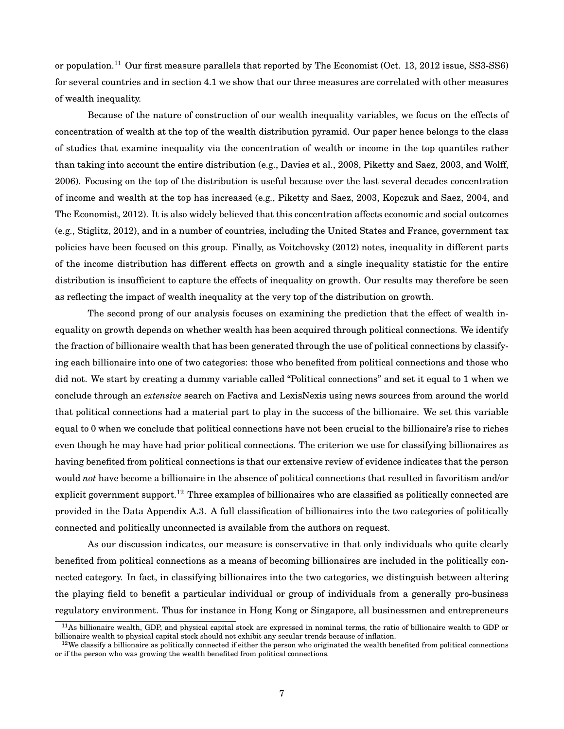or population.[11] Our first measure parallels that reported by The Economist (Oct. 13, 2012 issue, SS3-SS6) for several countries and in section 4.1 we show that our three measures are correlated with other measures of wealth inequality.

Because of the nature of construction of our wealth inequality variables, we focus on the effects of concentration of wealth at the top of the wealth distribution pyramid. Our paper hence belongs to the class of studies that examine inequality via the concentration of wealth or income in the top quantiles rather than taking into account the entire distribution (e.g., Davies et al., 2008, Piketty and Saez, 2003, and Wolff, 2006). Focusing on the top of the distribution is useful because over the last several decades concentration of income and wealth at the top has increased (e.g., Piketty and Saez, 2003, Kopczuk and Saez, 2004, and The Economist, 2012). It is also widely believed that this concentration affects economic and social outcomes (e.g., Stiglitz, 2012), and in a number of countries, including the United States and France, government tax policies have been focused on this group. Finally, as Voitchovsky (2012) notes, inequality in different parts of the income distribution has different effects on growth and a single inequality statistic for the entire distribution is insufficient to capture the effects of inequality on growth. Our results may therefore be seen as reflecting the impact of wealth inequality at the very top of the distribution on growth.

The second prong of our analysis focuses on examining the prediction that the effect of wealth inequality on growth depends on whether wealth has been acquired through political connections. We identify the fraction of billionaire wealth that has been generated through the use of political connections by classifying each billionaire into one of two categories: those who benefited from political connections and those who did not. We start by creating a dummy variable called "Political connections" and set it equal to 1 when we conclude through an *extensive* search on Factiva and LexisNexis using news sources from around the world that political connections had a material part to play in the success of the billionaire. We set this variable equal to 0 when we conclude that political connections have not been crucial to the billionaire's rise to riches even though he may have had prior political connections. The criterion we use for classifying billionaires as having benefited from political connections is that our extensive review of evidence indicates that the person would *not* have become a billionaire in the absence of political connections that resulted in favoritism and/or explicit government support.[12] Three examples of billionaires who are classified as politically connected are provided in the Data Appendix A.3. A full classification of billionaires into the two categories of politically connected and politically unconnected is available from the authors on request.

As our discussion indicates, our measure is conservative in that only individuals who quite clearly benefited from political connections as a means of becoming billionaires are included in the politically connected category. In fact, in classifying billionaires into the two categories, we distinguish between altering the playing field to benefit a particular individual or group of individuals from a generally pro-business regulatory environment. Thus for instance in Hong Kong or Singapore, all businessmen and entrepreneurs

[11] As billionaire wealth, GDP, and physical capital stock are expressed in nominal terms, the ratio of billionaire wealth to GDP or billionaire wealth to physical capital stock should not exhibit any secular trends because of inflation.

[12] We classify a billionaire as politically connected if either the person who originated the wealth benefited from political connections or if the person who was growing the wealth benefited from political connections.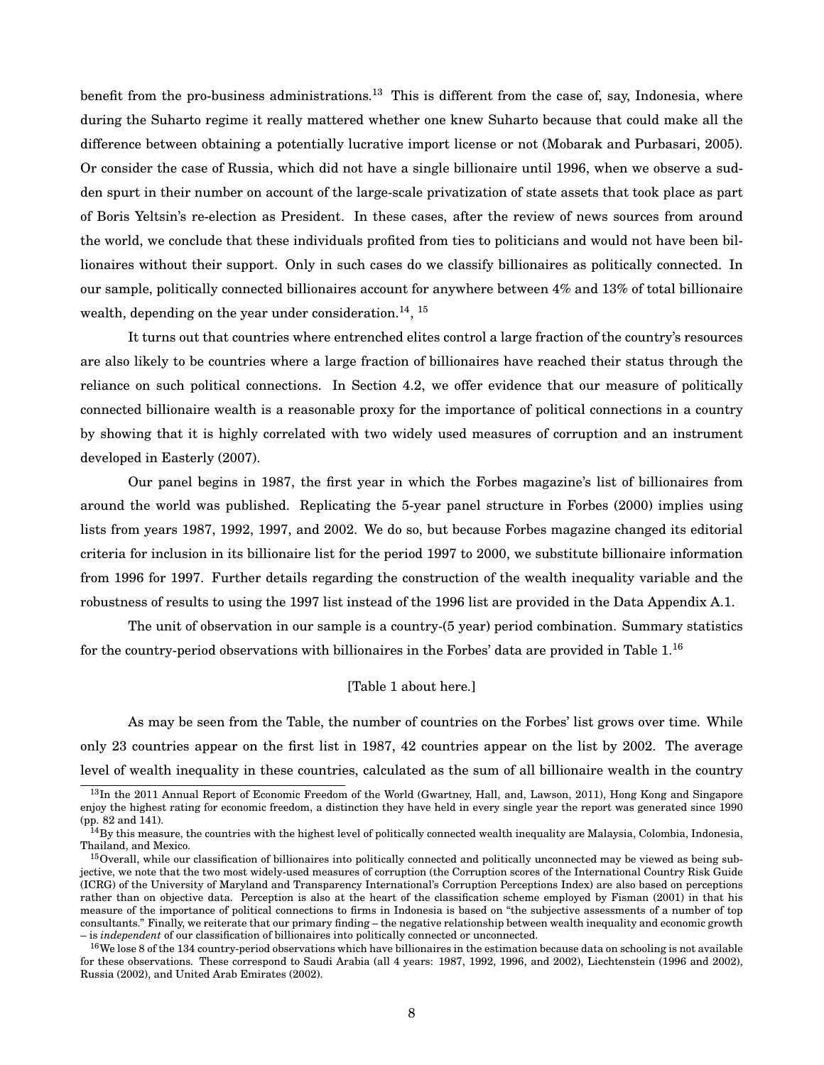benefit from the pro-business administrations.[13] This is different from the case of, say, Indonesia, where during the Suharto regime it really mattered whether one knew Suharto because that could make all the difference between obtaining a potentially lucrative import license or not (Mobarak and Purbasari, 2005). Or consider the case of Russia, which did not have a single billionaire until 1996, when we observe a sudden spurt in their number on account of the large-scale privatization of state assets that took place as part of Boris Yeltsin's re-election as President. In these cases, after the review of news sources from around the world, we conclude that these individuals profited from ties to politicians and would not have been billionaires without their support. Only in such cases do we classify billionaires as politically connected. In our sample, politically connected billionaires account for anywhere between 4% and 13% of total billionaire wealth, depending on the year under consideration.[14], [15]

It turns out that countries where entrenched elites control a large fraction of the country's resources are also likely to be countries where a large fraction of billionaires have reached their status through the reliance on such political connections. In Section 4.2, we offer evidence that our measure of politically connected billionaire wealth is a reasonable proxy for the importance of political connections in a country by showing that it is highly correlated with two widely used measures of corruption and an instrument developed in Easterly (2007).

Our panel begins in 1987, the first year in which the Forbes magazine's list of billionaires from around the world was published. Replicating the 5-year panel structure in Forbes (2000) implies using lists from years 1987, 1992, 1997, and 2002. We do so, but because Forbes magazine changed its editorial criteria for inclusion in its billionaire list for the period 1997 to 2000, we substitute billionaire information from 1996 for 1997. Further details regarding the construction of the wealth inequality variable and the robustness of results to using the 1997 list instead of the 1996 list are provided in the Data Appendix A.1.

The unit of observation in our sample is a country-(5 year) period combination. Summary statistics for the country-period observations with billionaires in the Forbes' data are provided in Table 1.[16]

[Table 1 about here.]

As may be seen from the Table, the number of countries on the Forbes' list grows over time. While only 23 countries appear on the first list in 1987, 42 countries appear on the list by 2002. The average level of wealth inequality in these countries, calculated as the sum of all billionaire wealth in the country

[13] In the 2011 Annual Report of Economic Freedom of the World (Gwartney, Hall, and, Lawson, 2011), Hong Kong and Singapore enjoy the highest rating for economic freedom, a distinction they have held in every single year the report was generated since 1990 (pp. 82 and 141).

[14] By this measure, the countries with the highest level of politically connected wealth inequality are Malaysia, Colombia, Indonesia, Thailand, and Mexico.

[15] Overall, while our classification of billionaires into politically connected and politically unconnected may be viewed as being subjective, we note that the two most widely-used measures of corruption (the Corruption scores of the International Country Risk Guide (ICRG) of the University of Maryland and Transparency International's Corruption Perceptions Index) are also based on perceptions rather than on objective data. Perception is also at the heart of the classification scheme employed by Fisman (2001) in that his measure of the importance of political connections to firms in Indonesia is based on "the subjective assessments of a number of top consultants." Finally, we reiterate that our primary finding – the negative relationship between wealth inequality and economic growth – is *independent* of our classification of billionaires into politically connected or unconnected.

[16] We lose 8 of the 134 country-period observations which have billionaires in the estimation because data on schooling is not available for these observations. These correspond to Saudi Arabia (all 4 years: 1987, 1992, 1996, and 2002), Liechtenstein (1996 and 2002), Russia (2002), and United Arab Emirates (2002).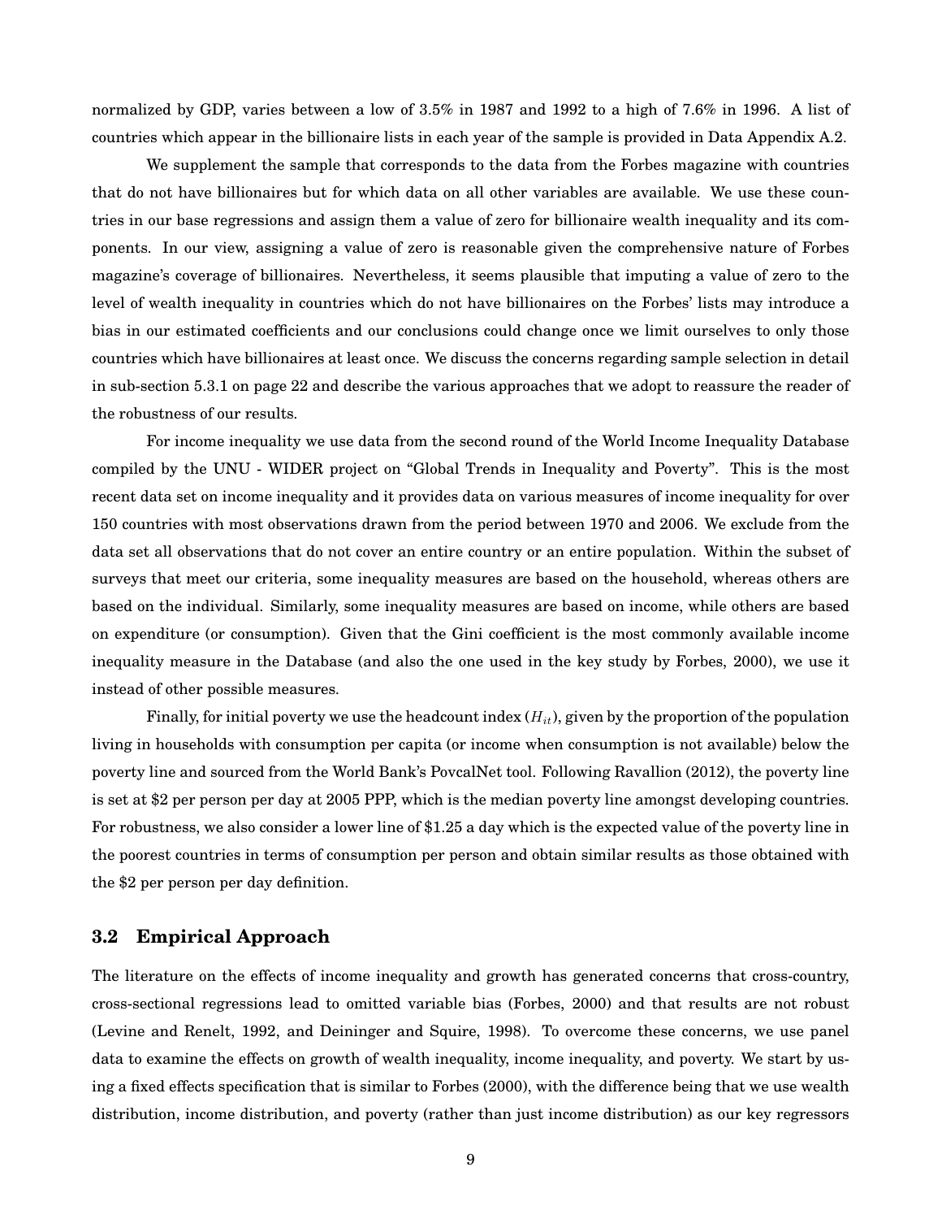normalized by GDP, varies between a low of 3.5% in 1987 and 1992 to a high of 7.6% in 1996. A list of countries which appear in the billionaire lists in each year of the sample is provided in Data Appendix A.2.

We supplement the sample that corresponds to the data from the Forbes magazine with countries that do not have billionaires but for which data on all other variables are available. We use these countries in our base regressions and assign them a value of zero for billionaire wealth inequality and its components. In our view, assigning a value of zero is reasonable given the comprehensive nature of Forbes magazine's coverage of billionaires. Nevertheless, it seems plausible that imputing a value of zero to the level of wealth inequality in countries which do not have billionaires on the Forbes' lists may introduce a bias in our estimated coefficients and our conclusions could change once we limit ourselves to only those countries which have billionaires at least once. We discuss the concerns regarding sample selection in detail in sub-section 5.3.1 on page 22 and describe the various approaches that we adopt to reassure the reader of the robustness of our results.

For income inequality we use data from the second round of the World Income Inequality Database compiled by the UNU - WIDER project on "Global Trends in Inequality and Poverty". This is the most recent data set on income inequality and it provides data on various measures of income inequality for over 150 countries with most observations drawn from the period between 1970 and 2006. We exclude from the data set all observations that do not cover an entire country or an entire population. Within the subset of surveys that meet our criteria, some inequality measures are based on the household, whereas others are based on the individual. Similarly, some inequality measures are based on income, while others are based on expenditure (or consumption). Given that the Gini coefficient is the most commonly available income inequality measure in the Database (and also the one used in the key study by Forbes, 2000), we use it instead of other possible measures.

Finally, for initial poverty we use the headcount index ($H_{it}$), given by the proportion of the population living in households with consumption per capita (or income when consumption is not available) below the poverty line and sourced from the World Bank's PovcalNet tool. Following Ravallion (2012), the poverty line is set at $2 per person per day at 2005 PPP, which is the median poverty line amongst developing countries. For robustness, we also consider a lower line of $1.25 a day which is the expected value of the poverty line in the poorest countries in terms of consumption per person and obtain similar results as those obtained with the $2 per person per day definition.

## 3.2 Empirical Approach

The literature on the effects of income inequality and growth has generated concerns that cross-country, cross-sectional regressions lead to omitted variable bias (Forbes, 2000) and that results are not robust (Levine and Renelt, 1992, and Deininger and Squire, 1998). To overcome these concerns, we use panel data to examine the effects on growth of wealth inequality, income inequality, and poverty. We start by using a fixed effects specification that is similar to Forbes (2000), with the difference being that we use wealth distribution, income distribution, and poverty (rather than just income distribution) as our key regressors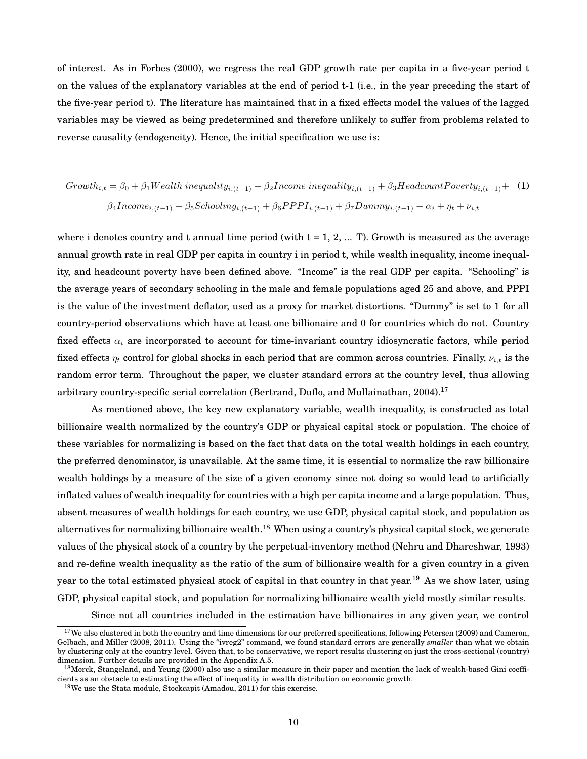of interest. As in Forbes (2000), we regress the real GDP growth rate per capita in a five-year period t on the values of the explanatory variables at the end of period t-1 (i.e., in the year preceding the start of the five-year period t). The literature has maintained that in a fixed effects model the values of the lagged variables may be viewed as being predetermined and therefore unlikely to suffer from problems related to reverse causality (endogeneity). Hence, the initial specification we use is:

$$
\begin{aligned}
Growth_{i,t} = \beta_0 + \beta_1 Wealth\ inequality_{i,(t-1)} + \beta_2 Income\ inequality_{i,(t-1)} + \beta_3 HeadcountPoverty_{i,(t-1)} + \\
\beta_4 Income_{i,(t-1)} + \beta_5 Schooling_{i,(t-1)} + \beta_6 PPPI_{i,(t-1)} + \beta_7 Dummy_{i,(t-1)} + \alpha_i + \eta_t + \nu_{i,t}
\end{aligned}
\quad (1)
$$

where i denotes country and t annual time period (with t = 1, 2, ... T). Growth is measured as the average annual growth rate in real GDP per capita in country i in period t, while wealth inequality, income inequality, and headcount poverty have been defined above. "Income" is the real GDP per capita. "Schooling" is the average years of secondary schooling in the male and female populations aged 25 and above, and PPPI is the value of the investment deflator, used as a proxy for market distortions. "Dummy" is set to 1 for all country-period observations which have at least one billionaire and 0 for countries which do not. Country fixed effects $\alpha_i$ are incorporated to account for time-invariant country idiosyncratic factors, while period fixed effects $\eta_t$ control for global shocks in each period that are common across countries. Finally, $\nu_{i,t}$ is the random error term. Throughout the paper, we cluster standard errors at the country level, thus allowing arbitrary country-specific serial correlation (Bertrand, Duflo, and Mullainathan, 2004).[17]

As mentioned above, the key new explanatory variable, wealth inequality, is constructed as total billionaire wealth normalized by the country's GDP or physical capital stock or population. The choice of these variables for normalizing is based on the fact that data on the total wealth holdings in each country, the preferred denominator, is unavailable. At the same time, it is essential to normalize the raw billionaire wealth holdings by a measure of the size of a given economy since not doing so would lead to artificially inflated values of wealth inequality for countries with a high per capita income and a large population. Thus, absent measures of wealth holdings for each country, we use GDP, physical capital stock, and population as alternatives for normalizing billionaire wealth.[18] When using a country's physical capital stock, we generate values of the physical stock of a country by the perpetual-inventory method (Nehru and Dhareshwar, 1993) and re-define wealth inequality as the ratio of the sum of billionaire wealth for a given country in a given year to the total estimated physical stock of capital in that country in that year.[19] As we show later, using GDP, physical capital stock, and population for normalizing billionaire wealth yield mostly similar results.

Since not all countries included in the estimation have billionaires in any given year, we control

[17] We also clustered in both the country and time dimensions for our preferred specifications, following Petersen (2009) and Cameron, Gelbach, and Miller (2008, 2011). Using the "ivreg2" command, we found standard errors are generally *smaller* than what we obtain by clustering only at the country level. Given that, to be conservative, we report results clustering on just the cross-sectional (country) dimension. Further details are provided in the Appendix A.5.

[18] Morck, Stangeland, and Yeung (2000) also use a similar measure in their paper and mention the lack of wealth-based Gini coefficients as an obstacle to estimating the effect of inequality in wealth distribution on economic growth.

[19] We use the Stata module, Stockcapit (Amadou, 2011) for this exercise.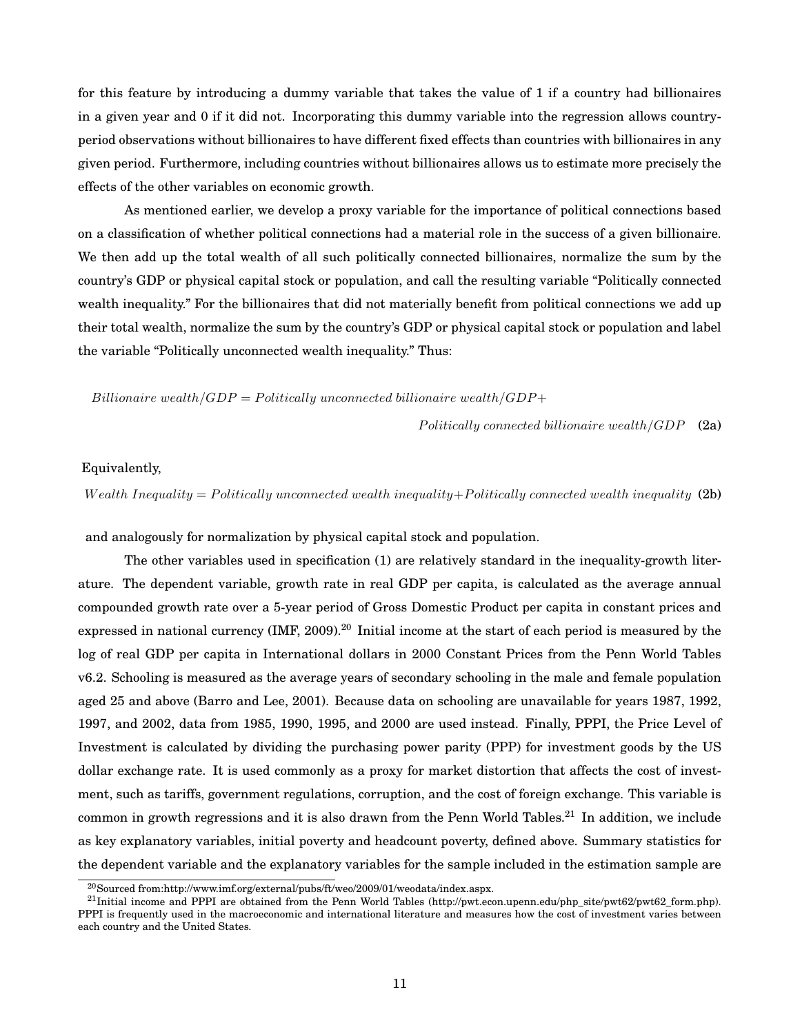for this feature by introducing a dummy variable that takes the value of 1 if a country had billionaires in a given year and 0 if it did not. Incorporating this dummy variable into the regression allows country-period observations without billionaires to have different fixed effects than countries with billionaires in any given period. Furthermore, including countries without billionaires allows us to estimate more precisely the effects of the other variables on economic growth.

As mentioned earlier, we develop a proxy variable for the importance of political connections based on a classification of whether political connections had a material role in the success of a given billionaire. We then add up the total wealth of all such politically connected billionaires, normalize the sum by the country's GDP or physical capital stock or population, and call the resulting variable "Politically connected wealth inequality." For the billionaires that did not materially benefit from political connections we add up their total wealth, normalize the sum by the country's GDP or physical capital stock or population and label the variable "Politically unconnected wealth inequality." Thus:

$$Billionaire\ wealth/GDP = Politically\ unconnected\ billionaire\ wealth/GDP + Politically\ connected\ billionaire\ wealth/GDP \quad \text{(2a)}$$

Equivalently,

$$Wealth\ Inequality = Politically\ unconnected\ wealth\ inequality + Politically\ connected\ wealth\ inequality \quad \text{(2b)}$$

and analogously for normalization by physical capital stock and population.

The other variables used in specification (1) are relatively standard in the inequality-growth literature. The dependent variable, growth rate in real GDP per capita, is calculated as the average annual compounded growth rate over a 5-year period of Gross Domestic Product per capita in constant prices and expressed in national currency (IMF, 2009).[20] Initial income at the start of each period is measured by the log of real GDP per capita in International dollars in 2000 Constant Prices from the Penn World Tables v6.2. Schooling is measured as the average years of secondary schooling in the male and female population aged 25 and above (Barro and Lee, 2001). Because data on schooling are unavailable for years 1987, 1992, 1997, and 2002, data from 1985, 1990, 1995, and 2000 are used instead. Finally, PPPI, the Price Level of Investment is calculated by dividing the purchasing power parity (PPP) for investment goods by the US dollar exchange rate. It is used commonly as a proxy for market distortion that affects the cost of investment, such as tariffs, government regulations, corruption, and the cost of foreign exchange. This variable is common in growth regressions and it is also drawn from the Penn World Tables.[21] In addition, we include as key explanatory variables, initial poverty and headcount poverty, defined above. Summary statistics for the dependent variable and the explanatory variables for the sample included in the estimation sample are

[20] Sourced from:http://www.imf.org/external/pubs/ft/weo/2009/01/weodata/index.aspx.

[21] Initial income and PPPI are obtained from the Penn World Tables (http://pwt.econ.upenn.edu/php_site/pwt62/pwt62_form.php). PPPI is frequently used in the macroeconomic and international literature and measures how the cost of investment varies between each country and the United States.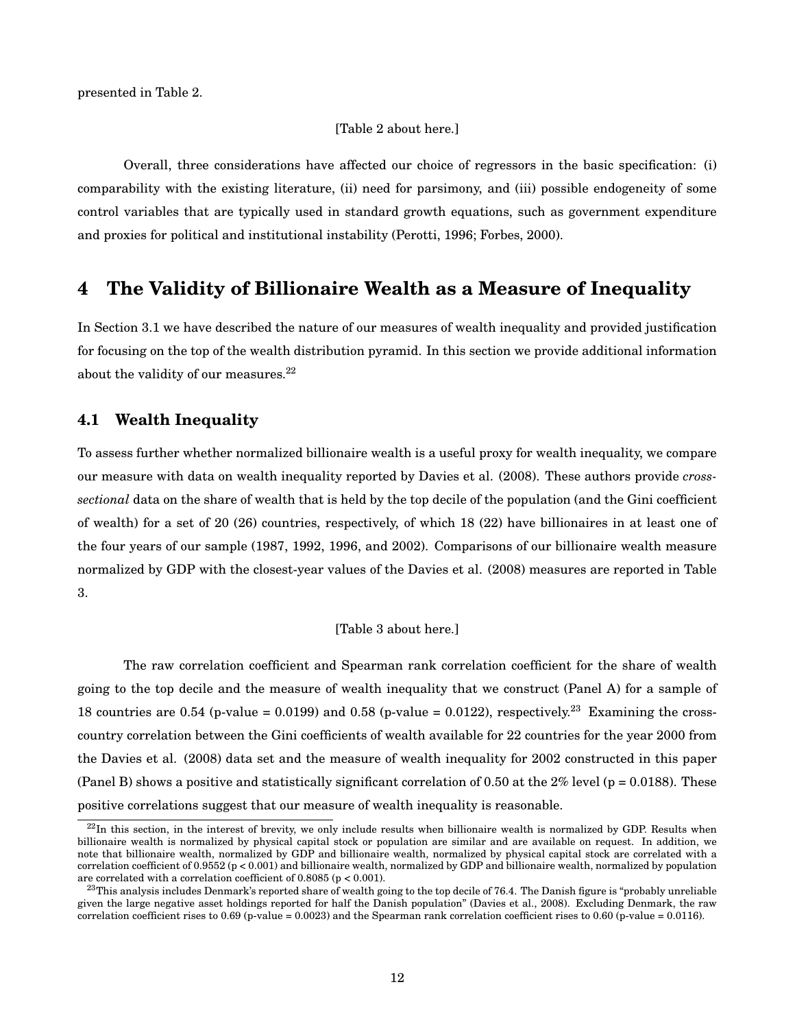presented in Table 2.

[Table 2 about here.]

Overall, three considerations have affected our choice of regressors in the basic specification: (i) comparability with the existing literature, (ii) need for parsimony, and (iii) possible endogeneity of some control variables that are typically used in standard growth equations, such as government expenditure and proxies for political and institutional instability (Perotti, 1996; Forbes, 2000).

# 4 The Validity of Billionaire Wealth as a Measure of Inequality

In Section 3.1 we have described the nature of our measures of wealth inequality and provided justification for focusing on the top of the wealth distribution pyramid. In this section we provide additional information about the validity of our measures.[22]

## 4.1 Wealth Inequality

To assess further whether normalized billionaire wealth is a useful proxy for wealth inequality, we compare our measure with data on wealth inequality reported by Davies et al. (2008). These authors provide *cross-sectional* data on the share of wealth that is held by the top decile of the population (and the Gini coefficient of wealth) for a set of 20 (26) countries, respectively, of which 18 (22) have billionaires in at least one of the four years of our sample (1987, 1992, 1996, and 2002). Comparisons of our billionaire wealth measure normalized by GDP with the closest-year values of the Davies et al. (2008) measures are reported in Table 3.

[Table 3 about here.]

The raw correlation coefficient and Spearman rank correlation coefficient for the share of wealth going to the top decile and the measure of wealth inequality that we construct (Panel A) for a sample of 18 countries are 0.54 (p-value = 0.0199) and 0.58 (p-value = 0.0122), respectively.[23] Examining the cross-country correlation between the Gini coefficients of wealth available for 22 countries for the year 2000 from the Davies et al. (2008) data set and the measure of wealth inequality for 2002 constructed in this paper (Panel B) shows a positive and statistically significant correlation of 0.50 at the 2% level ($p = 0.0188$). These positive correlations suggest that our measure of wealth inequality is reasonable.

[22] In this section, in the interest of brevity, we only include results when billionaire wealth is normalized by GDP. Results when billionaire wealth is normalized by physical capital stock or population are similar and are available on request. In addition, we note that billionaire wealth, normalized by GDP and billionaire wealth, normalized by physical capital stock are correlated with a correlation coefficient of 0.9552 ($p < 0.001$) and billionaire wealth, normalized by GDP and billionaire wealth, normalized by population are correlated with a correlation coefficient of 0.8085 ($p < 0.001$).

[23] This analysis includes Denmark's reported share of wealth going to the top decile of 76.4. The Danish figure is "probably unreliable given the large negative asset holdings reported for half the Danish population" (Davies et al., 2008). Excluding Denmark, the raw correlation coefficient rises to 0.69 (p-value = 0.0023) and the Spearman rank correlation coefficient rises to 0.60 (p-value = 0.0116).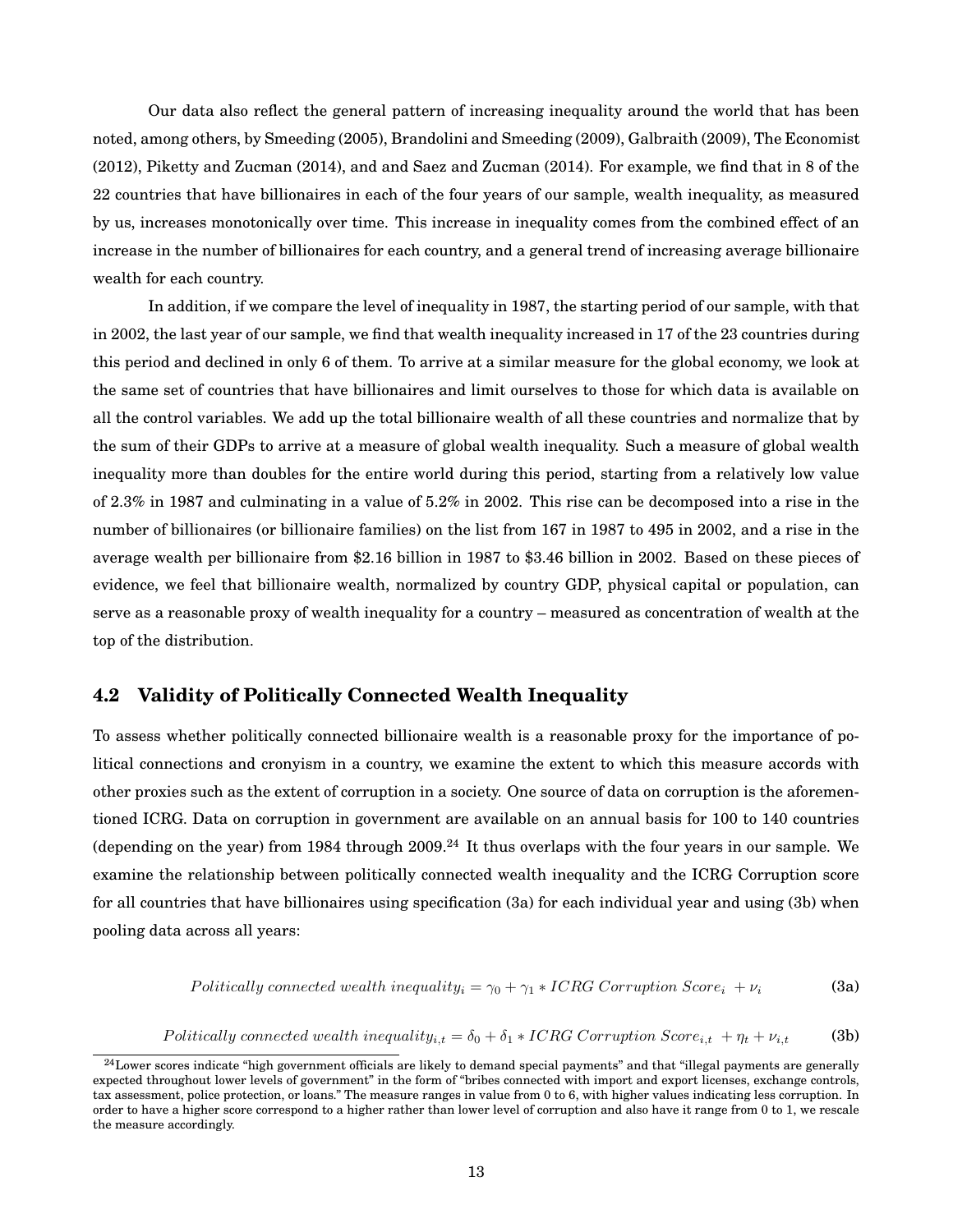Our data also reflect the general pattern of increasing inequality around the world that has been noted, among others, by Smeeding (2005), Brandolini and Smeeding (2009), Galbraith (2009), The Economist (2012), Piketty and Zucman (2014), and and Saez and Zucman (2014). For example, we find that in 8 of the 22 countries that have billionaires in each of the four years of our sample, wealth inequality, as measured by us, increases monotonically over time. This increase in inequality comes from the combined effect of an increase in the number of billionaires for each country, and a general trend of increasing average billionaire wealth for each country.

In addition, if we compare the level of inequality in 1987, the starting period of our sample, with that in 2002, the last year of our sample, we find that wealth inequality increased in 17 of the 23 countries during this period and declined in only 6 of them. To arrive at a similar measure for the global economy, we look at the same set of countries that have billionaires and limit ourselves to those for which data is available on all the control variables. We add up the total billionaire wealth of all these countries and normalize that by the sum of their GDPs to arrive at a measure of global wealth inequality. Such a measure of global wealth inequality more than doubles for the entire world during this period, starting from a relatively low value of 2.3% in 1987 and culminating in a value of 5.2% in 2002. This rise can be decomposed into a rise in the number of billionaires (or billionaire families) on the list from 167 in 1987 to 495 in 2002, and a rise in the average wealth per billionaire from \$2.16 billion in 1987 to \$3.46 billion in 2002. Based on these pieces of evidence, we feel that billionaire wealth, normalized by country GDP, physical capital or population, can serve as a reasonable proxy of wealth inequality for a country – measured as concentration of wealth at the top of the distribution.

## 4.2 Validity of Politically Connected Wealth Inequality

To assess whether politically connected billionaire wealth is a reasonable proxy for the importance of political connections and cronyism in a country, we examine the extent to which this measure accords with other proxies such as the extent of corruption in a society. One source of data on corruption is the aforementioned ICRG. Data on corruption in government are available on an annual basis for 100 to 140 countries (depending on the year) from 1984 through 2009.[24] It thus overlaps with the four years in our sample. We examine the relationship between politically connected wealth inequality and the ICRG Corruption score for all countries that have billionaires using specification (3a) for each individual year and using (3b) when pooling data across all years:

$$Politically\ connected\ wealth\ inequality_i = \gamma_0 + \gamma_1 * ICRG\ Corruption\ Score_i + \nu_i \tag{3a}$$

$$Politically\ connected\ wealth\ inequality_{i,t} = \delta_0 + \delta_1 * ICRG\ Corruption\ Score_{i,t} + \eta_t + \nu_{i,t} \tag{3b}$$

[24]Lower scores indicate "high government officials are likely to demand special payments" and that "illegal payments are generally expected throughout lower levels of government" in the form of "bribes connected with import and export licenses, exchange controls, tax assessment, police protection, or loans." The measure ranges in value from 0 to 6, with higher values indicating less corruption. In order to have a higher score correspond to a higher rather than lower level of corruption and also have it range from 0 to 1, we rescale the measure accordingly.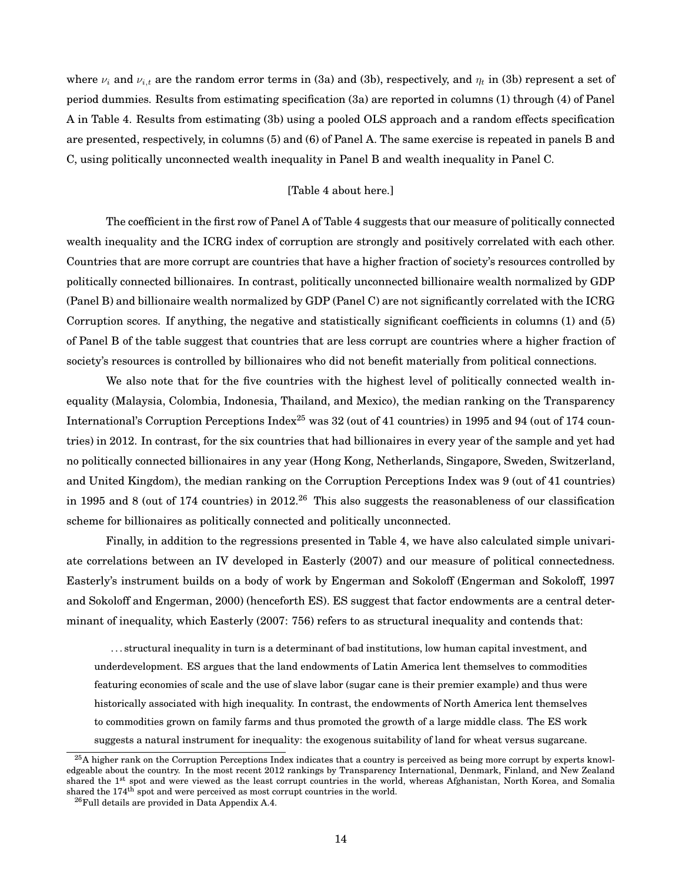where $\nu_i$ and $\nu_{i,t}$ are the random error terms in (3a) and (3b), respectively, and $\eta_t$ in (3b) represent a set of period dummies. Results from estimating specification (3a) are reported in columns (1) through (4) of Panel A in Table 4. Results from estimating (3b) using a pooled OLS approach and a random effects specification are presented, respectively, in columns (5) and (6) of Panel A. The same exercise is repeated in panels B and C, using politically unconnected wealth inequality in Panel B and wealth inequality in Panel C.

[Table 4 about here.]

The coefficient in the first row of Panel A of Table 4 suggests that our measure of politically connected wealth inequality and the ICRG index of corruption are strongly and positively correlated with each other. Countries that are more corrupt are countries that have a higher fraction of society's resources controlled by politically connected billionaires. In contrast, politically unconnected billionaire wealth normalized by GDP (Panel B) and billionaire wealth normalized by GDP (Panel C) are not significantly correlated with the ICRG Corruption scores. If anything, the negative and statistically significant coefficients in columns (1) and (5) of Panel B of the table suggest that countries that are less corrupt are countries where a higher fraction of society's resources is controlled by billionaires who did not benefit materially from political connections.

We also note that for the five countries with the highest level of politically connected wealth inequality (Malaysia, Colombia, Indonesia, Thailand, and Mexico), the median ranking on the Transparency International's Corruption Perceptions Index[25] was 32 (out of 41 countries) in 1995 and 94 (out of 174 countries) in 2012. In contrast, for the six countries that had billionaires in every year of the sample and yet had no politically connected billionaires in any year (Hong Kong, Netherlands, Singapore, Sweden, Switzerland, and United Kingdom), the median ranking on the Corruption Perceptions Index was 9 (out of 41 countries) in 1995 and 8 (out of 174 countries) in 2012.[26] This also suggests the reasonableness of our classification scheme for billionaires as politically connected and politically unconnected.

Finally, in addition to the regressions presented in Table 4, we have also calculated simple univariate correlations between an IV developed in Easterly (2007) and our measure of political connectedness. Easterly's instrument builds on a body of work by Engerman and Sokoloff (Engerman and Sokoloff, 1997 and Sokoloff and Engerman, 2000) (henceforth ES). ES suggest that factor endowments are a central determinant of inequality, which Easterly (2007: 756) refers to as structural inequality and contends that:

> ...structural inequality in turn is a determinant of bad institutions, low human capital investment, and underdevelopment. ES argues that the land endowments of Latin America lent themselves to commodities featuring economies of scale and the use of slave labor (sugar cane is their premier example) and thus were historically associated with high inequality. In contrast, the endowments of North America lent themselves to commodities grown on family farms and thus promoted the growth of a large middle class. The ES work suggests a natural instrument for inequality: the exogenous suitability of land for wheat versus sugarcane.

[25] A higher rank on the Corruption Perceptions Index indicates that a country is perceived as being more corrupt by experts knowledgeable about the country. In the most recent 2012 rankings by Transparency International, Denmark, Finland, and New Zealand shared the 1st spot and were viewed as the least corrupt countries in the world, whereas Afghanistan, North Korea, and Somalia shared the 174th spot and were perceived as most corrupt countries in the world.

[26] Full details are provided in Data Appendix A.4.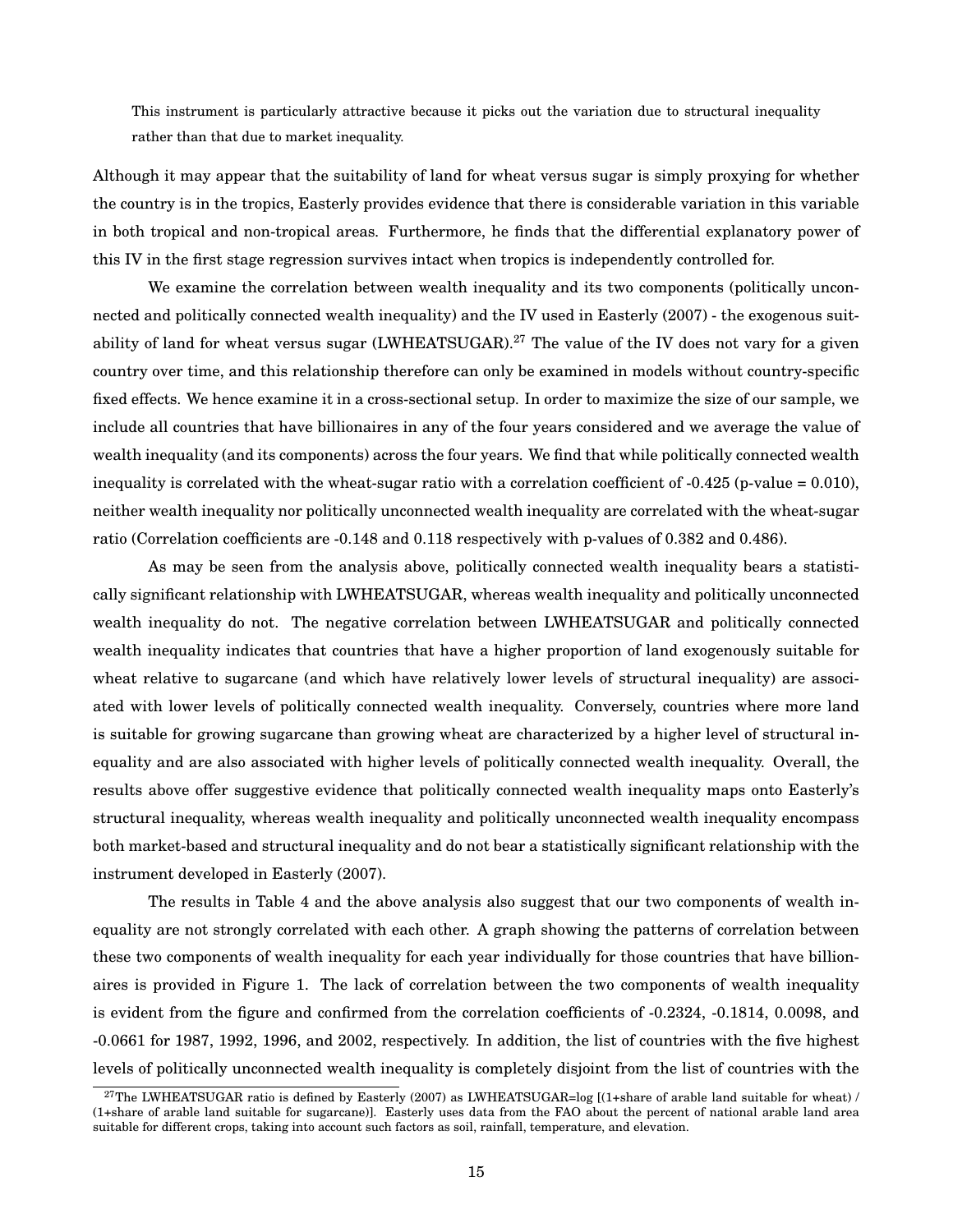> This instrument is particularly attractive because it picks out the variation due to structural inequality rather than that due to market inequality.

Although it may appear that the suitability of land for wheat versus sugar is simply proxying for whether the country is in the tropics, Easterly provides evidence that there is considerable variation in this variable in both tropical and non-tropical areas. Furthermore, he finds that the differential explanatory power of this IV in the first stage regression survives intact when tropics is independently controlled for.

We examine the correlation between wealth inequality and its two components (politically unconnected and politically connected wealth inequality) and the IV used in Easterly (2007) - the exogenous suitability of land for wheat versus sugar (LWHEATSUGAR).[27] The value of the IV does not vary for a given country over time, and this relationship therefore can only be examined in models without country-specific fixed effects. We hence examine it in a cross-sectional setup. In order to maximize the size of our sample, we include all countries that have billionaires in any of the four years considered and we average the value of wealth inequality (and its components) across the four years. We find that while politically connected wealth inequality is correlated with the wheat-sugar ratio with a correlation coefficient of -0.425 (p-value = 0.010), neither wealth inequality nor politically unconnected wealth inequality are correlated with the wheat-sugar ratio (Correlation coefficients are -0.148 and 0.118 respectively with p-values of 0.382 and 0.486).

As may be seen from the analysis above, politically connected wealth inequality bears a statistically significant relationship with LWHEATSUGAR, whereas wealth inequality and politically unconnected wealth inequality do not. The negative correlation between LWHEATSUGAR and politically connected wealth inequality indicates that countries that have a higher proportion of land exogenously suitable for wheat relative to sugarcane (and which have relatively lower levels of structural inequality) are associated with lower levels of politically connected wealth inequality. Conversely, countries where more land is suitable for growing sugarcane than growing wheat are characterized by a higher level of structural inequality and are also associated with higher levels of politically connected wealth inequality. Overall, the results above offer suggestive evidence that politically connected wealth inequality maps onto Easterly's structural inequality, whereas wealth inequality and politically unconnected wealth inequality encompass both market-based and structural inequality and do not bear a statistically significant relationship with the instrument developed in Easterly (2007).

The results in Table 4 and the above analysis also suggest that our two components of wealth inequality are not strongly correlated with each other. A graph showing the patterns of correlation between these two components of wealth inequality for each year individually for those countries that have billionaires is provided in Figure 1. The lack of correlation between the two components of wealth inequality is evident from the figure and confirmed from the correlation coefficients of -0.2324, -0.1814, 0.0098, and -0.0661 for 1987, 1992, 1996, and 2002, respectively. In addition, the list of countries with the five highest levels of politically unconnected wealth inequality is completely disjoint from the list of countries with the

[27] The LWHEATSUGAR ratio is defined by Easterly (2007) as LWHEATSUGAR=log [(1+share of arable land suitable for wheat) / (1+share of arable land suitable for sugarcane)]. Easterly uses data from the FAO about the percent of national arable land area suitable for different crops, taking into account such factors as soil, rainfall, temperature, and elevation.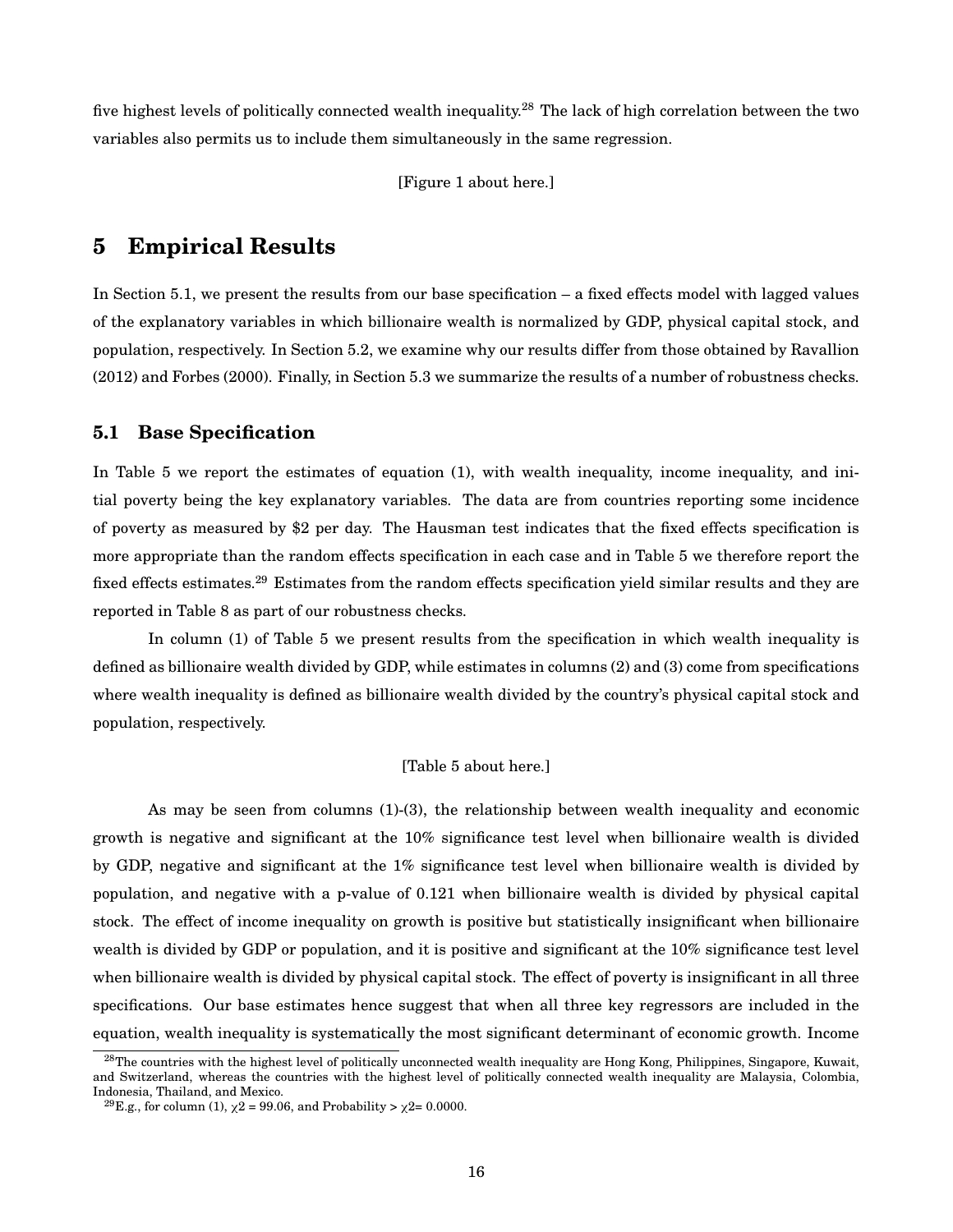five highest levels of politically connected wealth inequality.[28] The lack of high correlation between the two variables also permits us to include them simultaneously in the same regression.

[Figure 1 about here.]

# 5 Empirical Results

In Section 5.1, we present the results from our base specification – a fixed effects model with lagged values of the explanatory variables in which billionaire wealth is normalized by GDP, physical capital stock, and population, respectively. In Section 5.2, we examine why our results differ from those obtained by Ravallion (2012) and Forbes (2000). Finally, in Section 5.3 we summarize the results of a number of robustness checks.

## 5.1 Base Specification

In Table 5 we report the estimates of equation (1), with wealth inequality, income inequality, and initial poverty being the key explanatory variables. The data are from countries reporting some incidence of poverty as measured by $2 per day. The Hausman test indicates that the fixed effects specification is more appropriate than the random effects specification in each case and in Table 5 we therefore report the fixed effects estimates.[29] Estimates from the random effects specification yield similar results and they are reported in Table 8 as part of our robustness checks.

In column (1) of Table 5 we present results from the specification in which wealth inequality is defined as billionaire wealth divided by GDP, while estimates in columns (2) and (3) come from specifications where wealth inequality is defined as billionaire wealth divided by the country's physical capital stock and population, respectively.

[Table 5 about here.]

As may be seen from columns (1)-(3), the relationship between wealth inequality and economic growth is negative and significant at the 10% significance test level when billionaire wealth is divided by GDP, negative and significant at the 1% significance test level when billionaire wealth is divided by population, and negative with a p-value of 0.121 when billionaire wealth is divided by physical capital stock. The effect of income inequality on growth is positive but statistically insignificant when billionaire wealth is divided by GDP or population, and it is positive and significant at the 10% significance test level when billionaire wealth is divided by physical capital stock. The effect of poverty is insignificant in all three specifications. Our base estimates hence suggest that when all three key regressors are included in the equation, wealth inequality is systematically the most significant determinant of economic growth. Income

[28] The countries with the highest level of politically unconnected wealth inequality are Hong Kong, Philippines, Singapore, Kuwait, and Switzerland, whereas the countries with the highest level of politically connected wealth inequality are Malaysia, Colombia, Indonesia, Thailand, and Mexico.

[29] E.g., for column (1), $\chi 2$ = 99.06, and Probability > $\chi 2$= 0.0000.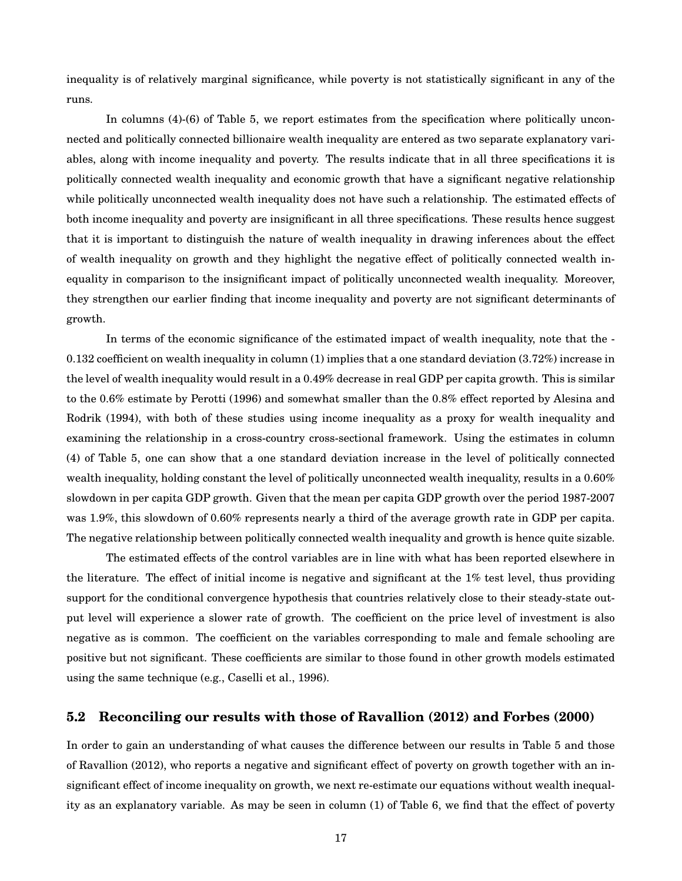inequality is of relatively marginal significance, while poverty is not statistically significant in any of the runs.

In columns (4)-(6) of Table 5, we report estimates from the specification where politically unconnected and politically connected billionaire wealth inequality are entered as two separate explanatory variables, along with income inequality and poverty. The results indicate that in all three specifications it is politically connected wealth inequality and economic growth that have a significant negative relationship while politically unconnected wealth inequality does not have such a relationship. The estimated effects of both income inequality and poverty are insignificant in all three specifications. These results hence suggest that it is important to distinguish the nature of wealth inequality in drawing inferences about the effect of wealth inequality on growth and they highlight the negative effect of politically connected wealth inequality in comparison to the insignificant impact of politically unconnected wealth inequality. Moreover, they strengthen our earlier finding that income inequality and poverty are not significant determinants of growth.

In terms of the economic significance of the estimated impact of wealth inequality, note that the -0.132 coefficient on wealth inequality in column (1) implies that a one standard deviation (3.72%) increase in the level of wealth inequality would result in a 0.49% decrease in real GDP per capita growth. This is similar to the 0.6% estimate by Perotti (1996) and somewhat smaller than the 0.8% effect reported by Alesina and Rodrik (1994), with both of these studies using income inequality as a proxy for wealth inequality and examining the relationship in a cross-country cross-sectional framework. Using the estimates in column (4) of Table 5, one can show that a one standard deviation increase in the level of politically connected wealth inequality, holding constant the level of politically unconnected wealth inequality, results in a 0.60% slowdown in per capita GDP growth. Given that the mean per capita GDP growth over the period 1987-2007 was 1.9%, this slowdown of 0.60% represents nearly a third of the average growth rate in GDP per capita. The negative relationship between politically connected wealth inequality and growth is hence quite sizable.

The estimated effects of the control variables are in line with what has been reported elsewhere in the literature. The effect of initial income is negative and significant at the 1% test level, thus providing support for the conditional convergence hypothesis that countries relatively close to their steady-state output level will experience a slower rate of growth. The coefficient on the price level of investment is also negative as is common. The coefficient on the variables corresponding to male and female schooling are positive but not significant. These coefficients are similar to those found in other growth models estimated using the same technique (e.g., Caselli et al., 1996).

## 5.2 Reconciling our results with those of Ravallion (2012) and Forbes (2000)

In order to gain an understanding of what causes the difference between our results in Table 5 and those of Ravallion (2012), who reports a negative and significant effect of poverty on growth together with an insignificant effect of income inequality on growth, we next re-estimate our equations without wealth inequality as an explanatory variable. As may be seen in column (1) of Table 6, we find that the effect of poverty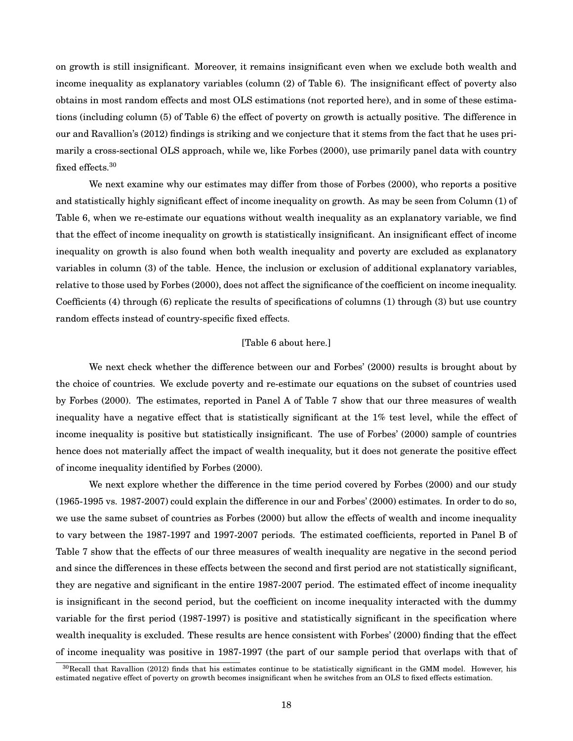on growth is still insignificant. Moreover, it remains insignificant even when we exclude both wealth and income inequality as explanatory variables (column (2) of Table 6). The insignificant effect of poverty also obtains in most random effects and most OLS estimations (not reported here), and in some of these estimations (including column (5) of Table 6) the effect of poverty on growth is actually positive. The difference in our and Ravallion's (2012) findings is striking and we conjecture that it stems from the fact that he uses primarily a cross-sectional OLS approach, while we, like Forbes (2000), use primarily panel data with country fixed effects.[30]

We next examine why our estimates may differ from those of Forbes (2000), who reports a positive and statistically highly significant effect of income inequality on growth. As may be seen from Column (1) of Table 6, when we re-estimate our equations without wealth inequality as an explanatory variable, we find that the effect of income inequality on growth is statistically insignificant. An insignificant effect of income inequality on growth is also found when both wealth inequality and poverty are excluded as explanatory variables in column (3) of the table. Hence, the inclusion or exclusion of additional explanatory variables, relative to those used by Forbes (2000), does not affect the significance of the coefficient on income inequality. Coefficients (4) through (6) replicate the results of specifications of columns (1) through (3) but use country random effects instead of country-specific fixed effects.

[Table 6 about here.]

We next check whether the difference between our and Forbes' (2000) results is brought about by the choice of countries. We exclude poverty and re-estimate our equations on the subset of countries used by Forbes (2000). The estimates, reported in Panel A of Table 7 show that our three measures of wealth inequality have a negative effect that is statistically significant at the 1% test level, while the effect of income inequality is positive but statistically insignificant. The use of Forbes' (2000) sample of countries hence does not materially affect the impact of wealth inequality, but it does not generate the positive effect of income inequality identified by Forbes (2000).

We next explore whether the difference in the time period covered by Forbes (2000) and our study (1965-1995 vs. 1987-2007) could explain the difference in our and Forbes' (2000) estimates. In order to do so, we use the same subset of countries as Forbes (2000) but allow the effects of wealth and income inequality to vary between the 1987-1997 and 1997-2007 periods. The estimated coefficients, reported in Panel B of Table 7 show that the effects of our three measures of wealth inequality are negative in the second period and since the differences in these effects between the second and first period are not statistically significant, they are negative and significant in the entire 1987-2007 period. The estimated effect of income inequality is insignificant in the second period, but the coefficient on income inequality interacted with the dummy variable for the first period (1987-1997) is positive and statistically significant in the specification where wealth inequality is excluded. These results are hence consistent with Forbes' (2000) finding that the effect of income inequality was positive in 1987-1997 (the part of our sample period that overlaps with that of

[30] Recall that Ravallion (2012) finds that his estimates continue to be statistically significant in the GMM model. However, his estimated negative effect of poverty on growth becomes insignificant when he switches from an OLS to fixed effects estimation.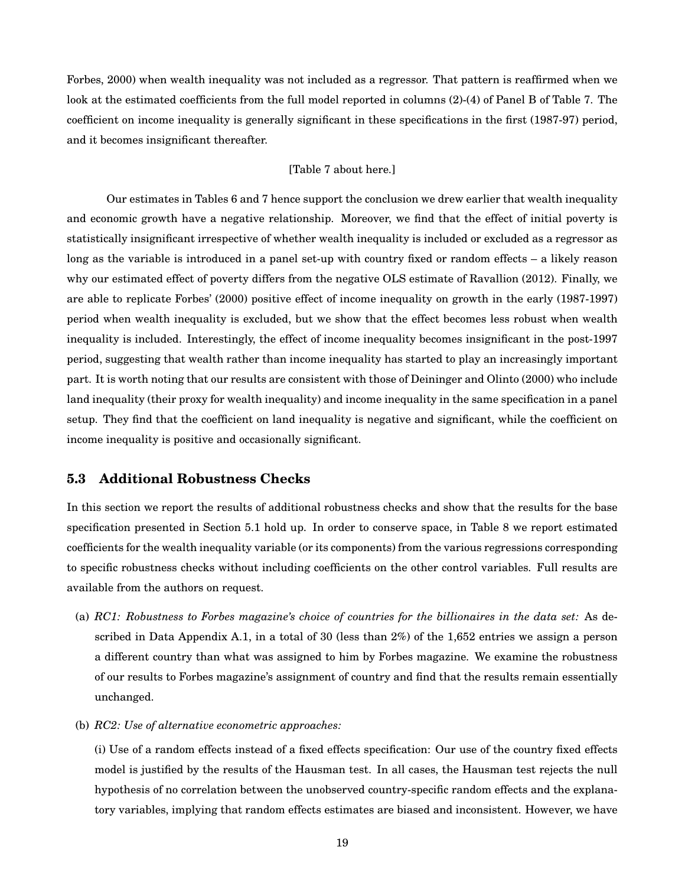Forbes, 2000) when wealth inequality was not included as a regressor. That pattern is reaffirmed when we look at the estimated coefficients from the full model reported in columns (2)-(4) of Panel B of Table 7. The coefficient on income inequality is generally significant in these specifications in the first (1987-97) period, and it becomes insignificant thereafter.

[Table 7 about here.]

Our estimates in Tables 6 and 7 hence support the conclusion we drew earlier that wealth inequality and economic growth have a negative relationship. Moreover, we find that the effect of initial poverty is statistically insignificant irrespective of whether wealth inequality is included or excluded as a regressor as long as the variable is introduced in a panel set-up with country fixed or random effects – a likely reason why our estimated effect of poverty differs from the negative OLS estimate of Ravallion (2012). Finally, we are able to replicate Forbes' (2000) positive effect of income inequality on growth in the early (1987-1997) period when wealth inequality is excluded, but we show that the effect becomes less robust when wealth inequality is included. Interestingly, the effect of income inequality becomes insignificant in the post-1997 period, suggesting that wealth rather than income inequality has started to play an increasingly important part. It is worth noting that our results are consistent with those of Deininger and Olinto (2000) who include land inequality (their proxy for wealth inequality) and income inequality in the same specification in a panel setup. They find that the coefficient on land inequality is negative and significant, while the coefficient on income inequality is positive and occasionally significant.

### 5.3 Additional Robustness Checks

In this section we report the results of additional robustness checks and show that the results for the base specification presented in Section 5.1 hold up. In order to conserve space, in Table 8 we report estimated coefficients for the wealth inequality variable (or its components) from the various regressions corresponding to specific robustness checks without including coefficients on the other control variables. Full results are available from the authors on request.

(a) *RC1: Robustness to Forbes magazine's choice of countries for the billionaires in the data set:* As described in Data Appendix A.1, in a total of 30 (less than 2%) of the 1,652 entries we assign a person a different country than what was assigned to him by Forbes magazine. We examine the robustness of our results to Forbes magazine's assignment of country and find that the results remain essentially unchanged.

(b) *RC2: Use of alternative econometric approaches:*

(i) Use of a random effects instead of a fixed effects specification: Our use of the country fixed effects model is justified by the results of the Hausman test. In all cases, the Hausman test rejects the null hypothesis of no correlation between the unobserved country-specific random effects and the explanatory variables, implying that random effects estimates are biased and inconsistent. However, we have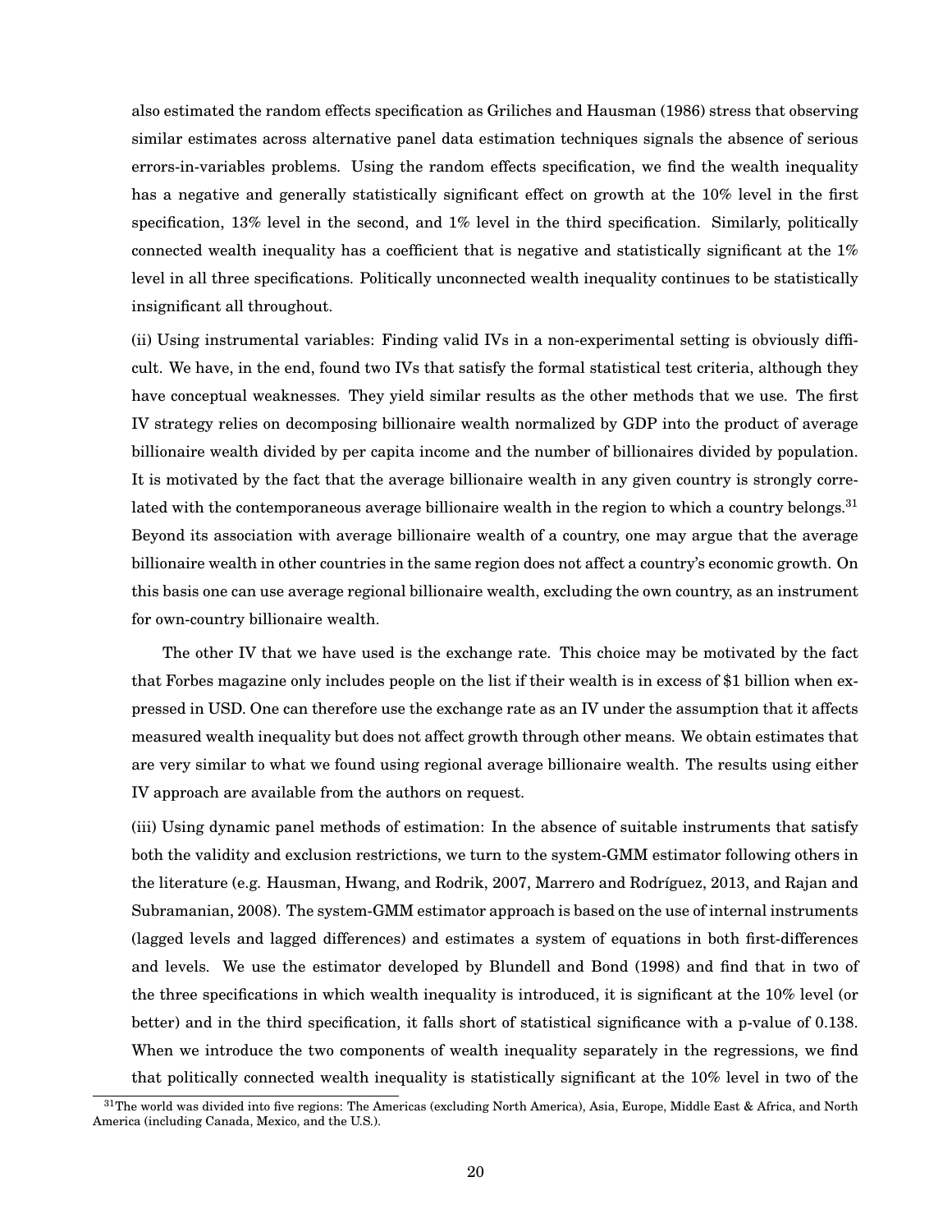also estimated the random effects specification as Griliches and Hausman (1986) stress that observing similar estimates across alternative panel data estimation techniques signals the absence of serious errors-in-variables problems. Using the random effects specification, we find the wealth inequality has a negative and generally statistically significant effect on growth at the 10% level in the first specification, 13% level in the second, and 1% level in the third specification. Similarly, politically connected wealth inequality has a coefficient that is negative and statistically significant at the 1% level in all three specifications. Politically unconnected wealth inequality continues to be statistically insignificant all throughout.

(ii) Using instrumental variables: Finding valid IVs in a non-experimental setting is obviously difficult. We have, in the end, found two IVs that satisfy the formal statistical test criteria, although they have conceptual weaknesses. They yield similar results as the other methods that we use. The first IV strategy relies on decomposing billionaire wealth normalized by GDP into the product of average billionaire wealth divided by per capita income and the number of billionaires divided by population. It is motivated by the fact that the average billionaire wealth in any given country is strongly correlated with the contemporaneous average billionaire wealth in the region to which a country belongs.[31] Beyond its association with average billionaire wealth of a country, one may argue that the average billionaire wealth in other countries in the same region does not affect a country's economic growth. On this basis one can use average regional billionaire wealth, excluding the own country, as an instrument for own-country billionaire wealth.

The other IV that we have used is the exchange rate. This choice may be motivated by the fact that Forbes magazine only includes people on the list if their wealth is in excess of $1 billion when expressed in USD. One can therefore use the exchange rate as an IV under the assumption that it affects measured wealth inequality but does not affect growth through other means. We obtain estimates that are very similar to what we found using regional average billionaire wealth. The results using either IV approach are available from the authors on request.

(iii) Using dynamic panel methods of estimation: In the absence of suitable instruments that satisfy both the validity and exclusion restrictions, we turn to the system-GMM estimator following others in the literature (e.g. Hausman, Hwang, and Rodrik, 2007, Marrero and Rodríguez, 2013, and Rajan and Subramanian, 2008). The system-GMM estimator approach is based on the use of internal instruments (lagged levels and lagged differences) and estimates a system of equations in both first-differences and levels. We use the estimator developed by Blundell and Bond (1998) and find that in two of the three specifications in which wealth inequality is introduced, it is significant at the 10% level (or better) and in the third specification, it falls short of statistical significance with a p-value of 0.138. When we introduce the two components of wealth inequality separately in the regressions, we find that politically connected wealth inequality is statistically significant at the 10% level in two of the

[31] The world was divided into five regions: The Americas (excluding North America), Asia, Europe, Middle East & Africa, and North America (including Canada, Mexico, and the U.S.).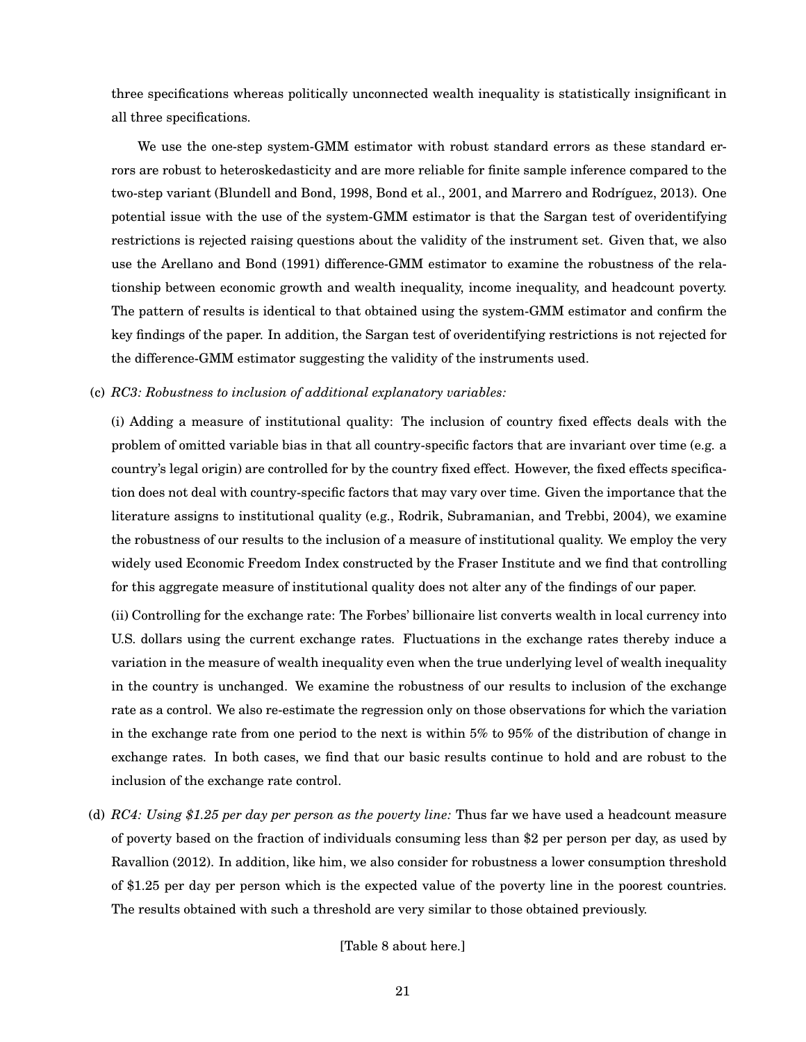three specifications whereas politically unconnected wealth inequality is statistically insignificant in all three specifications.

We use the one-step system-GMM estimator with robust standard errors as these standard errors are robust to heteroskedasticity and are more reliable for finite sample inference compared to the two-step variant (Blundell and Bond, 1998, Bond et al., 2001, and Marrero and Rodríguez, 2013). One potential issue with the use of the system-GMM estimator is that the Sargan test of overidentifying restrictions is rejected raising questions about the validity of the instrument set. Given that, we also use the Arellano and Bond (1991) difference-GMM estimator to examine the robustness of the relationship between economic growth and wealth inequality, income inequality, and headcount poverty. The pattern of results is identical to that obtained using the system-GMM estimator and confirm the key findings of the paper. In addition, the Sargan test of overidentifying restrictions is not rejected for the difference-GMM estimator suggesting the validity of the instruments used.

(c) *RC3: Robustness to inclusion of additional explanatory variables:*

(i) Adding a measure of institutional quality: The inclusion of country fixed effects deals with the problem of omitted variable bias in that all country-specific factors that are invariant over time (e.g. a country's legal origin) are controlled for by the country fixed effect. However, the fixed effects specification does not deal with country-specific factors that may vary over time. Given the importance that the literature assigns to institutional quality (e.g., Rodrik, Subramanian, and Trebbi, 2004), we examine the robustness of our results to the inclusion of a measure of institutional quality. We employ the very widely used Economic Freedom Index constructed by the Fraser Institute and we find that controlling for this aggregate measure of institutional quality does not alter any of the findings of our paper.

(ii) Controlling for the exchange rate: The Forbes' billionaire list converts wealth in local currency into U.S. dollars using the current exchange rates. Fluctuations in the exchange rates thereby induce a variation in the measure of wealth inequality even when the true underlying level of wealth inequality in the country is unchanged. We examine the robustness of our results to inclusion of the exchange rate as a control. We also re-estimate the regression only on those observations for which the variation in the exchange rate from one period to the next is within 5% to 95% of the distribution of change in exchange rates. In both cases, we find that our basic results continue to hold and are robust to the inclusion of the exchange rate control.

(d) *RC4: Using $1.25 per day per person as the poverty line:* Thus far we have used a headcount measure of poverty based on the fraction of individuals consuming less than $2 per person per day, as used by Ravallion (2012). In addition, like him, we also consider for robustness a lower consumption threshold of $1.25 per day per person which is the expected value of the poverty line in the poorest countries. The results obtained with such a threshold are very similar to those obtained previously.

[Table 8 about here.]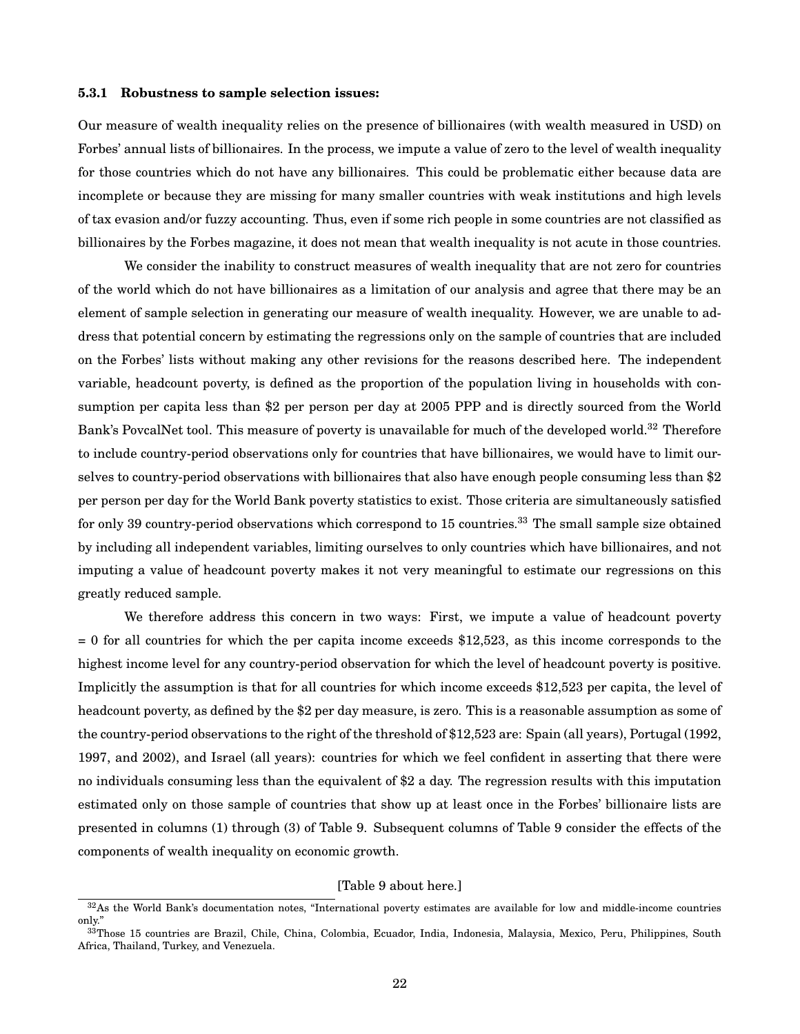#### 5.3.1 Robustness to sample selection issues:

Our measure of wealth inequality relies on the presence of billionaires (with wealth measured in USD) on Forbes' annual lists of billionaires. In the process, we impute a value of zero to the level of wealth inequality for those countries which do not have any billionaires. This could be problematic either because data are incomplete or because they are missing for many smaller countries with weak institutions and high levels of tax evasion and/or fuzzy accounting. Thus, even if some rich people in some countries are not classified as billionaires by the Forbes magazine, it does not mean that wealth inequality is not acute in those countries.

We consider the inability to construct measures of wealth inequality that are not zero for countries of the world which do not have billionaires as a limitation of our analysis and agree that there may be an element of sample selection in generating our measure of wealth inequality. However, we are unable to address that potential concern by estimating the regressions only on the sample of countries that are included on the Forbes' lists without making any other revisions for the reasons described here. The independent variable, headcount poverty, is defined as the proportion of the population living in households with consumption per capita less than $2 per person per day at 2005 PPP and is directly sourced from the World Bank's PovcalNet tool. This measure of poverty is unavailable for much of the developed world.[32] Therefore to include country-period observations only for countries that have billionaires, we would have to limit ourselves to country-period observations with billionaires that also have enough people consuming less than $2 per person per day for the World Bank poverty statistics to exist. Those criteria are simultaneously satisfied for only 39 country-period observations which correspond to 15 countries.[33] The small sample size obtained by including all independent variables, limiting ourselves to only countries which have billionaires, and not imputing a value of headcount poverty makes it not very meaningful to estimate our regressions on this greatly reduced sample.

We therefore address this concern in two ways: First, we impute a value of headcount poverty = 0 for all countries for which the per capita income exceeds $12,523, as this income corresponds to the highest income level for any country-period observation for which the level of headcount poverty is positive. Implicitly the assumption is that for all countries for which income exceeds $12,523 per capita, the level of headcount poverty, as defined by the $2 per day measure, is zero. This is a reasonable assumption as some of the country-period observations to the right of the threshold of $12,523 are: Spain (all years), Portugal (1992, 1997, and 2002), and Israel (all years): countries for which we feel confident in asserting that there were no individuals consuming less than the equivalent of $2 a day. The regression results with this imputation estimated only on those sample of countries that show up at least once in the Forbes' billionaire lists are presented in columns (1) through (3) of Table 9. Subsequent columns of Table 9 consider the effects of the components of wealth inequality on economic growth.

[Table 9 about here.]

[32] As the World Bank's documentation notes, "International poverty estimates are available for low and middle-income countries only."

[33] Those 15 countries are Brazil, Chile, China, Colombia, Ecuador, India, Indonesia, Malaysia, Mexico, Peru, Philippines, South Africa, Thailand, Turkey, and Venezuela.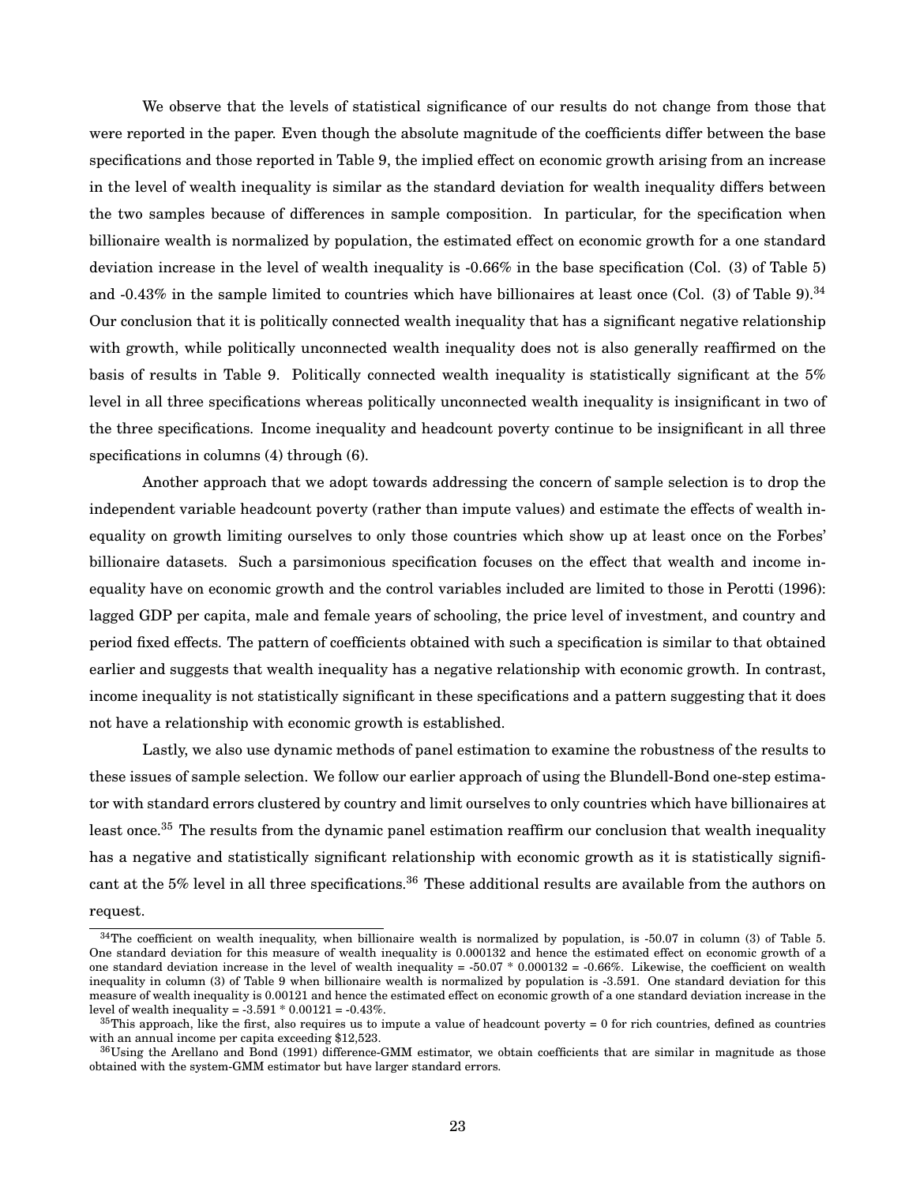We observe that the levels of statistical significance of our results do not change from those that were reported in the paper. Even though the absolute magnitude of the coefficients differ between the base specifications and those reported in Table 9, the implied effect on economic growth arising from an increase in the level of wealth inequality is similar as the standard deviation for wealth inequality differs between the two samples because of differences in sample composition. In particular, for the specification when billionaire wealth is normalized by population, the estimated effect on economic growth for a one standard deviation increase in the level of wealth inequality is -0.66% in the base specification (Col. (3) of Table 5) and -0.43% in the sample limited to countries which have billionaires at least once (Col. (3) of Table 9).[34] Our conclusion that it is politically connected wealth inequality that has a significant negative relationship with growth, while politically unconnected wealth inequality does not is also generally reaffirmed on the basis of results in Table 9. Politically connected wealth inequality is statistically significant at the 5% level in all three specifications whereas politically unconnected wealth inequality is insignificant in two of the three specifications. Income inequality and headcount poverty continue to be insignificant in all three specifications in columns (4) through (6).

Another approach that we adopt towards addressing the concern of sample selection is to drop the independent variable headcount poverty (rather than impute values) and estimate the effects of wealth inequality on growth limiting ourselves to only those countries which show up at least once on the Forbes' billionaire datasets. Such a parsimonious specification focuses on the effect that wealth and income inequality have on economic growth and the control variables included are limited to those in Perotti (1996): lagged GDP per capita, male and female years of schooling, the price level of investment, and country and period fixed effects. The pattern of coefficients obtained with such a specification is similar to that obtained earlier and suggests that wealth inequality has a negative relationship with economic growth. In contrast, income inequality is not statistically significant in these specifications and a pattern suggesting that it does not have a relationship with economic growth is established.

Lastly, we also use dynamic methods of panel estimation to examine the robustness of the results to these issues of sample selection. We follow our earlier approach of using the Blundell-Bond one-step estimator with standard errors clustered by country and limit ourselves to only countries which have billionaires at least once.[35] The results from the dynamic panel estimation reaffirm our conclusion that wealth inequality has a negative and statistically significant relationship with economic growth as it is statistically significant at the 5% level in all three specifications.[36] These additional results are available from the authors on request.

[34]The coefficient on wealth inequality, when billionaire wealth is normalized by population, is -50.07 in column (3) of Table 5. One standard deviation for this measure of wealth inequality is 0.000132 and hence the estimated effect on economic growth of a one standard deviation increase in the level of wealth inequality = -50.07 * 0.000132 = -0.66%. Likewise, the coefficient on wealth inequality in column (3) of Table 9 when billionaire wealth is normalized by population is -3.591. One standard deviation for this measure of wealth inequality is 0.00121 and hence the estimated effect on economic growth of a one standard deviation increase in the level of wealth inequality = -3.591 * 0.00121 = -0.43%.

[35]This approach, like the first, also requires us to impute a value of headcount poverty = 0 for rich countries, defined as countries with an annual income per capita exceeding $12,523.

[36]Using the Arellano and Bond (1991) difference-GMM estimator, we obtain coefficients that are similar in magnitude as those obtained with the system-GMM estimator but have larger standard errors.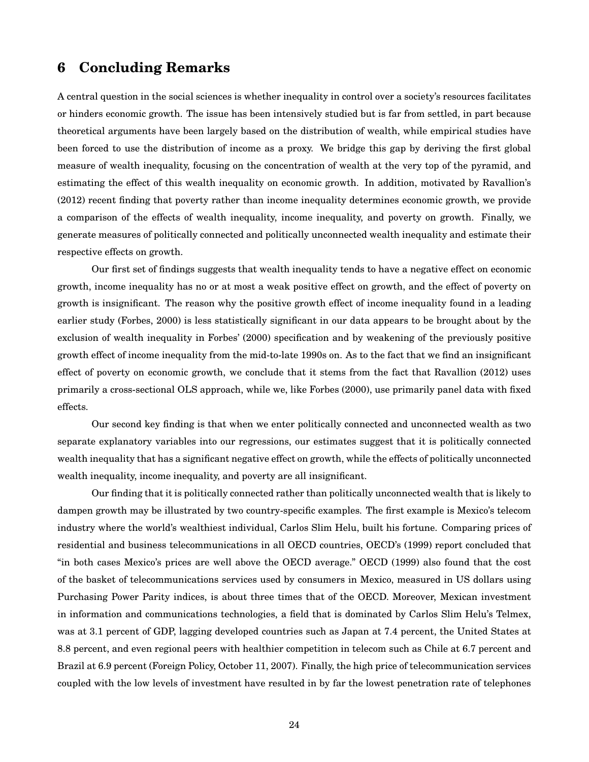## 6 Concluding Remarks

A central question in the social sciences is whether inequality in control over a society's resources facilitates or hinders economic growth. The issue has been intensively studied but is far from settled, in part because theoretical arguments have been largely based on the distribution of wealth, while empirical studies have been forced to use the distribution of income as a proxy. We bridge this gap by deriving the first global measure of wealth inequality, focusing on the concentration of wealth at the very top of the pyramid, and estimating the effect of this wealth inequality on economic growth. In addition, motivated by Ravallion's (2012) recent finding that poverty rather than income inequality determines economic growth, we provide a comparison of the effects of wealth inequality, income inequality, and poverty on growth. Finally, we generate measures of politically connected and politically unconnected wealth inequality and estimate their respective effects on growth.

Our first set of findings suggests that wealth inequality tends to have a negative effect on economic growth, income inequality has no or at most a weak positive effect on growth, and the effect of poverty on growth is insignificant. The reason why the positive growth effect of income inequality found in a leading earlier study (Forbes, 2000) is less statistically significant in our data appears to be brought about by the exclusion of wealth inequality in Forbes' (2000) specification and by weakening of the previously positive growth effect of income inequality from the mid-to-late 1990s on. As to the fact that we find an insignificant effect of poverty on economic growth, we conclude that it stems from the fact that Ravallion (2012) uses primarily a cross-sectional OLS approach, while we, like Forbes (2000), use primarily panel data with fixed effects.

Our second key finding is that when we enter politically connected and unconnected wealth as two separate explanatory variables into our regressions, our estimates suggest that it is politically connected wealth inequality that has a significant negative effect on growth, while the effects of politically unconnected wealth inequality, income inequality, and poverty are all insignificant.

Our finding that it is politically connected rather than politically unconnected wealth that is likely to dampen growth may be illustrated by two country-specific examples. The first example is Mexico's telecom industry where the world's wealthiest individual, Carlos Slim Helu, built his fortune. Comparing prices of residential and business telecommunications in all OECD countries, OECD's (1999) report concluded that "in both cases Mexico's prices are well above the OECD average." OECD (1999) also found that the cost of the basket of telecommunications services used by consumers in Mexico, measured in US dollars using Purchasing Power Parity indices, is about three times that of the OECD. Moreover, Mexican investment in information and communications technologies, a field that is dominated by Carlos Slim Helu's Telmex, was at 3.1 percent of GDP, lagging developed countries such as Japan at 7.4 percent, the United States at 8.8 percent, and even regional peers with healthier competition in telecom such as Chile at 6.7 percent and Brazil at 6.9 percent (Foreign Policy, October 11, 2007). Finally, the high price of telecommunication services coupled with the low levels of investment have resulted in by far the lowest penetration rate of telephones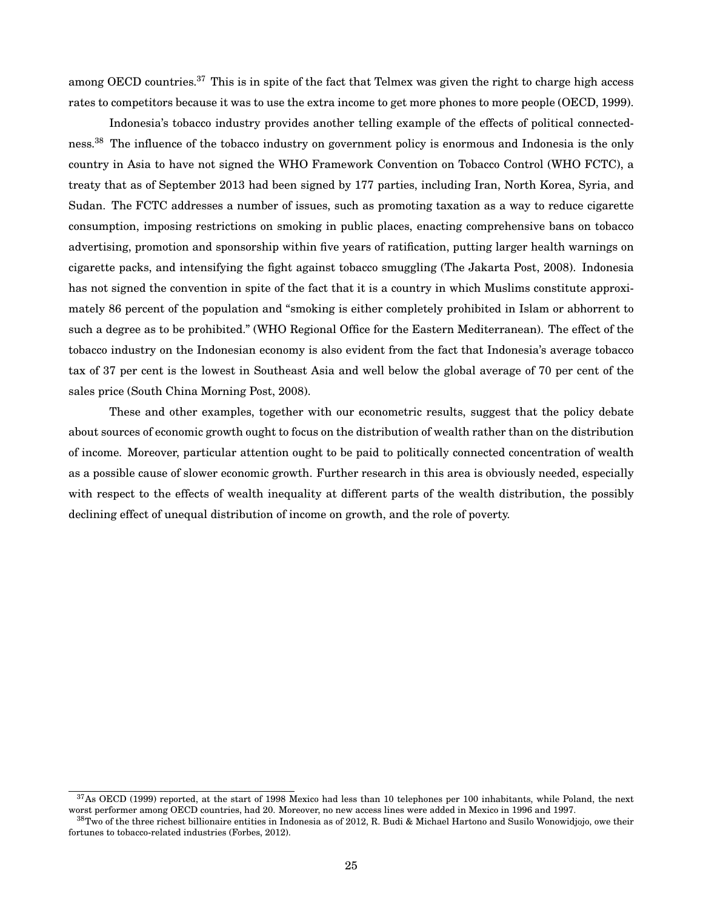among OECD countries.[37] This is in spite of the fact that Telmex was given the right to charge high access rates to competitors because it was to use the extra income to get more phones to more people (OECD, 1999).

Indonesia's tobacco industry provides another telling example of the effects of political connectedness.[38] The influence of the tobacco industry on government policy is enormous and Indonesia is the only country in Asia to have not signed the WHO Framework Convention on Tobacco Control (WHO FCTC), a treaty that as of September 2013 had been signed by 177 parties, including Iran, North Korea, Syria, and Sudan. The FCTC addresses a number of issues, such as promoting taxation as a way to reduce cigarette consumption, imposing restrictions on smoking in public places, enacting comprehensive bans on tobacco advertising, promotion and sponsorship within five years of ratification, putting larger health warnings on cigarette packs, and intensifying the fight against tobacco smuggling (The Jakarta Post, 2008). Indonesia has not signed the convention in spite of the fact that it is a country in which Muslims constitute approximately 86 percent of the population and "smoking is either completely prohibited in Islam or abhorrent to such a degree as to be prohibited." (WHO Regional Office for the Eastern Mediterranean). The effect of the tobacco industry on the Indonesian economy is also evident from the fact that Indonesia's average tobacco tax of 37 per cent is the lowest in Southeast Asia and well below the global average of 70 per cent of the sales price (South China Morning Post, 2008).

These and other examples, together with our econometric results, suggest that the policy debate about sources of economic growth ought to focus on the distribution of wealth rather than on the distribution of income. Moreover, particular attention ought to be paid to politically connected concentration of wealth as a possible cause of slower economic growth. Further research in this area is obviously needed, especially with respect to the effects of wealth inequality at different parts of the wealth distribution, the possibly declining effect of unequal distribution of income on growth, and the role of poverty.

---

[37] As OECD (1999) reported, at the start of 1998 Mexico had less than 10 telephones per 100 inhabitants, while Poland, the next worst performer among OECD countries, had 20. Moreover, no new access lines were added in Mexico in 1996 and 1997.

[38] Two of the three richest billionaire entities in Indonesia as of 2012, R. Budi & Michael Hartono and Susilo Wonowidjojo, owe their fortunes to tobacco-related industries (Forbes, 2012).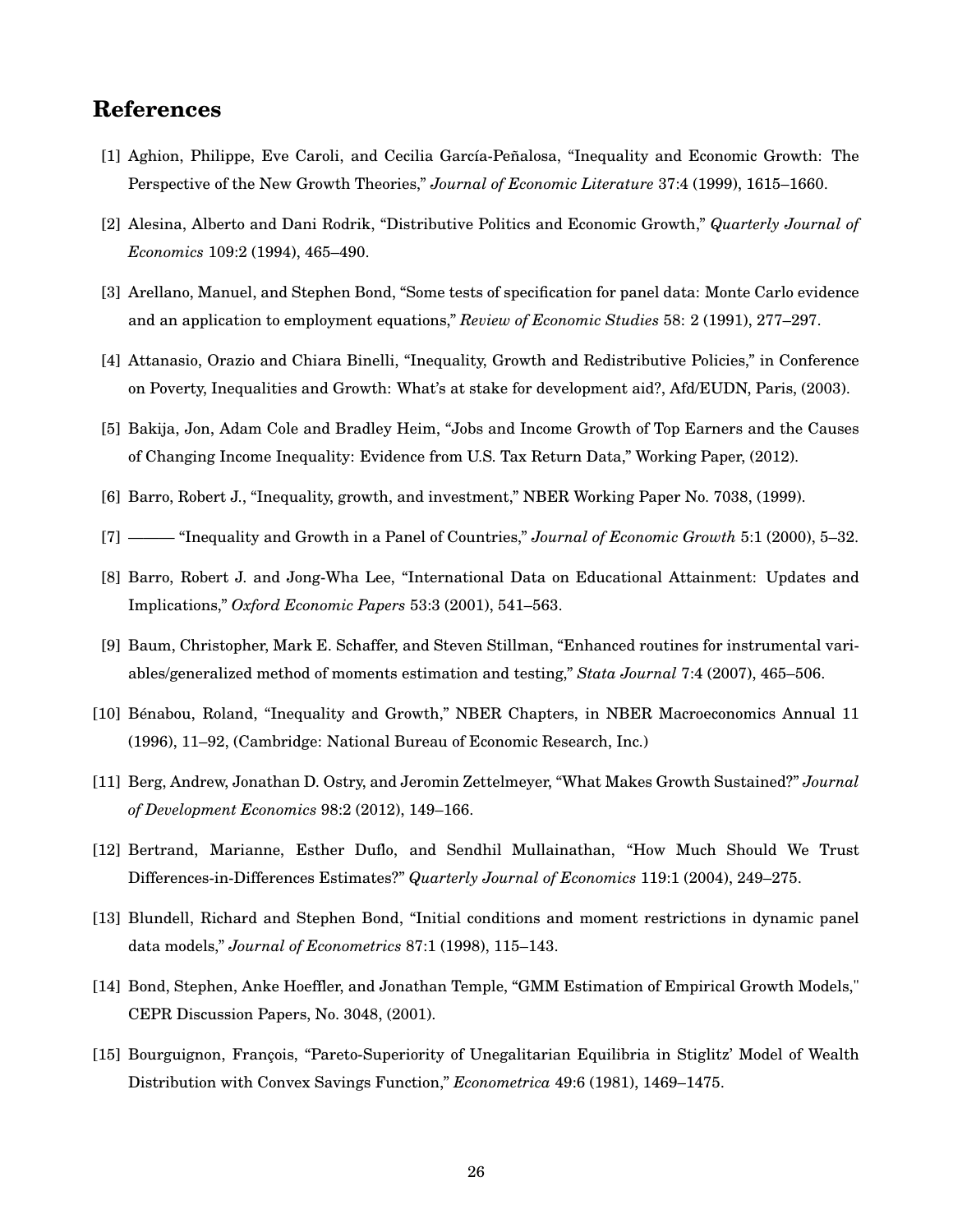## References

[1] Aghion, Philippe, Eve Caroli, and Cecilia García-Peñalosa, "Inequality and Economic Growth: The Perspective of the New Growth Theories," *Journal of Economic Literature* 37:4 (1999), 1615–1660.

[2] Alesina, Alberto and Dani Rodrik, "Distributive Politics and Economic Growth," *Quarterly Journal of Economics* 109:2 (1994), 465–490.

[3] Arellano, Manuel, and Stephen Bond, "Some tests of specification for panel data: Monte Carlo evidence and an application to employment equations," *Review of Economic Studies* 58: 2 (1991), 277–297.

[4] Attanasio, Orazio and Chiara Binelli, "Inequality, Growth and Redistributive Policies," in Conference on Poverty, Inequalities and Growth: What's at stake for development aid?, Afd/EUDN, Paris, (2003).

[5] Bakija, Jon, Adam Cole and Bradley Heim, "Jobs and Income Growth of Top Earners and the Causes of Changing Income Inequality: Evidence from U.S. Tax Return Data," Working Paper, (2012).

[6] Barro, Robert J., "Inequality, growth, and investment," NBER Working Paper No. 7038, (1999).

[7] ——— "Inequality and Growth in a Panel of Countries," *Journal of Economic Growth* 5:1 (2000), 5–32.

[8] Barro, Robert J. and Jong-Wha Lee, "International Data on Educational Attainment: Updates and Implications," *Oxford Economic Papers* 53:3 (2001), 541–563.

[9] Baum, Christopher, Mark E. Schaffer, and Steven Stillman, "Enhanced routines for instrumental variables/generalized method of moments estimation and testing," *Stata Journal* 7:4 (2007), 465–506.

[10] Bénabou, Roland, "Inequality and Growth," NBER Chapters, in NBER Macroeconomics Annual 11 (1996), 11–92, (Cambridge: National Bureau of Economic Research, Inc.)

[11] Berg, Andrew, Jonathan D. Ostry, and Jeromin Zettelmeyer, "What Makes Growth Sustained?" *Journal of Development Economics* 98:2 (2012), 149–166.

[12] Bertrand, Marianne, Esther Duflo, and Sendhil Mullainathan, "How Much Should We Trust Differences-in-Differences Estimates?" *Quarterly Journal of Economics* 119:1 (2004), 249–275.

[13] Blundell, Richard and Stephen Bond, "Initial conditions and moment restrictions in dynamic panel data models," *Journal of Econometrics* 87:1 (1998), 115–143.

[14] Bond, Stephen, Anke Hoeffler, and Jonathan Temple, "GMM Estimation of Empirical Growth Models," CEPR Discussion Papers, No. 3048, (2001).

[15] Bourguignon, François, "Pareto-Superiority of Unegalitarian Equilibria in Stiglitz' Model of Wealth Distribution with Convex Savings Function," *Econometrica* 49:6 (1981), 1469–1475.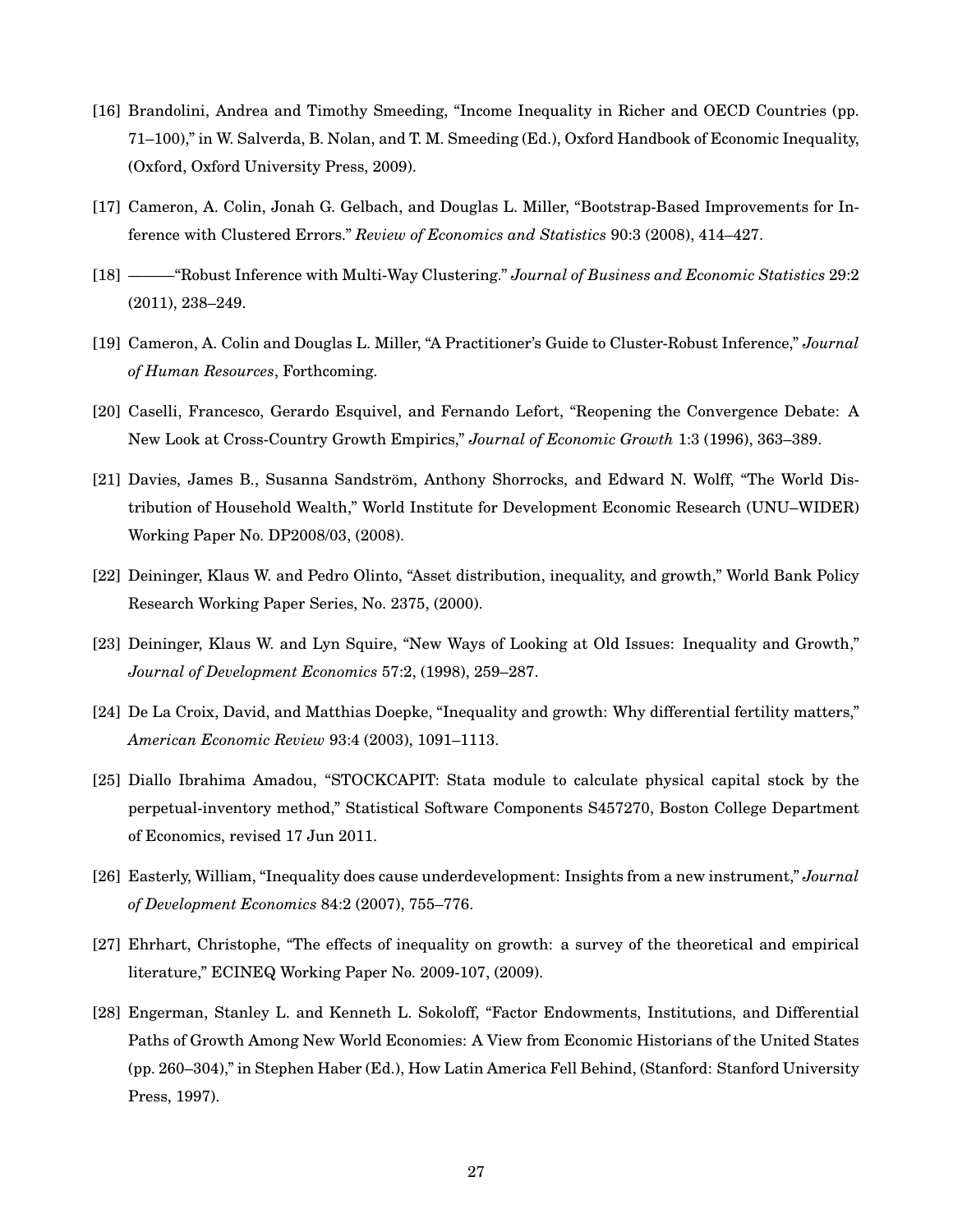[16] Brandolini, Andrea and Timothy Smeeding, "Income Inequality in Richer and OECD Countries (pp. 71–100)," in W. Salverda, B. Nolan, and T. M. Smeeding (Ed.), Oxford Handbook of Economic Inequality, (Oxford, Oxford University Press, 2009).

[17] Cameron, A. Colin, Jonah G. Gelbach, and Douglas L. Miller, "Bootstrap-Based Improvements for Inference with Clustered Errors." *Review of Economics and Statistics* 90:3 (2008), 414–427.

[18] ———"Robust Inference with Multi-Way Clustering." *Journal of Business and Economic Statistics* 29:2 (2011), 238–249.

[19] Cameron, A. Colin and Douglas L. Miller, "A Practitioner's Guide to Cluster-Robust Inference," *Journal of Human Resources*, Forthcoming.

[20] Caselli, Francesco, Gerardo Esquivel, and Fernando Lefort, "Reopening the Convergence Debate: A New Look at Cross-Country Growth Empirics," *Journal of Economic Growth* 1:3 (1996), 363–389.

[21] Davies, James B., Susanna Sandström, Anthony Shorrocks, and Edward N. Wolff, "The World Distribution of Household Wealth," World Institute for Development Economic Research (UNU–WIDER) Working Paper No. DP2008/03, (2008).

[22] Deininger, Klaus W. and Pedro Olinto, "Asset distribution, inequality, and growth," World Bank Policy Research Working Paper Series, No. 2375, (2000).

[23] Deininger, Klaus W. and Lyn Squire, "New Ways of Looking at Old Issues: Inequality and Growth," *Journal of Development Economics* 57:2, (1998), 259–287.

[24] De La Croix, David, and Matthias Doepke, "Inequality and growth: Why differential fertility matters," *American Economic Review* 93:4 (2003), 1091–1113.

[25] Diallo Ibrahima Amadou, "STOCKCAPIT: Stata module to calculate physical capital stock by the perpetual-inventory method," Statistical Software Components S457270, Boston College Department of Economics, revised 17 Jun 2011.

[26] Easterly, William, "Inequality does cause underdevelopment: Insights from a new instrument," *Journal of Development Economics* 84:2 (2007), 755–776.

[27] Ehrhart, Christophe, "The effects of inequality on growth: a survey of the theoretical and empirical literature," ECINEQ Working Paper No. 2009-107, (2009).

[28] Engerman, Stanley L. and Kenneth L. Sokoloff, "Factor Endowments, Institutions, and Differential Paths of Growth Among New World Economies: A View from Economic Historians of the United States (pp. 260–304)," in Stephen Haber (Ed.), How Latin America Fell Behind, (Stanford: Stanford University Press, 1997).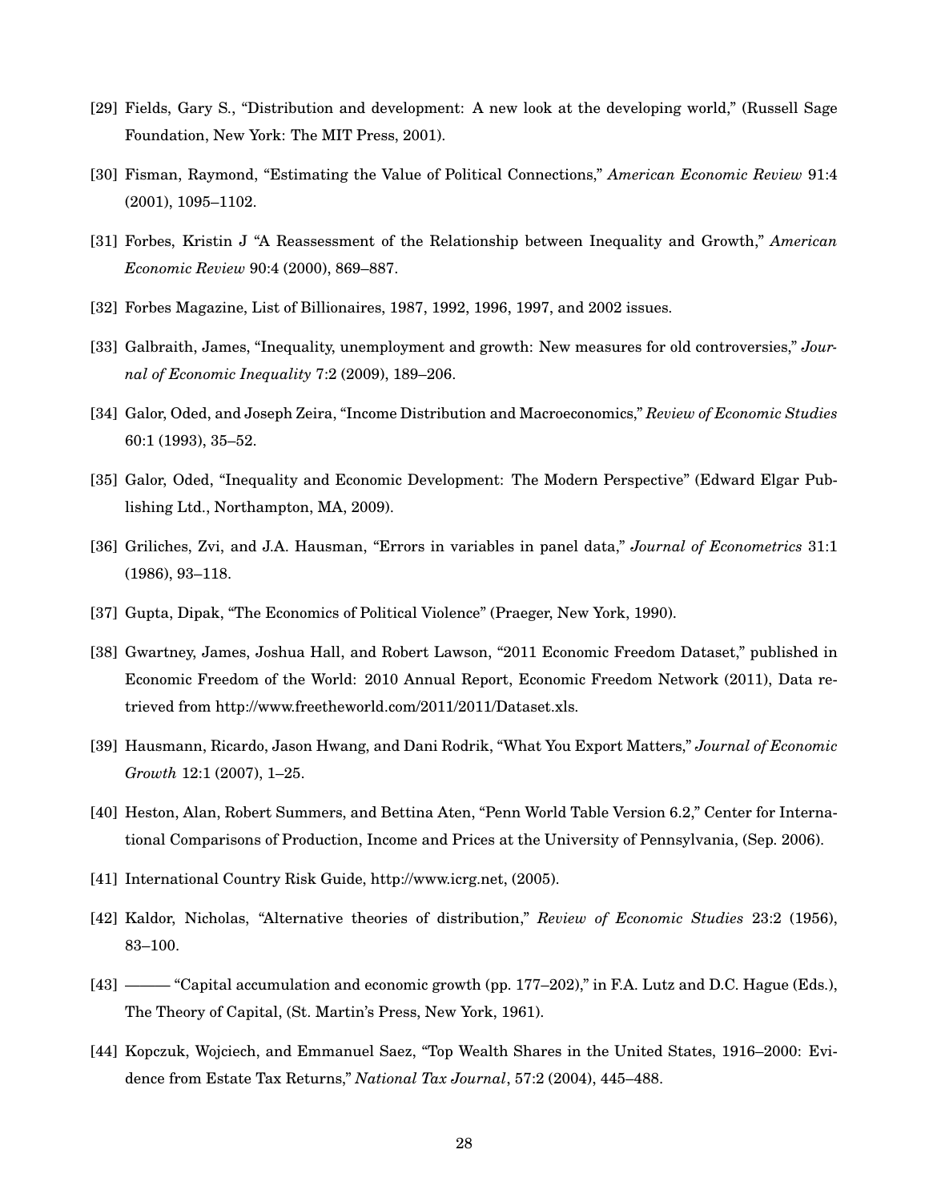[29] Fields, Gary S., "Distribution and development: A new look at the developing world," (Russell Sage Foundation, New York: The MIT Press, 2001).

[30] Fisman, Raymond, "Estimating the Value of Political Connections," *American Economic Review* 91:4 (2001), 1095–1102.

[31] Forbes, Kristin J "A Reassessment of the Relationship between Inequality and Growth," *American Economic Review* 90:4 (2000), 869–887.

[32] Forbes Magazine, List of Billionaires, 1987, 1992, 1996, 1997, and 2002 issues.

[33] Galbraith, James, "Inequality, unemployment and growth: New measures for old controversies," *Journal of Economic Inequality* 7:2 (2009), 189–206.

[34] Galor, Oded, and Joseph Zeira, "Income Distribution and Macroeconomics," *Review of Economic Studies* 60:1 (1993), 35–52.

[35] Galor, Oded, "Inequality and Economic Development: The Modern Perspective" (Edward Elgar Publishing Ltd., Northampton, MA, 2009).

[36] Griliches, Zvi, and J.A. Hausman, "Errors in variables in panel data," *Journal of Econometrics* 31:1 (1986), 93–118.

[37] Gupta, Dipak, "The Economics of Political Violence" (Praeger, New York, 1990).

[38] Gwartney, James, Joshua Hall, and Robert Lawson, "2011 Economic Freedom Dataset," published in Economic Freedom of the World: 2010 Annual Report, Economic Freedom Network (2011), Data retrieved from http://www.freetheworld.com/2011/2011/Dataset.xls.

[39] Hausmann, Ricardo, Jason Hwang, and Dani Rodrik, "What You Export Matters," *Journal of Economic Growth* 12:1 (2007), 1–25.

[40] Heston, Alan, Robert Summers, and Bettina Aten, "Penn World Table Version 6.2," Center for International Comparisons of Production, Income and Prices at the University of Pennsylvania, (Sep. 2006).

[41] International Country Risk Guide, http://www.icrg.net, (2005).

[42] Kaldor, Nicholas, "Alternative theories of distribution," *Review of Economic Studies* 23:2 (1956), 83–100.

[43] ——— "Capital accumulation and economic growth (pp. 177–202)," in F.A. Lutz and D.C. Hague (Eds.), The Theory of Capital, (St. Martin's Press, New York, 1961).

[44] Kopczuk, Wojciech, and Emmanuel Saez, "Top Wealth Shares in the United States, 1916–2000: Evidence from Estate Tax Returns," *National Tax Journal*, 57:2 (2004), 445–488.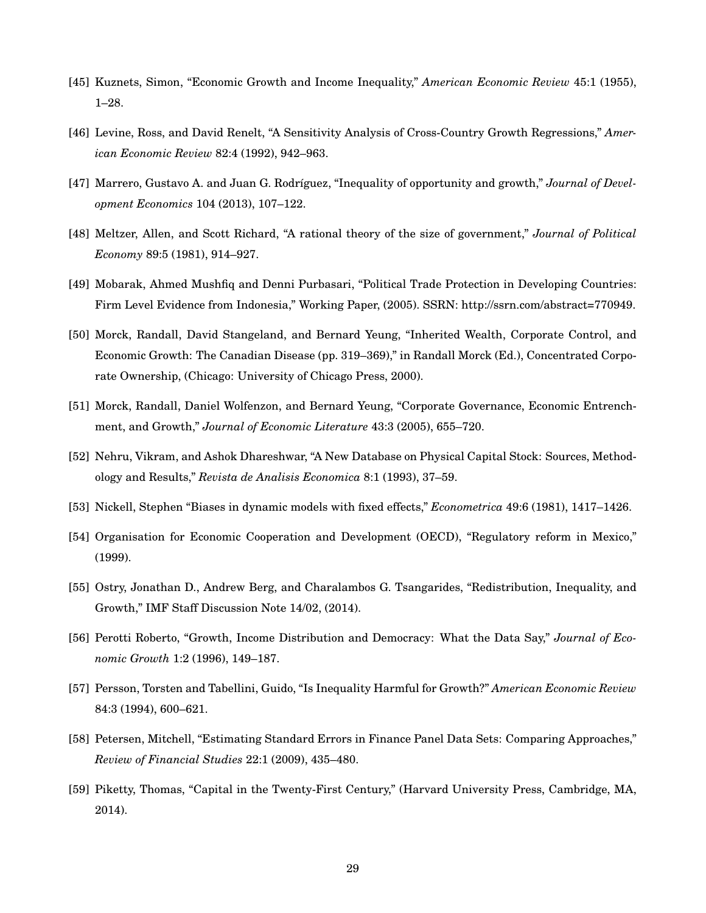[45] Kuznets, Simon, "Economic Growth and Income Inequality," *American Economic Review* 45:1 (1955), 1–28.

[46] Levine, Ross, and David Renelt, "A Sensitivity Analysis of Cross-Country Growth Regressions," *American Economic Review* 82:4 (1992), 942–963.

[47] Marrero, Gustavo A. and Juan G. Rodríguez, "Inequality of opportunity and growth," *Journal of Development Economics* 104 (2013), 107–122.

[48] Meltzer, Allen, and Scott Richard, "A rational theory of the size of government," *Journal of Political Economy* 89:5 (1981), 914–927.

[49] Mobarak, Ahmed Mushfiq and Denni Purbasari, "Political Trade Protection in Developing Countries: Firm Level Evidence from Indonesia," Working Paper, (2005). SSRN: http://ssrn.com/abstract=770949.

[50] Morck, Randall, David Stangeland, and Bernard Yeung, "Inherited Wealth, Corporate Control, and Economic Growth: The Canadian Disease (pp. 319–369)," in Randall Morck (Ed.), Concentrated Corporate Ownership, (Chicago: University of Chicago Press, 2000).

[51] Morck, Randall, Daniel Wolfenzon, and Bernard Yeung, "Corporate Governance, Economic Entrenchment, and Growth," *Journal of Economic Literature* 43:3 (2005), 655–720.

[52] Nehru, Vikram, and Ashok Dhareshwar, "A New Database on Physical Capital Stock: Sources, Methodology and Results," *Revista de Analisis Economica* 8:1 (1993), 37–59.

[53] Nickell, Stephen "Biases in dynamic models with fixed effects," *Econometrica* 49:6 (1981), 1417–1426.

[54] Organisation for Economic Cooperation and Development (OECD), "Regulatory reform in Mexico," (1999).

[55] Ostry, Jonathan D., Andrew Berg, and Charalambos G. Tsangarides, "Redistribution, Inequality, and Growth," IMF Staff Discussion Note 14/02, (2014).

[56] Perotti Roberto, "Growth, Income Distribution and Democracy: What the Data Say," *Journal of Economic Growth* 1:2 (1996), 149–187.

[57] Persson, Torsten and Tabellini, Guido, "Is Inequality Harmful for Growth?" *American Economic Review* 84:3 (1994), 600–621.

[58] Petersen, Mitchell, "Estimating Standard Errors in Finance Panel Data Sets: Comparing Approaches," *Review of Financial Studies* 22:1 (2009), 435–480.

[59] Piketty, Thomas, "Capital in the Twenty-First Century," (Harvard University Press, Cambridge, MA, 2014).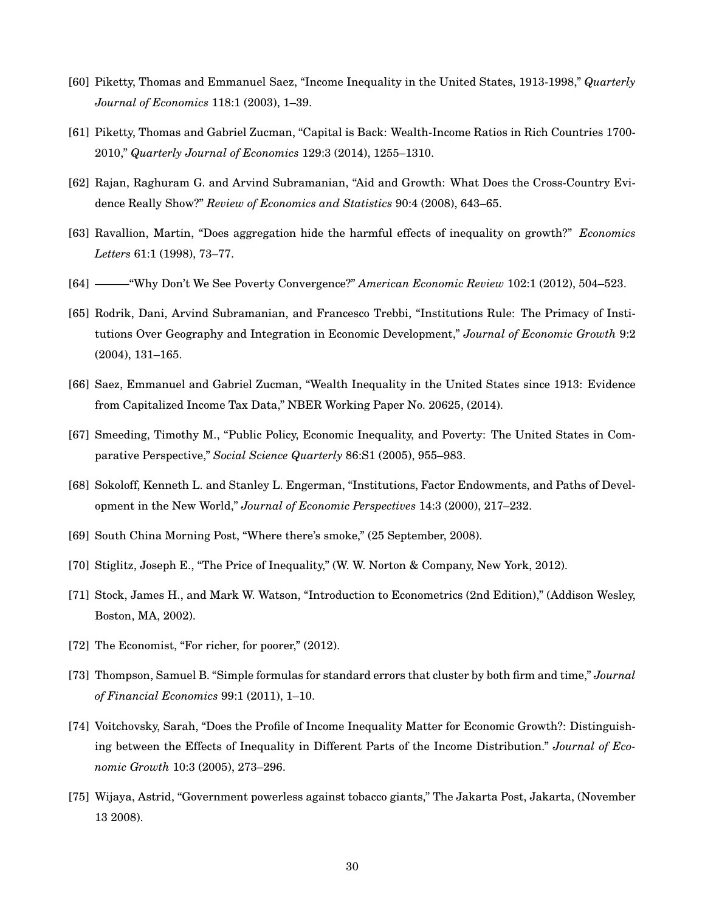[60] Piketty, Thomas and Emmanuel Saez, "Income Inequality in the United States, 1913-1998," *Quarterly Journal of Economics* 118:1 (2003), 1–39.

[61] Piketty, Thomas and Gabriel Zucman, "Capital is Back: Wealth-Income Ratios in Rich Countries 1700-2010," *Quarterly Journal of Economics* 129:3 (2014), 1255–1310.

[62] Rajan, Raghuram G. and Arvind Subramanian, "Aid and Growth: What Does the Cross-Country Evidence Really Show?" *Review of Economics and Statistics* 90:4 (2008), 643–65.

[63] Ravallion, Martin, "Does aggregation hide the harmful effects of inequality on growth?" *Economics Letters* 61:1 (1998), 73–77.

[64] ———"Why Don't We See Poverty Convergence?" *American Economic Review* 102:1 (2012), 504–523.

[65] Rodrik, Dani, Arvind Subramanian, and Francesco Trebbi, "Institutions Rule: The Primacy of Institutions Over Geography and Integration in Economic Development," *Journal of Economic Growth* 9:2 (2004), 131–165.

[66] Saez, Emmanuel and Gabriel Zucman, "Wealth Inequality in the United States since 1913: Evidence from Capitalized Income Tax Data," NBER Working Paper No. 20625, (2014).

[67] Smeeding, Timothy M., "Public Policy, Economic Inequality, and Poverty: The United States in Comparative Perspective," *Social Science Quarterly* 86:S1 (2005), 955–983.

[68] Sokoloff, Kenneth L. and Stanley L. Engerman, "Institutions, Factor Endowments, and Paths of Development in the New World," *Journal of Economic Perspectives* 14:3 (2000), 217–232.

[69] South China Morning Post, "Where there's smoke," (25 September, 2008).

[70] Stiglitz, Joseph E., "The Price of Inequality," (W. W. Norton & Company, New York, 2012).

[71] Stock, James H., and Mark W. Watson, "Introduction to Econometrics (2nd Edition)," (Addison Wesley, Boston, MA, 2002).

[72] The Economist, "For richer, for poorer," (2012).

[73] Thompson, Samuel B. "Simple formulas for standard errors that cluster by both firm and time," *Journal of Financial Economics* 99:1 (2011), 1–10.

[74] Voitchovsky, Sarah, "Does the Profile of Income Inequality Matter for Economic Growth?: Distinguishing between the Effects of Inequality in Different Parts of the Income Distribution." *Journal of Economic Growth* 10:3 (2005), 273–296.

[75] Wijaya, Astrid, "Government powerless against tobacco giants," The Jakarta Post, Jakarta, (November 13 2008).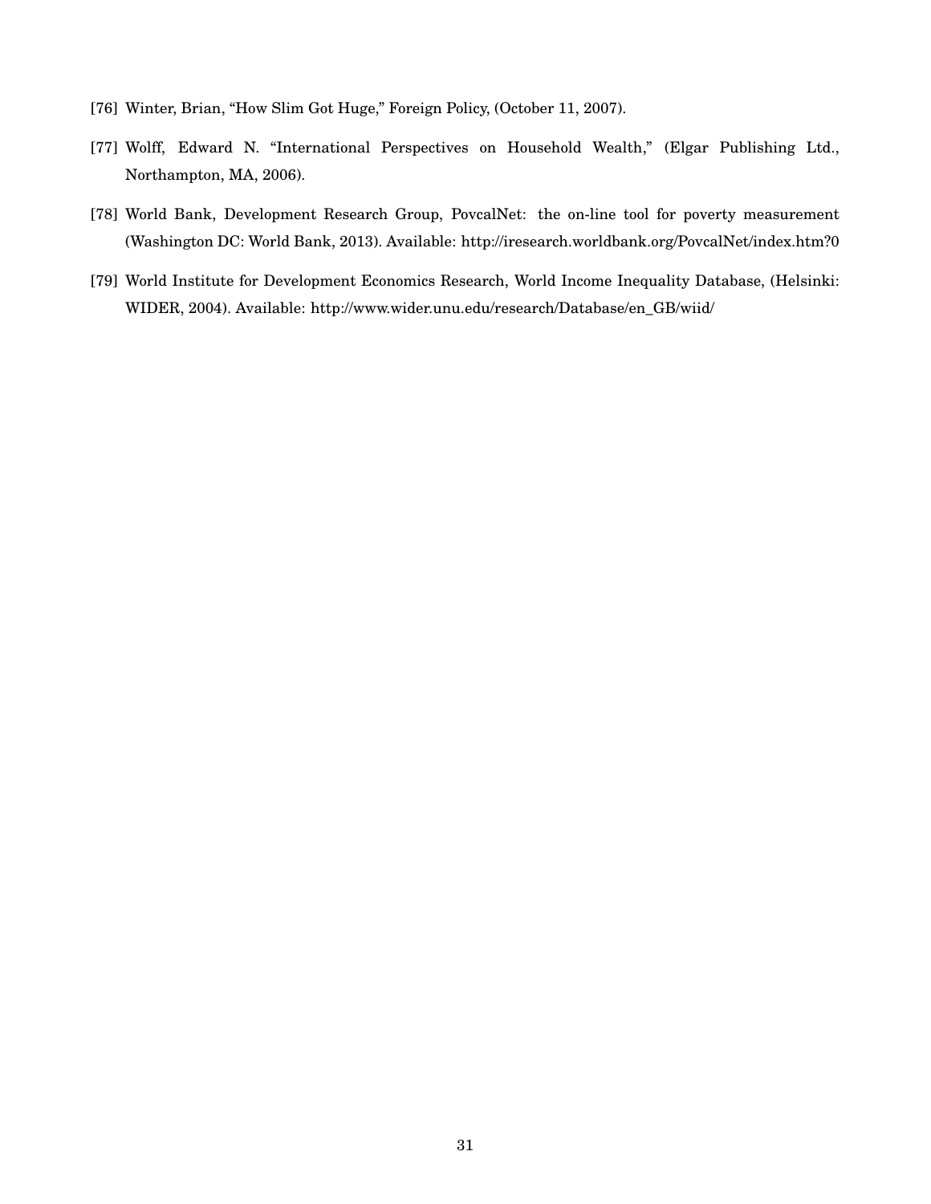[76] Winter, Brian, "How Slim Got Huge," Foreign Policy, (October 11, 2007).

[77] Wolff, Edward N. "International Perspectives on Household Wealth," (Elgar Publishing Ltd., Northampton, MA, 2006).

[78] World Bank, Development Research Group, PovcalNet: the on-line tool for poverty measurement (Washington DC: World Bank, 2013). Available: http://iresearch.worldbank.org/PovcalNet/index.htm?0

[79] World Institute for Development Economics Research, World Income Inequality Database, (Helsinki: WIDER, 2004). Available: http://www.wider.unu.edu/research/Database/en_GB/wiid/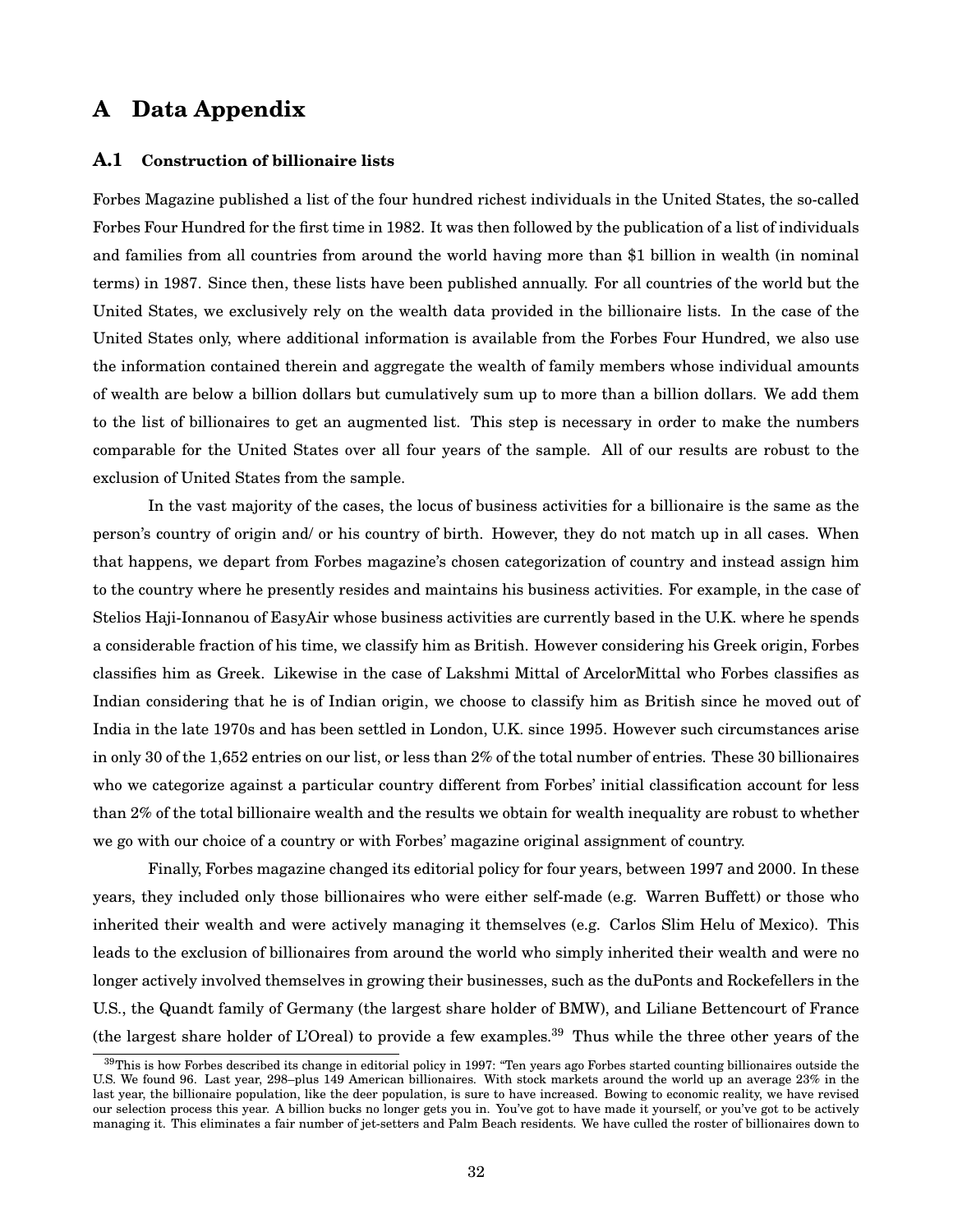# A Data Appendix

## A.1 Construction of billionaire lists

Forbes Magazine published a list of the four hundred richest individuals in the United States, the so-called Forbes Four Hundred for the first time in 1982. It was then followed by the publication of a list of individuals and families from all countries from around the world having more than $1 billion in wealth (in nominal terms) in 1987. Since then, these lists have been published annually. For all countries of the world but the United States, we exclusively rely on the wealth data provided in the billionaire lists. In the case of the United States only, where additional information is available from the Forbes Four Hundred, we also use the information contained therein and aggregate the wealth of family members whose individual amounts of wealth are below a billion dollars but cumulatively sum up to more than a billion dollars. We add them to the list of billionaires to get an augmented list. This step is necessary in order to make the numbers comparable for the United States over all four years of the sample. All of our results are robust to the exclusion of United States from the sample.

In the vast majority of the cases, the locus of business activities for a billionaire is the same as the person's country of origin and/ or his country of birth. However, they do not match up in all cases. When that happens, we depart from Forbes magazine's chosen categorization of country and instead assign him to the country where he presently resides and maintains his business activities. For example, in the case of Stelios Haji-Ionnanou of EasyAir whose business activities are currently based in the U.K. where he spends a considerable fraction of his time, we classify him as British. However considering his Greek origin, Forbes classifies him as Greek. Likewise in the case of Lakshmi Mittal of ArcelorMittal who Forbes classifies as Indian considering that he is of Indian origin, we choose to classify him as British since he moved out of India in the late 1970s and has been settled in London, U.K. since 1995. However such circumstances arise in only 30 of the 1,652 entries on our list, or less than 2% of the total number of entries. These 30 billionaires who we categorize against a particular country different from Forbes' initial classification account for less than 2% of the total billionaire wealth and the results we obtain for wealth inequality are robust to whether we go with our choice of a country or with Forbes' magazine original assignment of country.

Finally, Forbes magazine changed its editorial policy for four years, between 1997 and 2000. In these years, they included only those billionaires who were either self-made (e.g. Warren Buffett) or those who inherited their wealth and were actively managing it themselves (e.g. Carlos Slim Helu of Mexico). This leads to the exclusion of billionaires from around the world who simply inherited their wealth and were no longer actively involved themselves in growing their businesses, such as the duPonts and Rockefellers in the U.S., the Quandt family of Germany (the largest share holder of BMW), and Liliane Bettencourt of France (the largest share holder of L'Oreal) to provide a few examples.[39] Thus while the three other years of the

[39] This is how Forbes described its change in editorial policy in 1997: "Ten years ago Forbes started counting billionaires outside the U.S. We found 96. Last year, 298–plus 149 American billionaires. With stock markets around the world up an average 23% in the last year, the billionaire population, like the deer population, is sure to have increased. Bowing to economic reality, we have revised our selection process this year. A billion bucks no longer gets you in. You've got to have made it yourself, or you've got to be actively managing it. This eliminates a fair number of jet-setters and Palm Beach residents. We have culled the roster of billionaires down to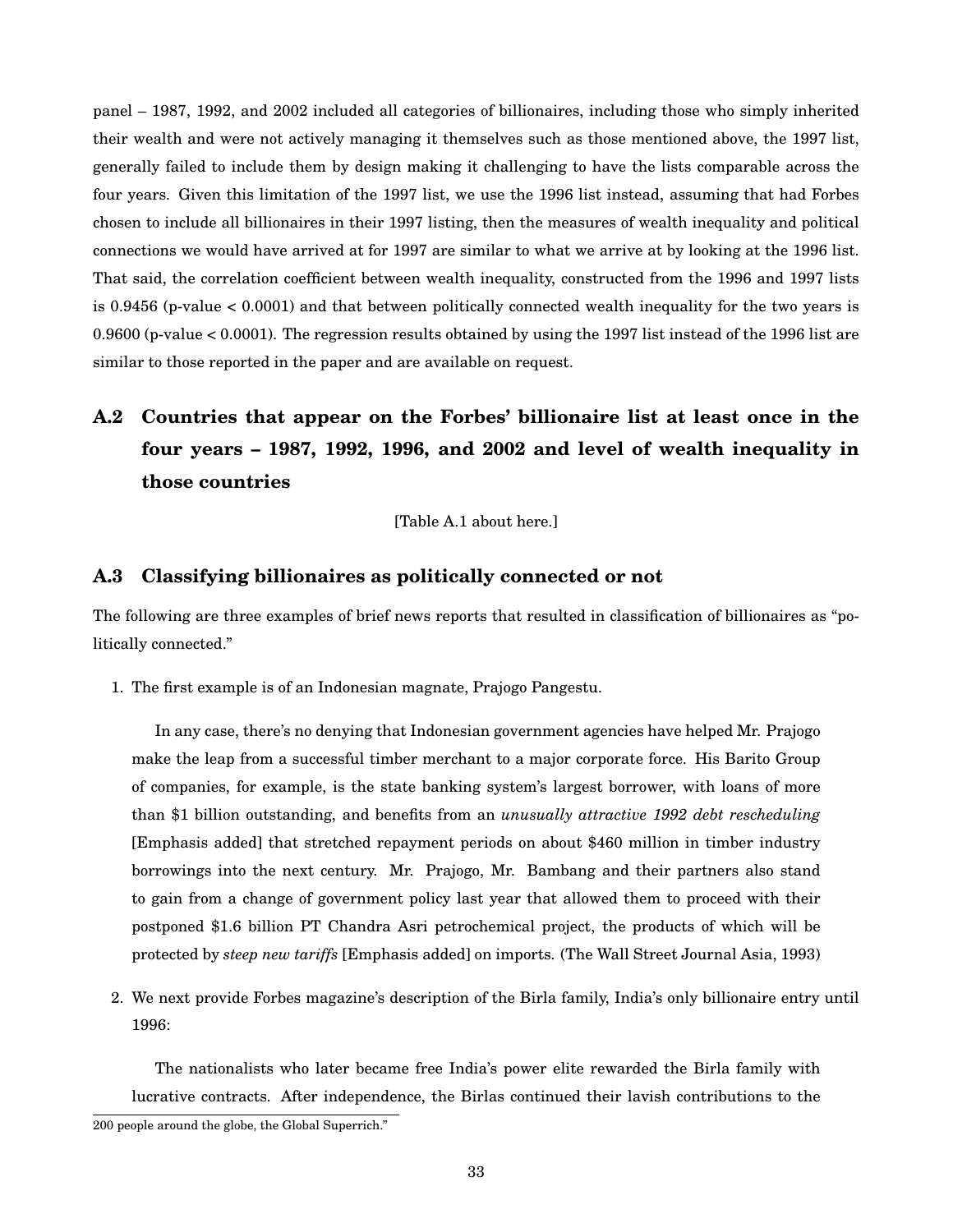panel – 1987, 1992, and 2002 included all categories of billionaires, including those who simply inherited their wealth and were not actively managing it themselves such as those mentioned above, the 1997 list, generally failed to include them by design making it challenging to have the lists comparable across the four years. Given this limitation of the 1997 list, we use the 1996 list instead, assuming that had Forbes chosen to include all billionaires in their 1997 listing, then the measures of wealth inequality and political connections we would have arrived at for 1997 are similar to what we arrive at by looking at the 1996 list. That said, the correlation coefficient between wealth inequality, constructed from the 1996 and 1997 lists is 0.9456 (p-value < 0.0001) and that between politically connected wealth inequality for the two years is 0.9600 (p-value < 0.0001). The regression results obtained by using the 1997 list instead of the 1996 list are similar to those reported in the paper and are available on request.

## A.2 Countries that appear on the Forbes' billionaire list at least once in the four years – 1987, 1992, 1996, and 2002 and level of wealth inequality in those countries

[Table A.1 about here.]

## A.3 Classifying billionaires as politically connected or not

The following are three examples of brief news reports that resulted in classification of billionaires as "politically connected."

1. The first example is of an Indonesian magnate, Prajogo Pangestu.

   In any case, there's no denying that Indonesian government agencies have helped Mr. Prajogo make the leap from a successful timber merchant to a major corporate force. His Barito Group of companies, for example, is the state banking system's largest borrower, with loans of more than $1 billion outstanding, and benefits from an *unusually attractive 1992 debt rescheduling* [Emphasis added] that stretched repayment periods on about $460 million in timber industry borrowings into the next century. Mr. Prajogo, Mr. Bambang and their partners also stand to gain from a change of government policy last year that allowed them to proceed with their postponed $1.6 billion PT Chandra Asri petrochemical project, the products of which will be protected by *steep new tariffs* [Emphasis added] on imports. (The Wall Street Journal Asia, 1993)

2. We next provide Forbes magazine's description of the Birla family, India's only billionaire entry until 1996:

   The nationalists who later became free India's power elite rewarded the Birla family with lucrative contracts. After independence, the Birlas continued their lavish contributions to the

200 people around the globe, the Global Superrich."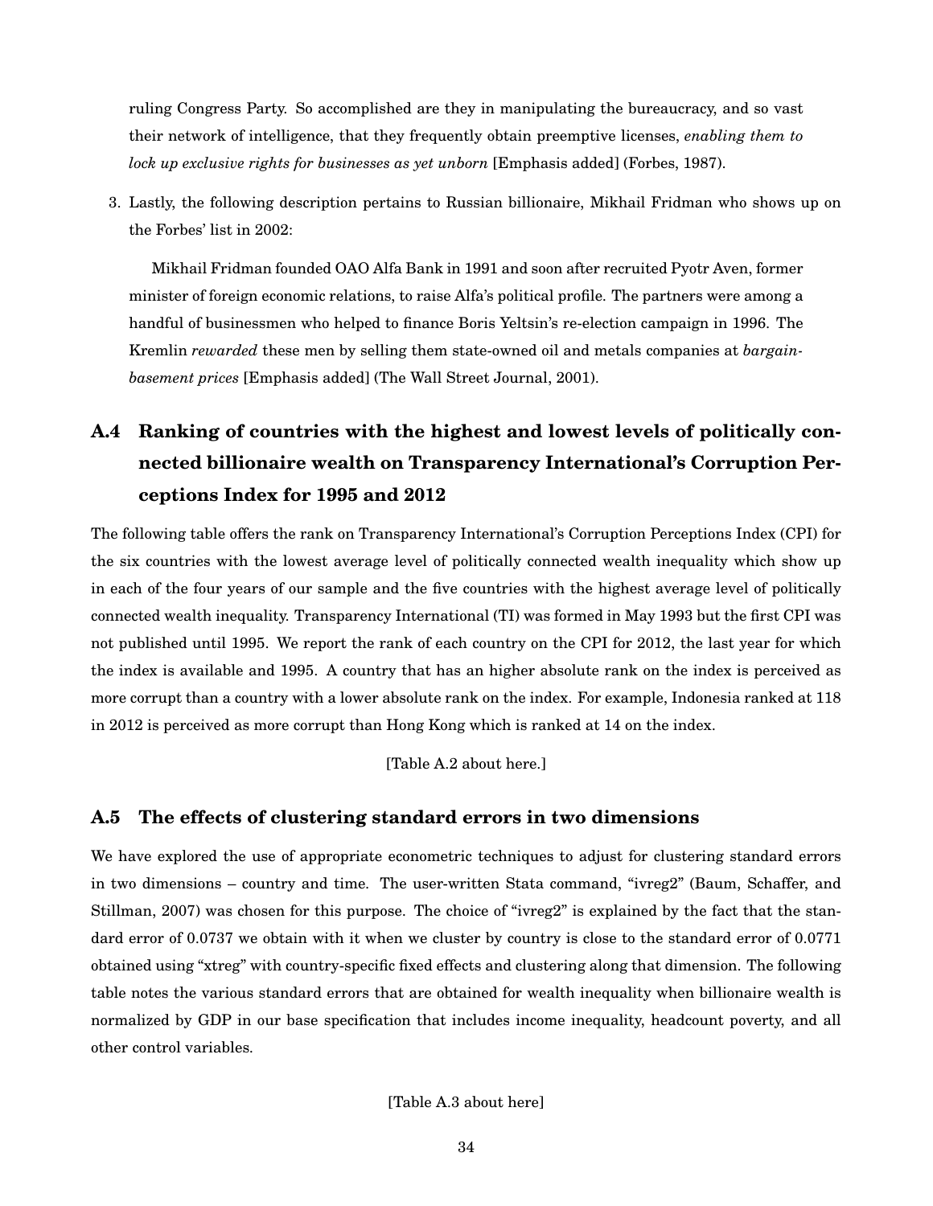ruling Congress Party. So accomplished are they in manipulating the bureaucracy, and so vast their network of intelligence, that they frequently obtain preemptive licenses, *enabling them to lock up exclusive rights for businesses as yet unborn* [Emphasis added] (Forbes, 1987).

3. Lastly, the following description pertains to Russian billionaire, Mikhail Fridman who shows up on the Forbes' list in 2002:

   Mikhail Fridman founded OAO Alfa Bank in 1991 and soon after recruited Pyotr Aven, former minister of foreign economic relations, to raise Alfa's political profile. The partners were among a handful of businessmen who helped to finance Boris Yeltsin's re-election campaign in 1996. The Kremlin *rewarded* these men by selling them state-owned oil and metals companies at *bargain-basement prices* [Emphasis added] (The Wall Street Journal, 2001).

## A.4 Ranking of countries with the highest and lowest levels of politically connected billionaire wealth on Transparency International's Corruption Perceptions Index for 1995 and 2012

The following table offers the rank on Transparency International's Corruption Perceptions Index (CPI) for the six countries with the lowest average level of politically connected wealth inequality which show up in each of the four years of our sample and the five countries with the highest average level of politically connected wealth inequality. Transparency International (TI) was formed in May 1993 but the first CPI was not published until 1995. We report the rank of each country on the CPI for 2012, the last year for which the index is available and 1995. A country that has an higher absolute rank on the index is perceived as more corrupt than a country with a lower absolute rank on the index. For example, Indonesia ranked at 118 in 2012 is perceived as more corrupt than Hong Kong which is ranked at 14 on the index.

[Table A.2 about here.]

## A.5 The effects of clustering standard errors in two dimensions

We have explored the use of appropriate econometric techniques to adjust for clustering standard errors in two dimensions – country and time. The user-written Stata command, "ivreg2" (Baum, Schaffer, and Stillman, 2007) was chosen for this purpose. The choice of "ivreg2" is explained by the fact that the standard error of 0.0737 we obtain with it when we cluster by country is close to the standard error of 0.0771 obtained using "xtreg" with country-specific fixed effects and clustering along that dimension. The following table notes the various standard errors that are obtained for wealth inequality when billionaire wealth is normalized by GDP in our base specification that includes income inequality, headcount poverty, and all other control variables.

[Table A.3 about here]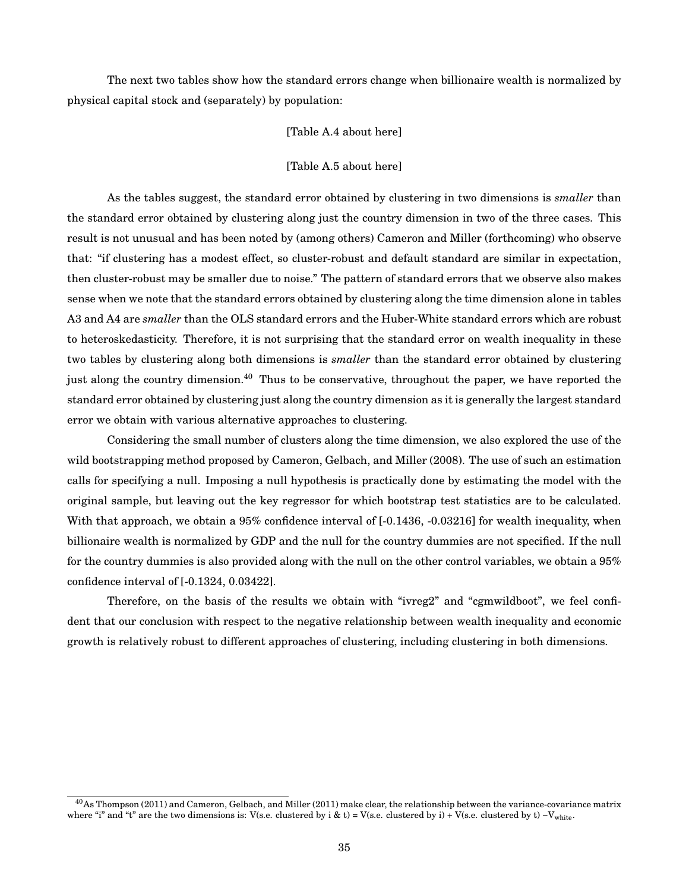The next two tables show how the standard errors change when billionaire wealth is normalized by physical capital stock and (separately) by population:

[Table A.4 about here]

[Table A.5 about here]

As the tables suggest, the standard error obtained by clustering in two dimensions is *smaller* than the standard error obtained by clustering along just the country dimension in two of the three cases. This result is not unusual and has been noted by (among others) Cameron and Miller (forthcoming) who observe that: "if clustering has a modest effect, so cluster-robust and default standard are similar in expectation, then cluster-robust may be smaller due to noise." The pattern of standard errors that we observe also makes sense when we note that the standard errors obtained by clustering along the time dimension alone in tables A3 and A4 are *smaller* than the OLS standard errors and the Huber-White standard errors which are robust to heteroskedasticity. Therefore, it is not surprising that the standard error on wealth inequality in these two tables by clustering along both dimensions is *smaller* than the standard error obtained by clustering just along the country dimension.[40] Thus to be conservative, throughout the paper, we have reported the standard error obtained by clustering just along the country dimension as it is generally the largest standard error we obtain with various alternative approaches to clustering.

Considering the small number of clusters along the time dimension, we also explored the use of the wild bootstrapping method proposed by Cameron, Gelbach, and Miller (2008). The use of such an estimation calls for specifying a null. Imposing a null hypothesis is practically done by estimating the model with the original sample, but leaving out the key regressor for which bootstrap test statistics are to be calculated. With that approach, we obtain a 95% confidence interval of [-0.1436, -0.03216] for wealth inequality, when billionaire wealth is normalized by GDP and the null for the country dummies are not specified. If the null for the country dummies is also provided along with the null on the other control variables, we obtain a 95% confidence interval of [-0.1324, 0.03422].

Therefore, on the basis of the results we obtain with "ivreg2" and "cgmwildboot", we feel confident that our conclusion with respect to the negative relationship between wealth inequality and economic growth is relatively robust to different approaches of clustering, including clustering in both dimensions.

[40] As Thompson (2011) and Cameron, Gelbach, and Miller (2011) make clear, the relationship between the variance-covariance matrix where "i" and "t" are the two dimensions is: V(s.e. clustered by i & t) = V(s.e. clustered by i) + V(s.e. clustered by t) $-V_{\text{white}}$.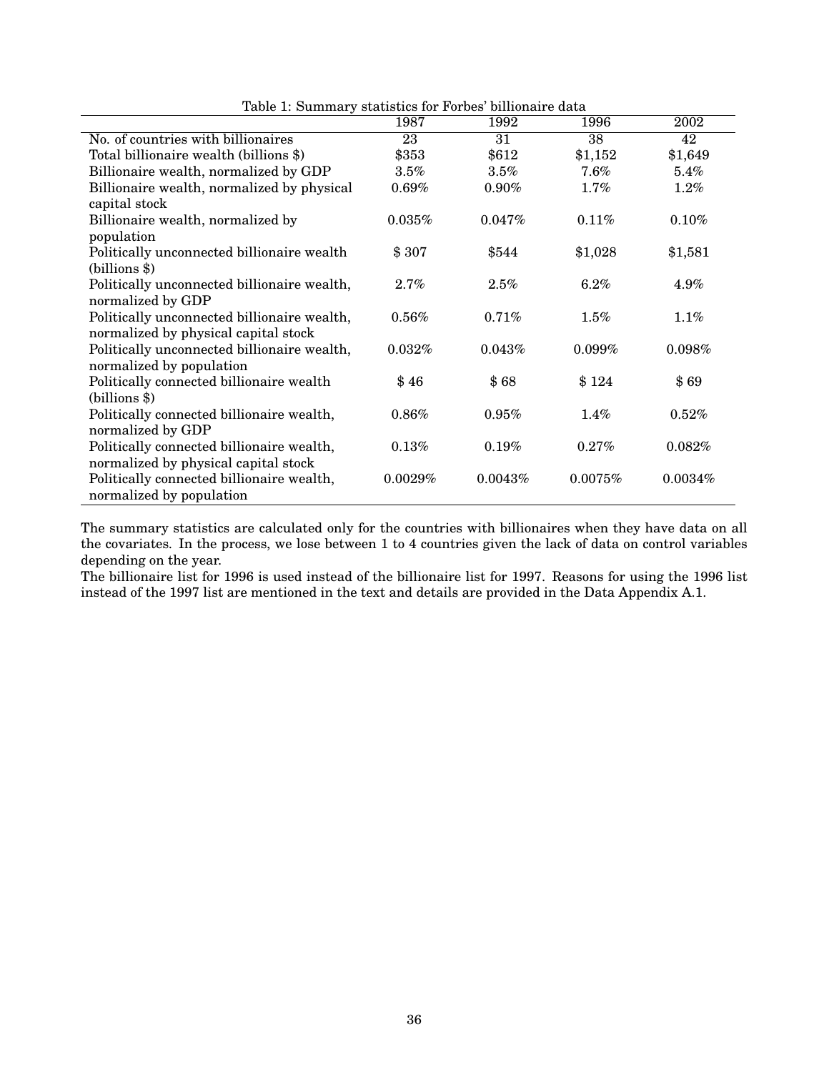Table 1: Summary statistics for Forbes' billionaire data

| | 1987 | 1992 | 1996 | 2002 |
|---|---|---|---|---|
| No. of countries with billionaires | 23 | 31 | 38 | 42 |
| Total billionaire wealth (billions $) | $353 | $612 | $1,152 | $1,649 |
| Billionaire wealth, normalized by GDP | 3.5% | 3.5% | 7.6% | 5.4% |
| Billionaire wealth, normalized by physical capital stock | 0.69% | 0.90% | 1.7% | 1.2% |
| Billionaire wealth, normalized by population | 0.035% | 0.047% | 0.11% | 0.10% |
| Politically unconnected billionaire wealth (billions $) | $ 307 | $544 | $1,028 | $1,581 |
| Politically unconnected billionaire wealth, normalized by GDP | 2.7% | 2.5% | 6.2% | 4.9% |
| Politically unconnected billionaire wealth, normalized by physical capital stock | 0.56% | 0.71% | 1.5% | 1.1% |
| Politically unconnected billionaire wealth, normalized by population | 0.032% | 0.043% | 0.099% | 0.098% |
| Politically connected billionaire wealth (billions $) | $ 46 | $ 68 | $ 124 | $ 69 |
| Politically connected billionaire wealth, normalized by GDP | 0.86% | 0.95% | 1.4% | 0.52% |
| Politically connected billionaire wealth, normalized by physical capital stock | 0.13% | 0.19% | 0.27% | 0.082% |
| Politically connected billionaire wealth, normalized by population | 0.0029% | 0.0043% | 0.0075% | 0.0034% |

The summary statistics are calculated only for the countries with billionaires when they have data on all the covariates. In the process, we lose between 1 to 4 countries given the lack of data on control variables depending on the year.
The billionaire list for 1996 is used instead of the billionaire list for 1997. Reasons for using the 1996 list instead of the 1997 list are mentioned in the text and details are provided in the Data Appendix A.1.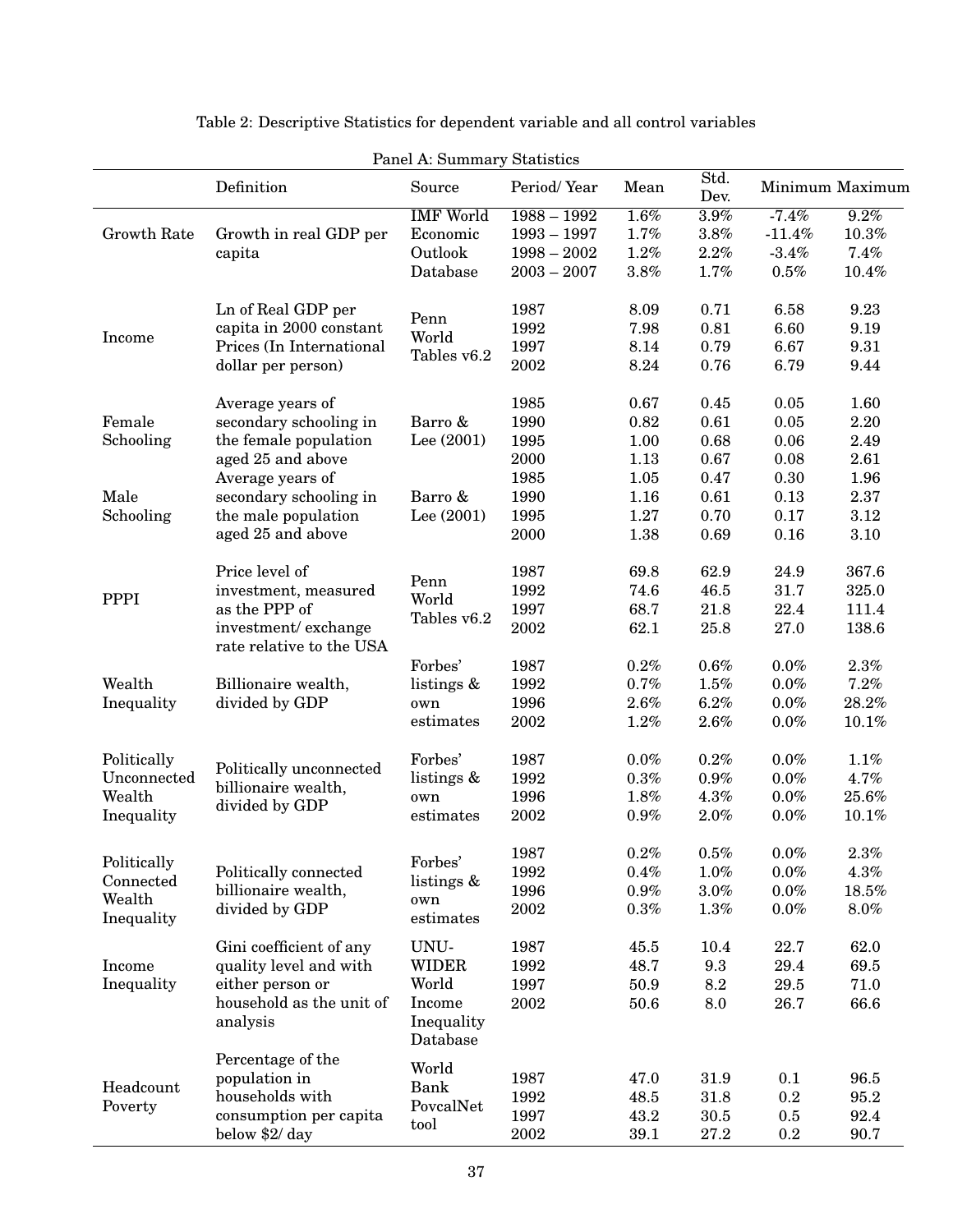Table 2: Descriptive Statistics for dependent variable and all control variables

Panel A: Summary Statistics

| | Definition | Source | Period/ Year | Mean | Std. Dev. | Minimum | Maximum |
|---|---|---|---|---|---|---|---|
| Growth Rate | Growth in real GDP per capita | IMF World Economic Outlook Database | 1988 – 1992 | 1.6% | 3.9% | -7.4% | 9.2% |
| | | | 1993 – 1997 | 1.7% | 3.8% | -11.4% | 10.3% |
| | | | 1998 – 2002 | 1.2% | 2.2% | -3.4% | 7.4% |
| | | | 2003 – 2007 | 3.8% | 1.7% | 0.5% | 10.4% |
| Income | Ln of Real GDP per capita in 2000 constant Prices (In International dollar per person) | Penn World Tables v6.2 | 1987 | 8.09 | 0.71 | 6.58 | 9.23 |
| | | | 1992 | 7.98 | 0.81 | 6.60 | 9.19 |
| | | | 1997 | 8.14 | 0.79 | 6.67 | 9.31 |
| | | | 2002 | 8.24 | 0.76 | 6.79 | 9.44 |
| Female Schooling | Average years of secondary schooling in the female population aged 25 and above | Barro & Lee (2001) | 1985 | 0.67 | 0.45 | 0.05 | 1.60 |
| | | | 1990 | 0.82 | 0.61 | 0.05 | 2.20 |
| | | | 1995 | 1.00 | 0.68 | 0.06 | 2.49 |
| | | | 2000 | 1.13 | 0.67 | 0.08 | 2.61 |
| Male Schooling | Average years of secondary schooling in the male population aged 25 and above | Barro & Lee (2001) | 1985 | 1.05 | 0.47 | 0.30 | 1.96 |
| | | | 1990 | 1.16 | 0.61 | 0.13 | 2.37 |
| | | | 1995 | 1.27 | 0.70 | 0.17 | 3.12 |
| | | | 2000 | 1.38 | 0.69 | 0.16 | 3.10 |
| PPPI | Price level of investment, measured as the PPP of investment/ exchange rate relative to the USA | Penn World Tables v6.2 | 1987 | 69.8 | 62.9 | 24.9 | 367.6 |
| | | | 1992 | 74.6 | 46.5 | 31.7 | 325.0 |
| | | | 1997 | 68.7 | 21.8 | 22.4 | 111.4 |
| | | | 2002 | 62.1 | 25.8 | 27.0 | 138.6 |
| Wealth Inequality | Billionaire wealth, divided by GDP | Forbes' listings & own estimates | 1987 | 0.2% | 0.6% | 0.0% | 2.3% |
| | | | 1992 | 0.7% | 1.5% | 0.0% | 7.2% |
| | | | 1996 | 2.6% | 6.2% | 0.0% | 28.2% |
| | | | 2002 | 1.2% | 2.6% | 0.0% | 10.1% |
| Politically Unconnected Wealth Inequality | Politically unconnected billionaire wealth, divided by GDP | Forbes' listings & own estimates | 1987 | 0.0% | 0.2% | 0.0% | 1.1% |
| | | | 1992 | 0.3% | 0.9% | 0.0% | 4.7% |
| | | | 1996 | 1.8% | 4.3% | 0.0% | 25.6% |
| | | | 2002 | 0.9% | 2.0% | 0.0% | 10.1% |
| Politically Connected Wealth Inequality | Politically connected billionaire wealth, divided by GDP | Forbes' listings & own estimates | 1987 | 0.2% | 0.5% | 0.0% | 2.3% |
| | | | 1992 | 0.4% | 1.0% | 0.0% | 4.3% |
| | | | 1996 | 0.9% | 3.0% | 0.0% | 18.5% |
| | | | 2002 | 0.3% | 1.3% | 0.0% | 8.0% |
| Income Inequality | Gini coefficient of any quality level and with either person or household as the unit of analysis | UNU-WIDER World Income Inequality Database | 1987 | 45.5 | 10.4 | 22.7 | 62.0 |
| | | | 1992 | 48.7 | 9.3 | 29.4 | 69.5 |
| | | | 1997 | 50.9 | 8.2 | 29.5 | 71.0 |
| | | | 2002 | 50.6 | 8.0 | 26.7 | 66.6 |
| Headcount Poverty | Percentage of the population in households with consumption per capita below $2/ day | World Bank PovcalNet tool | 1987 | 47.0 | 31.9 | 0.1 | 96.5 |
| | | | 1992 | 48.5 | 31.8 | 0.2 | 95.2 |
| | | | 1997 | 43.2 | 30.5 | 0.5 | 92.4 |
| | | | 2002 | 39.1 | 27.2 | 0.2 | 90.7 |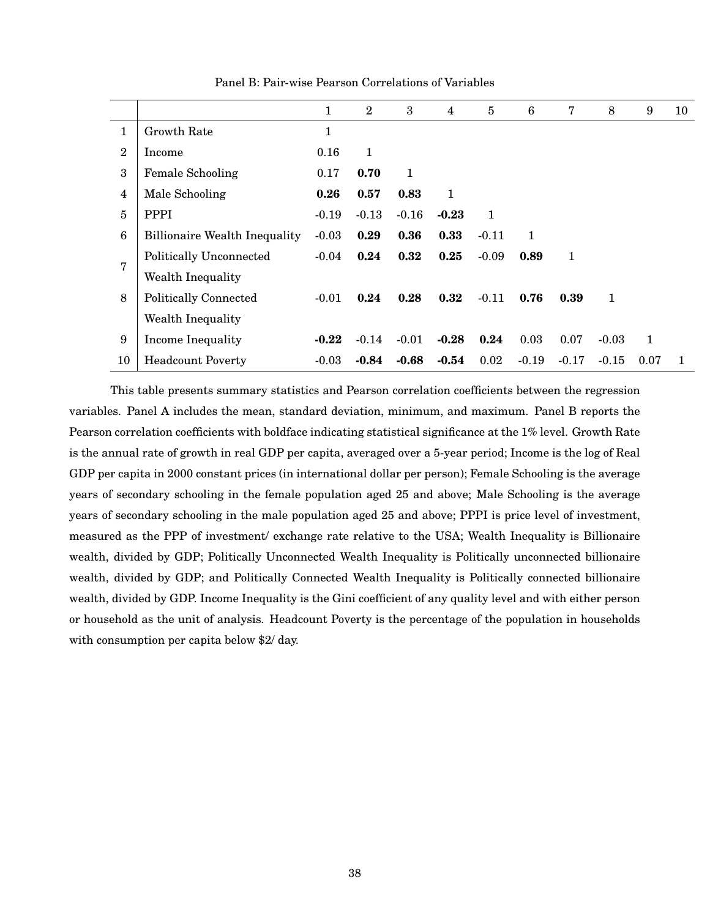Panel B: Pair-wise Pearson Correlations of Variables

| | | 1 | 2 | 3 | 4 | 5 | 6 | 7 | 8 | 9 | 10 |
|---|---|---|---|---|---|---|---|---|---|---|---|
| 1 | Growth Rate | 1 | | | | | | | | | |
| 2 | Income | 0.16 | 1 | | | | | | | | |
| 3 | Female Schooling | 0.17 | **0.70** | 1 | | | | | | | |
| 4 | Male Schooling | **0.26** | **0.57** | **0.83** | 1 | | | | | | |
| 5 | PPPI | -0.19 | -0.13 | -0.16 | **-0.23** | 1 | | | | | |
| 6 | Billionaire Wealth Inequality | -0.03 | **0.29** | **0.36** | **0.33** | -0.11 | 1 | | | | |
| 7 | Politically Unconnected Wealth Inequality | -0.04 | **0.24** | **0.32** | **0.25** | -0.09 | **0.89** | 1 | | | |
| 8 | Politically Connected Wealth Inequality | -0.01 | **0.24** | **0.28** | **0.32** | -0.11 | **0.76** | **0.39** | 1 | | |
| 9 | Income Inequality | **-0.22** | -0.14 | -0.01 | **-0.28** | **0.24** | 0.03 | 0.07 | -0.03 | 1 | |
| 10 | Headcount Poverty | -0.03 | **-0.84** | **-0.68** | **-0.54** | 0.02 | -0.19 | -0.17 | -0.15 | 0.07 | 1 |

This table presents summary statistics and Pearson correlation coefficients between the regression variables. Panel A includes the mean, standard deviation, minimum, and maximum. Panel B reports the Pearson correlation coefficients with boldface indicating statistical significance at the 1% level. Growth Rate is the annual rate of growth in real GDP per capita, averaged over a 5-year period; Income is the log of Real GDP per capita in 2000 constant prices (in international dollar per person); Female Schooling is the average years of secondary schooling in the female population aged 25 and above; Male Schooling is the average years of secondary schooling in the male population aged 25 and above; PPPI is price level of investment, measured as the PPP of investment/ exchange rate relative to the USA; Wealth Inequality is Billionaire wealth, divided by GDP; Politically Unconnected Wealth Inequality is Politically unconnected billionaire wealth, divided by GDP; and Politically Connected Wealth Inequality is Politically connected billionaire wealth, divided by GDP. Income Inequality is the Gini coefficient of any quality level and with either person or household as the unit of analysis. Headcount Poverty is the percentage of the population in households with consumption per capita below $2/ day.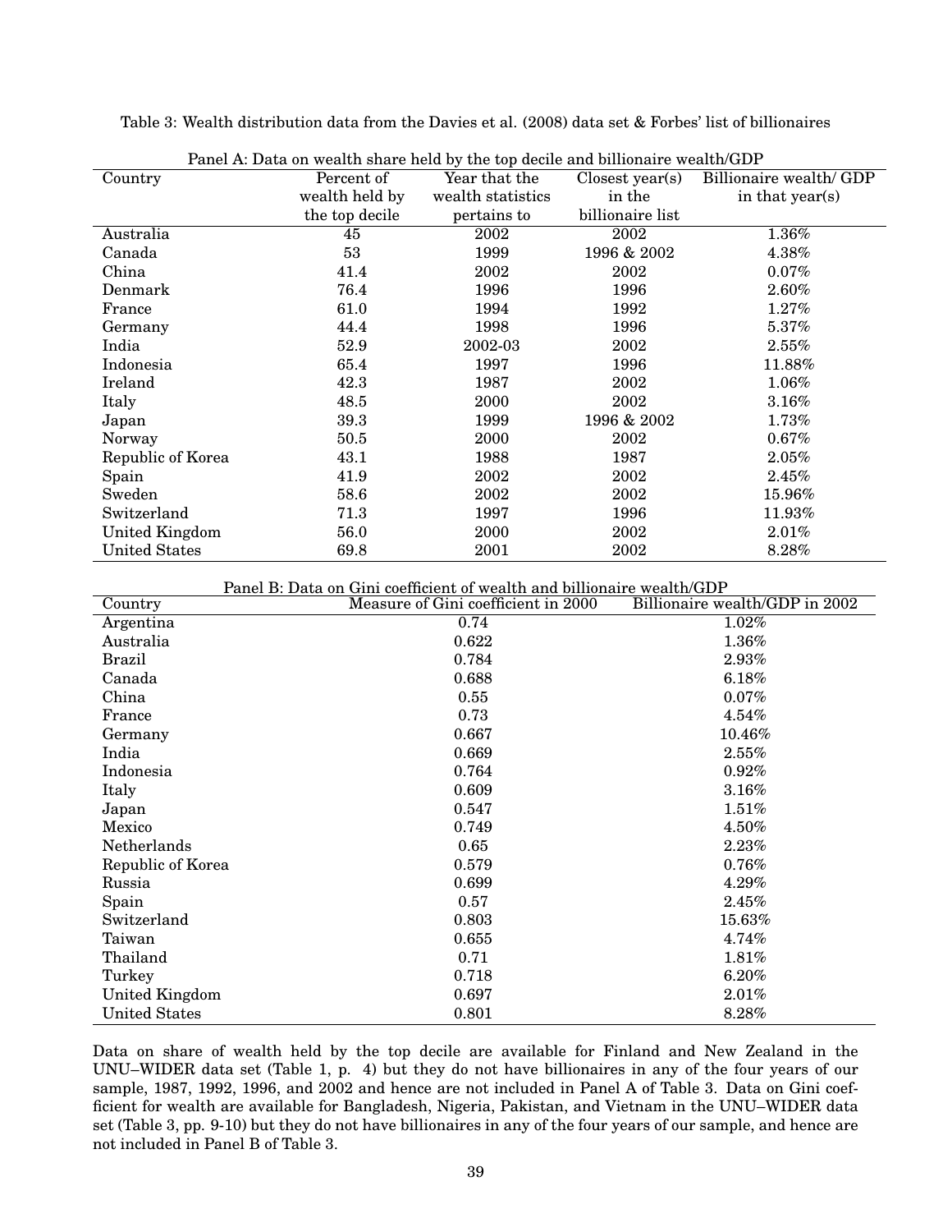Table 3: Wealth distribution data from the Davies et al. (2008) data set & Forbes' list of billionaires

Panel A: Data on wealth share held by the top decile and billionaire wealth/GDP

| Country | Percent of wealth held by the top decile | Year that the wealth statistics pertains to | Closest year(s) in the billionaire list | Billionaire wealth/ GDP in that year(s) |
|---|---|---|---|---|
| Australia | 45 | 2002 | 2002 | 1.36% |
| Canada | 53 | 1999 | 1996 & 2002 | 4.38% |
| China | 41.4 | 2002 | 2002 | 0.07% |
| Denmark | 76.4 | 1996 | 1996 | 2.60% |
| France | 61.0 | 1994 | 1992 | 1.27% |
| Germany | 44.4 | 1998 | 1996 | 5.37% |
| India | 52.9 | 2002-03 | 2002 | 2.55% |
| Indonesia | 65.4 | 1997 | 1996 | 11.88% |
| Ireland | 42.3 | 1987 | 2002 | 1.06% |
| Italy | 48.5 | 2000 | 2002 | 3.16% |
| Japan | 39.3 | 1999 | 1996 & 2002 | 1.73% |
| Norway | 50.5 | 2000 | 2002 | 0.67% |
| Republic of Korea | 43.1 | 1988 | 1987 | 2.05% |
| Spain | 41.9 | 2002 | 2002 | 2.45% |
| Sweden | 58.6 | 2002 | 2002 | 15.96% |
| Switzerland | 71.3 | 1997 | 1996 | 11.93% |
| United Kingdom | 56.0 | 2000 | 2002 | 2.01% |
| United States | 69.8 | 2001 | 2002 | 8.28% |

Panel B: Data on Gini coefficient of wealth and billionaire wealth/GDP

| Country | Measure of Gini coefficient in 2000 | Billionaire wealth/GDP in 2002 |
|---|---|---|
| Argentina | 0.74 | 1.02% |
| Australia | 0.622 | 1.36% |
| Brazil | 0.784 | 2.93% |
| Canada | 0.688 | 6.18% |
| China | 0.55 | 0.07% |
| France | 0.73 | 4.54% |
| Germany | 0.667 | 10.46% |
| India | 0.669 | 2.55% |
| Indonesia | 0.764 | 0.92% |
| Italy | 0.609 | 3.16% |
| Japan | 0.547 | 1.51% |
| Mexico | 0.749 | 4.50% |
| Netherlands | 0.65 | 2.23% |
| Republic of Korea | 0.579 | 0.76% |
| Russia | 0.699 | 4.29% |
| Spain | 0.57 | 2.45% |
| Switzerland | 0.803 | 15.63% |
| Taiwan | 0.655 | 4.74% |
| Thailand | 0.71 | 1.81% |
| Turkey | 0.718 | 6.20% |
| United Kingdom | 0.697 | 2.01% |
| United States | 0.801 | 8.28% |

Data on share of wealth held by the top decile are available for Finland and New Zealand in the UNU–WIDER data set (Table 1, p. 4) but they do not have billionaires in any of the four years of our sample, 1987, 1992, 1996, and 2002 and hence are not included in Panel A of Table 3. Data on Gini coefficient for wealth are available for Bangladesh, Nigeria, Pakistan, and Vietnam in the UNU–WIDER data set (Table 3, pp. 9-10) but they do not have billionaires in any of the four years of our sample, and hence are not included in Panel B of Table 3.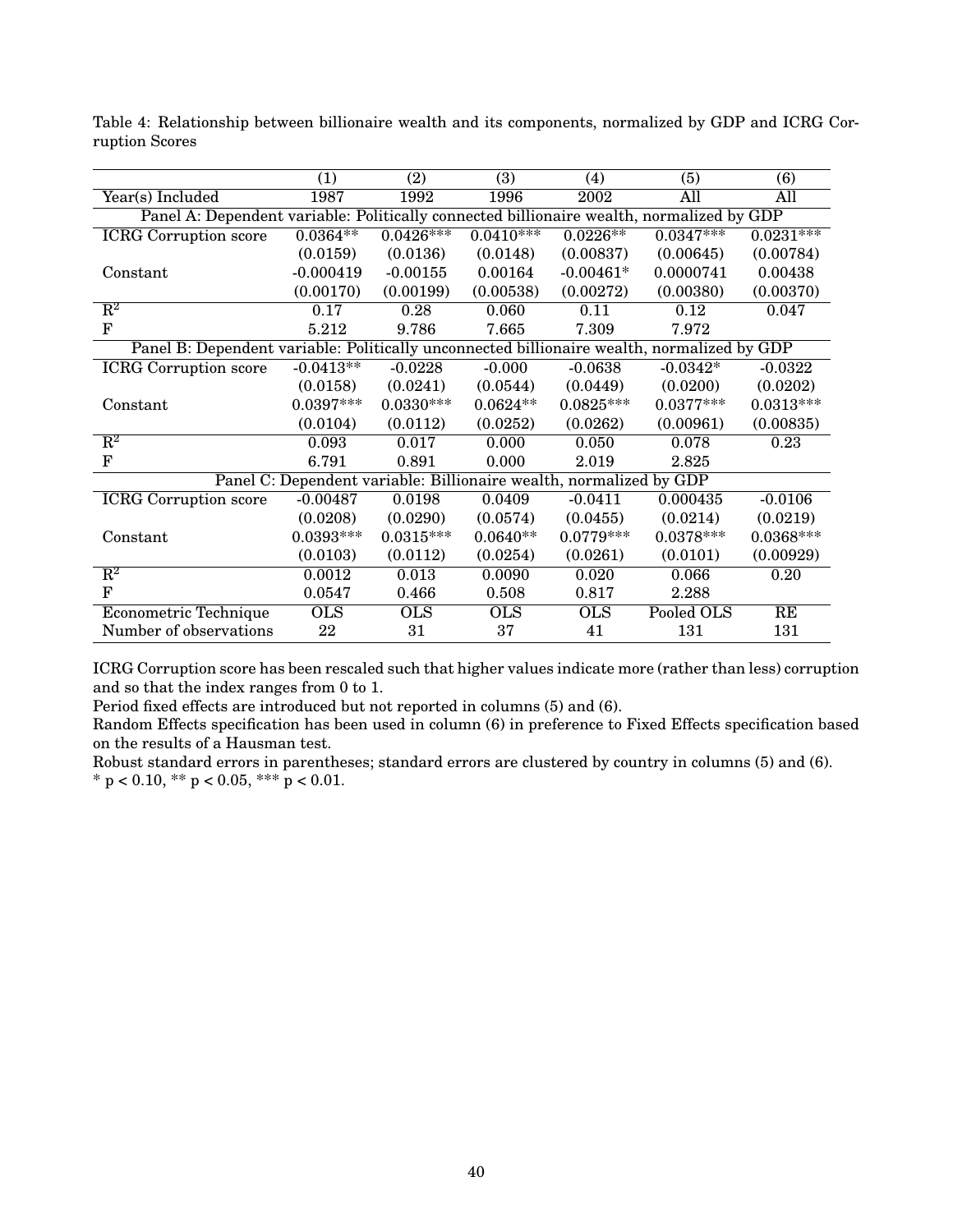Table 4: Relationship between billionaire wealth and its components, normalized by GDP and ICRG Corruption Scores

| | (1) | (2) | (3) | (4) | (5) | (6) |
|---|---|---|---|---|---|---|
| Year(s) Included | 1987 | 1992 | 1996 | 2002 | All | All |
| Panel A: Dependent variable: Politically connected billionaire wealth, normalized by GDP | | | | | | |
| ICRG Corruption score | 0.0364** | 0.0426*** | 0.0410*** | 0.0226** | 0.0347*** | 0.0231*** |
| | (0.0159) | (0.0136) | (0.0148) | (0.00837) | (0.00645) | (0.00784) |
| Constant | -0.000419 | -0.00155 | 0.00164 | -0.00461* | 0.0000741 | 0.00438 |
| | (0.00170) | (0.00199) | (0.00538) | (0.00272) | (0.00380) | (0.00370) |
| $R^2$ | 0.17 | 0.28 | 0.060 | 0.11 | 0.12 | 0.047 |
| F | 5.212 | 9.786 | 7.665 | 7.309 | 7.972 | |
| Panel B: Dependent variable: Politically unconnected billionaire wealth, normalized by GDP | | | | | | |
| ICRG Corruption score | -0.0413** | -0.0228 | -0.000 | -0.0638 | -0.0342* | -0.0322 |
| | (0.0158) | (0.0241) | (0.0544) | (0.0449) | (0.0200) | (0.0202) |
| Constant | 0.0397*** | 0.0330*** | 0.0624** | 0.0825*** | 0.0377*** | 0.0313*** |
| | (0.0104) | (0.0112) | (0.0252) | (0.0262) | (0.00961) | (0.00835) |
| $R^2$ | 0.093 | 0.017 | 0.000 | 0.050 | 0.078 | 0.23 |
| F | 6.791 | 0.891 | 0.000 | 2.019 | 2.825 | |
| Panel C: Dependent variable: Billionaire wealth, normalized by GDP | | | | | | |
| ICRG Corruption score | -0.00487 | 0.0198 | 0.0409 | -0.0411 | 0.000435 | -0.0106 |
| | (0.0208) | (0.0290) | (0.0574) | (0.0455) | (0.0214) | (0.0219) |
| Constant | 0.0393*** | 0.0315*** | 0.0640** | 0.0779*** | 0.0378*** | 0.0368*** |
| | (0.0103) | (0.0112) | (0.0254) | (0.0261) | (0.0101) | (0.00929) |
| $R^2$ | 0.0012 | 0.013 | 0.0090 | 0.020 | 0.066 | 0.20 |
| F | 0.0547 | 0.466 | 0.508 | 0.817 | 2.288 | |
| Econometric Technique | OLS | OLS | OLS | OLS | Pooled OLS | RE |
| Number of observations | 22 | 31 | 37 | 41 | 131 | 131 |

ICRG Corruption score has been rescaled such that higher values indicate more (rather than less) corruption and so that the index ranges from 0 to 1.

Period fixed effects are introduced but not reported in columns (5) and (6).

Random Effects specification has been used in column (6) in preference to Fixed Effects specification based on the results of a Hausman test.

Robust standard errors in parentheses; standard errors are clustered by country in columns (5) and (6).

* $p < 0.10$, ** $p < 0.05$, *** $p < 0.01$.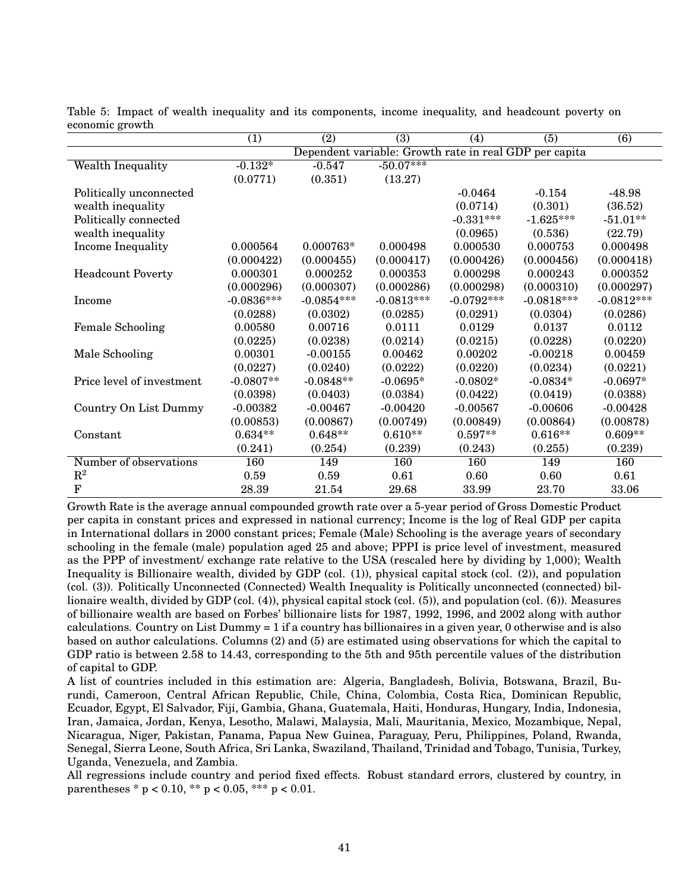Table 5: Impact of wealth inequality and its components, income inequality, and headcount poverty on economic growth

| | (1) | (2) | (3) | (4) | (5) | (6) |
|---|---|---|---|---|---|---|
| | Dependent variable: Growth rate in real GDP per capita | | | | | |
| Wealth Inequality | -0.132* | -0.547 | -50.07*** | | | |
| | (0.0771) | (0.351) | (13.27) | | | |
| Politically unconnected wealth inequality | | | | -0.0464 | -0.154 | -48.98 |
| | | | | (0.0714) | (0.301) | (36.52) |
| Politically connected wealth inequality | | | | -0.331*** | -1.625*** | -51.01** |
| | | | | (0.0965) | (0.536) | (22.79) |
| Income Inequality | 0.000564 | 0.000763* | 0.000498 | 0.000530 | 0.000753 | 0.000498 |
| | (0.000422) | (0.000455) | (0.000417) | (0.000426) | (0.000456) | (0.000418) |
| Headcount Poverty | 0.000301 | 0.000252 | 0.000353 | 0.000298 | 0.000243 | 0.000352 |
| | (0.000296) | (0.000307) | (0.000286) | (0.000298) | (0.000310) | (0.000297) |
| Income | -0.0836*** | -0.0854*** | -0.0813*** | -0.0792*** | -0.0818*** | -0.0812*** |
| | (0.0288) | (0.0302) | (0.0285) | (0.0291) | (0.0304) | (0.0286) |
| Female Schooling | 0.00580 | 0.00716 | 0.0111 | 0.0129 | 0.0137 | 0.0112 |
| | (0.0225) | (0.0238) | (0.0214) | (0.0215) | (0.0228) | (0.0220) |
| Male Schooling | 0.00301 | -0.00155 | 0.00462 | 0.00202 | -0.00218 | 0.00459 |
| | (0.0227) | (0.0240) | (0.0222) | (0.0220) | (0.0234) | (0.0221) |
| Price level of investment | -0.0807** | -0.0848** | -0.0695* | -0.0802* | -0.0834* | -0.0697* |
| | (0.0398) | (0.0403) | (0.0384) | (0.0422) | (0.0419) | (0.0388) |
| Country On List Dummy | -0.00382 | -0.00467 | -0.00420 | -0.00567 | -0.00606 | -0.00428 |
| | (0.00853) | (0.00867) | (0.00749) | (0.00849) | (0.00864) | (0.00878) |
| Constant | 0.634** | 0.648** | 0.610** | 0.597** | 0.616** | 0.609** |
| | (0.241) | (0.254) | (0.239) | (0.243) | (0.255) | (0.239) |
| Number of observations | 160 | 149 | 160 | 160 | 149 | 160 |
| $R^2$ | 0.59 | 0.59 | 0.61 | 0.60 | 0.60 | 0.61 |
| F | 28.39 | 21.54 | 29.68 | 33.99 | 23.70 | 33.06 |

Growth Rate is the average annual compounded growth rate over a 5-year period of Gross Domestic Product per capita in constant prices and expressed in national currency; Income is the log of Real GDP per capita in International dollars in 2000 constant prices; Female (Male) Schooling is the average years of secondary schooling in the female (male) population aged 25 and above; PPPI is price level of investment, measured as the PPP of investment/ exchange rate relative to the USA (rescaled here by dividing by 1,000); Wealth Inequality is Billionaire wealth, divided by GDP (col. (1)), physical capital stock (col. (2)), and population (col. (3)). Politically Unconnected (Connected) Wealth Inequality is Politically unconnected (connected) billionaire wealth, divided by GDP (col. (4)), physical capital stock (col. (5)), and population (col. (6)). Measures of billionaire wealth are based on Forbes' billionaire lists for 1987, 1992, 1996, and 2002 along with author calculations. Country on List Dummy = 1 if a country has billionaires in a given year, 0 otherwise and is also based on author calculations. Columns (2) and (5) are estimated using observations for which the capital to GDP ratio is between 2.58 to 14.43, corresponding to the 5th and 95th percentile values of the distribution of capital to GDP.

A list of countries included in this estimation are: Algeria, Bangladesh, Bolivia, Botswana, Brazil, Burundi, Cameroon, Central African Republic, Chile, China, Colombia, Costa Rica, Dominican Republic, Ecuador, Egypt, El Salvador, Fiji, Gambia, Ghana, Guatemala, Haiti, Honduras, Hungary, India, Indonesia, Iran, Jamaica, Jordan, Kenya, Lesotho, Malawi, Malaysia, Mali, Mauritania, Mexico, Mozambique, Nepal, Nicaragua, Niger, Pakistan, Panama, Papua New Guinea, Paraguay, Peru, Philippines, Poland, Rwanda, Senegal, Sierra Leone, South Africa, Sri Lanka, Swaziland, Thailand, Trinidad and Tobago, Tunisia, Turkey, Uganda, Venezuela, and Zambia.

All regressions include country and period fixed effects. Robust standard errors, clustered by country, in parentheses * $p < 0.10$, ** $p < 0.05$, *** $p < 0.01$.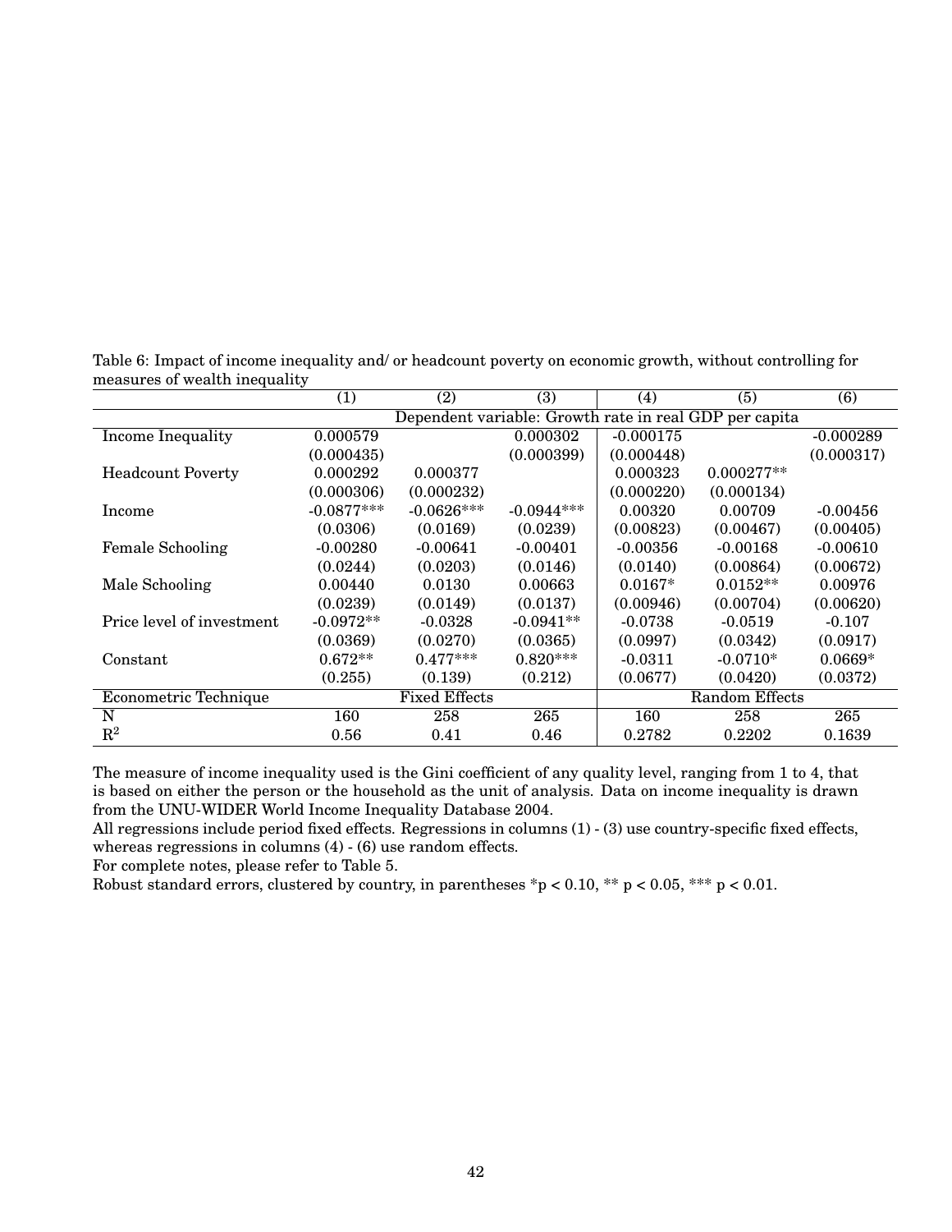Table 6: Impact of income inequality and/ or headcount poverty on economic growth, without controlling for measures of wealth inequality

| | (1) | (2) | (3) | (4) | (5) | (6) |
|---|---|---|---|---|---|---|
| | Dependent variable: Growth rate in real GDP per capita | | | | | |
| Income Inequality | 0.000579 | | 0.000302 | -0.000175 | | -0.000289 |
| | (0.000435) | | (0.000399) | (0.000448) | | (0.000317) |
| Headcount Poverty | 0.000292 | 0.000377 | | 0.000323 | 0.000277** | |
| | (0.000306) | (0.000232) | | (0.000220) | (0.000134) | |
| Income | -0.0877*** | -0.0626*** | -0.0944*** | 0.00320 | 0.00709 | -0.00456 |
| | (0.0306) | (0.0169) | (0.0239) | (0.00823) | (0.00467) | (0.00405) |
| Female Schooling | -0.00280 | -0.00641 | -0.00401 | -0.00356 | -0.00168 | -0.00610 |
| | (0.0244) | (0.0203) | (0.0146) | (0.0140) | (0.00864) | (0.00672) |
| Male Schooling | 0.00440 | 0.0130 | 0.00663 | 0.0167* | 0.0152** | 0.00976 |
| | (0.0239) | (0.0149) | (0.0137) | (0.00946) | (0.00704) | (0.00620) |
| Price level of investment | -0.0972** | -0.0328 | -0.0941** | -0.0738 | -0.0519 | -0.107 |
| | (0.0369) | (0.0270) | (0.0365) | (0.0997) | (0.0342) | (0.0917) |
| Constant | 0.672** | 0.477*** | 0.820*** | -0.0311 | -0.0710* | 0.0669* |
| | (0.255) | (0.139) | (0.212) | (0.0677) | (0.0420) | (0.0372) |
| Econometric Technique | Fixed Effects | | | Random Effects | | |
| N | 160 | 258 | 265 | 160 | 258 | 265 |
| $R^2$ | 0.56 | 0.41 | 0.46 | 0.2782 | 0.2202 | 0.1639 |

The measure of income inequality used is the Gini coefficient of any quality level, ranging from 1 to 4, that is based on either the person or the household as the unit of analysis. Data on income inequality is drawn from the UNU-WIDER World Income Inequality Database 2004.

All regressions include period fixed effects. Regressions in columns (1) - (3) use country-specific fixed effects, whereas regressions in columns (4) - (6) use random effects.

For complete notes, please refer to Table 5.

Robust standard errors, clustered by country, in parentheses *$p < 0.10$, ** $p < 0.05$, *** $p < 0.01$.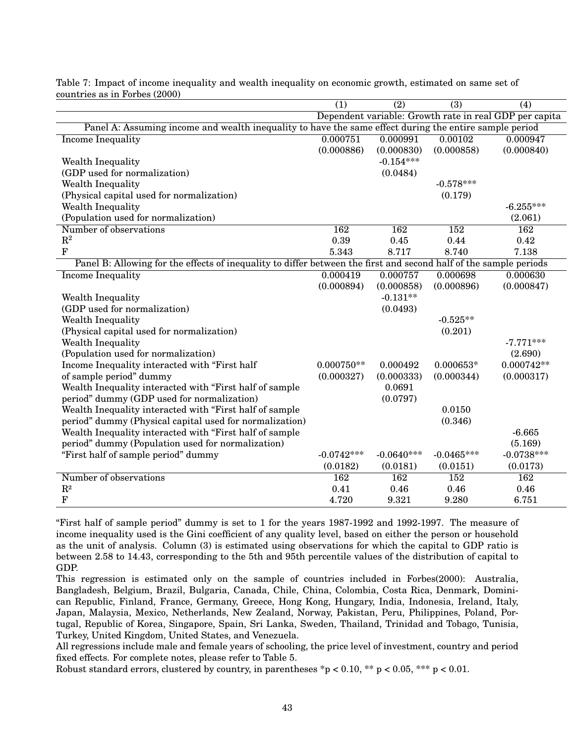Table 7: Impact of income inequality and wealth inequality on economic growth, estimated on same set of countries as in Forbes (2000)

| | (1) | (2) | (3) | (4) |
|---|---|---|---|---|
| | Dependent variable: Growth rate in real GDP per capita | | | |
| Panel A: Assuming income and wealth inequality to have the same effect during the entire sample period | | | | |
| Income Inequality | 0.000751 | 0.000991 | 0.00102 | 0.000947 |
| | (0.000886) | (0.000830) | (0.000858) | (0.000840) |
| Wealth Inequality (GDP used for normalization) | | -0.154*** | | |
| | | (0.0484) | | |
| Wealth Inequality (Physical capital used for normalization) | | | -0.578*** | |
| | | | (0.179) | |
| Wealth Inequality (Population used for normalization) | | | | -6.255*** |
| | | | | (2.061) |
| Number of observations | 162 | 162 | 152 | 162 |
| $R^2$ | 0.39 | 0.45 | 0.44 | 0.42 |
| F | 5.343 | 8.717 | 8.740 | 7.138 |
| Panel B: Allowing for the effects of inequality to differ between the first and second half of the sample periods | | | | |
| Income Inequality | 0.000419 | 0.000757 | 0.000698 | 0.000630 |
| | (0.000894) | (0.000858) | (0.000896) | (0.000847) |
| Wealth Inequality (GDP used for normalization) | | -0.131** | | |
| | | (0.0493) | | |
| Wealth Inequality (Physical capital used for normalization) | | | -0.525** | |
| | | | (0.201) | |
| Wealth Inequality (Population used for normalization) | | | | -7.771*** |
| | | | | (2.690) |
| Income Inequality interacted with "First half of sample period" dummy | 0.000750** | 0.000492 | 0.000653* | 0.000742** |
| | (0.000327) | (0.000333) | (0.000344) | (0.000317) |
| Wealth Inequality interacted with "First half of sample period" dummy (GDP used for normalization) | | 0.0691 | | |
| | | (0.0797) | | |
| Wealth Inequality interacted with "First half of sample period" dummy (Physical capital used for normalization) | | | 0.0150 | |
| | | | (0.346) | |
| Wealth Inequality interacted with "First half of sample period" dummy (Population used for normalization) | | | | -6.665 |
| | | | | (5.169) |
| "First half of sample period" dummy | -0.0742*** | -0.0640*** | -0.0465*** | -0.0738*** |
| | (0.0182) | (0.0181) | (0.0151) | (0.0173) |
| Number of observations | 162 | 162 | 152 | 162 |
| $R^2$ | 0.41 | 0.46 | 0.46 | 0.46 |
| F | 4.720 | 9.321 | 9.280 | 6.751 |

"First half of sample period" dummy is set to 1 for the years 1987-1992 and 1992-1997. The measure of income inequality used is the Gini coefficient of any quality level, based on either the person or household as the unit of analysis. Column (3) is estimated using observations for which the capital to GDP ratio is between 2.58 to 14.43, corresponding to the 5th and 95th percentile values of the distribution of capital to GDP.

This regression is estimated only on the sample of countries included in Forbes(2000): Australia, Bangladesh, Belgium, Brazil, Bulgaria, Canada, Chile, China, Colombia, Costa Rica, Denmark, Dominican Republic, Finland, France, Germany, Greece, Hong Kong, Hungary, India, Indonesia, Ireland, Italy, Japan, Malaysia, Mexico, Netherlands, New Zealand, Norway, Pakistan, Peru, Philippines, Poland, Portugal, Republic of Korea, Singapore, Spain, Sri Lanka, Sweden, Thailand, Trinidad and Tobago, Tunisia, Turkey, United Kingdom, United States, and Venezuela.

All regressions include male and female years of schooling, the price level of investment, country and period fixed effects. For complete notes, please refer to Table 5.

Robust standard errors, clustered by country, in parentheses *$p < 0.10$, ** $p < 0.05$, *** $p < 0.01$.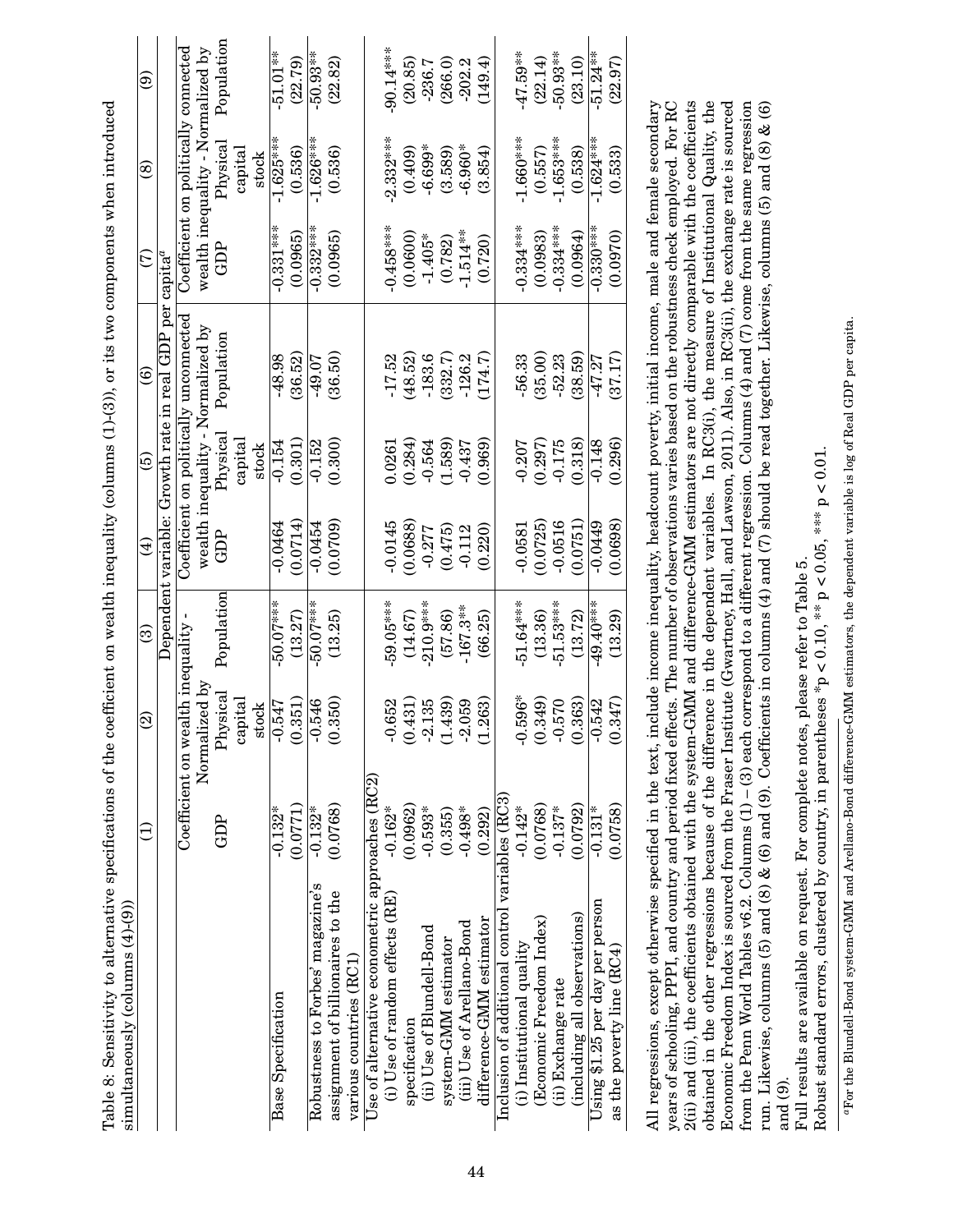Table 8: Sensitivity to alternative specifications of the coefficient on wealth inequality (columns (1)-(3)), or its two components when introduced simultaneously (columns (4)-(9))

| | (1) | (2) | (3) | (4) | (5) | (6) | (7) | (8) | (9) |
|---|---|---|---|---|---|---|---|---|---|
| | Dependent variable: Growth rate in real GDP per capita[a] | | | | | | | | |
| | Coefficient on wealth inequality - Normalized by | | | Coefficient on politically unconnected wealth inequality - Normalized by | | | Coefficient on politically connected wealth inequality - Normalized by | | |
| | GDP | Physical capital stock | Population | GDP | Physical capital stock | Population | GDP | Physical capital stock | Population |
| Base Specification | -0.132* | -0.547 | -50.07*** | -0.0464 | -0.154 | -48.98 | -0.331*** | -1.625*** | -51.01** |
| | (0.0771) | (0.351) | (13.27) | (0.0714) | (0.301) | (36.52) | (0.0965) | (0.536) | (22.79) |
| Robustness to Forbes' magazine's assignment of billionaires to the various countries (RC1) | -0.132* | -0.546 | -50.07*** | -0.0454 | -0.152 | -49.07 | -0.332*** | -1.626*** | -50.93** |
| | (0.0768) | (0.350) | (13.25) | (0.0709) | (0.300) | (36.50) | (0.0965) | (0.536) | (22.82) |
| Use of alternative econometric approaches (RC2) | | | | | | | | | |
| (i) Use of random effects (RE) specification | -0.162* | -0.652 | -59.05*** | -0.0145 | 0.0261 | -17.52 | -0.458*** | -2.332*** | -90.14*** |
| | (0.0962) | (0.431) | (14.67) | (0.0688) | (0.284) | (48.52) | (0.0600) | (0.409) | (20.85) |
| (ii) Use of Blundell-Bond system-GMM estimator | -0.593* | -2.135 | -210.9*** | -0.277 | -0.564 | -183.6 | -1.405* | -6.699* | -236.7 |
| | (0.355) | (1.439) | (57.86) | (0.475) | (1.589) | (332.7) | (0.782) | (3.589) | (266.0) |
| (iii) Use of Arellano-Bond difference-GMM estimator | -0.498* | -2.059 | -167.3** | -0.112 | -0.437 | -126.2 | -1.514** | -6.960* | -202.2 |
| | (0.292) | (1.263) | (66.25) | (0.220) | (0.969) | (174.7) | (0.720) | (3.854) | (149.4) |
| Inclusion of additional control variables (RC3) | | | | | | | | | |
| (i) Institutional quality (Economic Freedom Index) | -0.142* | -0.596* | -51.64*** | -0.0581 | -0.207 | -56.33 | -0.334*** | -1.660*** | -47.59** |
| | (0.0768) | (0.349) | (13.36) | (0.0725) | (0.297) | (35.00) | (0.0983) | (0.557) | (22.14) |
| (ii) Exchange rate (including all observations) | -0.137* | -0.570 | -51.53*** | -0.0516 | -0.175 | -52.23 | -0.334*** | -1.653*** | -50.93** |
| | (0.0792) | (0.363) | (13.72) | (0.0751) | (0.318) | (38.59) | (0.0964) | (0.538) | (23.10) |
| Using $1.25 per day per person as the poverty line (RC4) | -0.131* | -0.542 | -49.40*** | -0.0449 | -0.148 | -47.27 | -0.330*** | -1.624*** | -51.24** |
| | (0.0758) | (0.347) | (13.29) | (0.0698) | (0.296) | (37.17) | (0.0970) | (0.533) | (22.97) |

All regressions, except otherwise specified in the text, include income inequality, headcount poverty, initial income, male and female secondary years of schooling, PPPI, and country and period fixed effects. The number of observations varies based on the robustness check employed. For RC 2(ii) and (iii), the coefficients obtained with the system-GMM and difference-GMM estimators are not directly comparable with the coefficients obtained in the other regressions because of the difference in the dependent variables. In RC3(i), the measure of Institutional Quality, the Economic Freedom Index is sourced from the Fraser Institute (Gwartney, Hall, and Lawson, 2011). Also, in RC3(ii), the exchange rate is sourced from the Penn World Tables v6.2. Columns (1) – (3) each correspond to a different regression. Columns (4) and (7) come from the same regression run. Likewise, columns (5) and (8) & (6) and (9). Coefficients in columns (4) and (7) should be read together. Likewise, columns (5) and (8) & (6) and (9).

Full results are available on request. For complete notes, please refer to Table 5.

Robust standard errors, clustered by country, in parentheses *p < 0.10, ** p < 0.05, *** p < 0.01.

[a] For the Blundell-Bond system-GMM and Arellano-Bond difference-GMM estimators, the dependent variable is log of Real GDP per capita.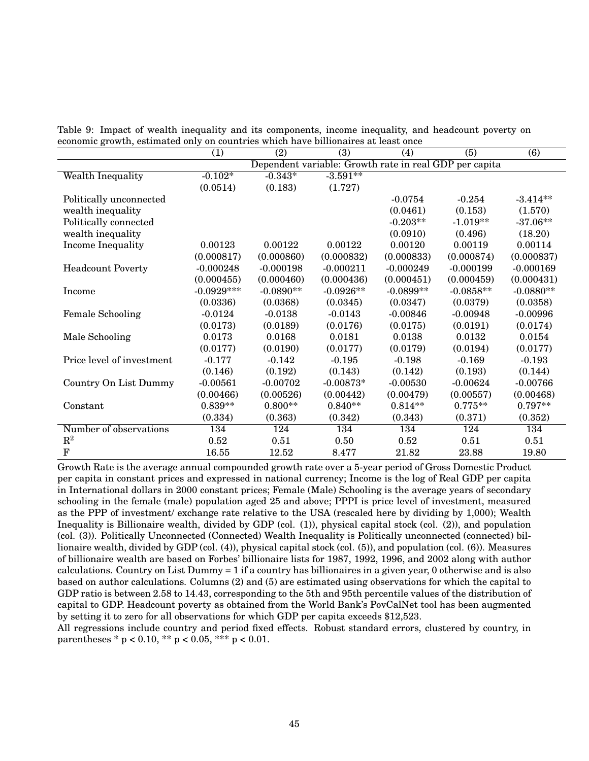Table 9: Impact of wealth inequality and its components, income inequality, and headcount poverty on economic growth, estimated only on countries which have billionaires at least once

| | (1) | (2) | (3) | (4) | (5) | (6) |
|---|---|---|---|---|---|---|
| | Dependent variable: Growth rate in real GDP per capita | | | | | |
| Wealth Inequality | -0.102* | -0.343* | -3.591** | | | |
| | (0.0514) | (0.183) | (1.727) | | | |
| Politically unconnected wealth inequality | | | | -0.0754 | -0.254 | -3.414** |
| | | | | (0.0461) | (0.153) | (1.570) |
| Politically connected wealth inequality | | | | -0.203** | -1.019** | -37.06** |
| | | | | (0.0910) | (0.496) | (18.20) |
| Income Inequality | 0.00123 | 0.00122 | 0.00122 | 0.00120 | 0.00119 | 0.00114 |
| | (0.000817) | (0.000860) | (0.000832) | (0.000833) | (0.000874) | (0.000837) |
| Headcount Poverty | -0.000248 | -0.000198 | -0.000211 | -0.000249 | -0.000199 | -0.000169 |
| | (0.000455) | (0.000460) | (0.000436) | (0.000451) | (0.000459) | (0.000431) |
| Income | -0.0929*** | -0.0890** | -0.0926** | -0.0899** | -0.0858** | -0.0880** |
| | (0.0336) | (0.0368) | (0.0345) | (0.0347) | (0.0379) | (0.0358) |
| Female Schooling | -0.0124 | -0.0138 | -0.0143 | -0.00846 | -0.00948 | -0.00996 |
| | (0.0173) | (0.0189) | (0.0176) | (0.0175) | (0.0191) | (0.0174) |
| Male Schooling | 0.0173 | 0.0168 | 0.0181 | 0.0138 | 0.0132 | 0.0154 |
| | (0.0177) | (0.0190) | (0.0177) | (0.0179) | (0.0194) | (0.0177) |
| Price level of investment | -0.177 | -0.142 | -0.195 | -0.198 | -0.169 | -0.193 |
| | (0.146) | (0.192) | (0.143) | (0.142) | (0.193) | (0.144) |
| Country On List Dummy | -0.00561 | -0.00702 | -0.00873* | -0.00530 | -0.00624 | -0.00766 |
| | (0.00466) | (0.00526) | (0.00442) | (0.00479) | (0.00557) | (0.00468) |
| Constant | 0.839** | 0.800** | 0.840** | 0.814** | 0.775** | 0.797** |
| | (0.334) | (0.363) | (0.342) | (0.343) | (0.371) | (0.352) |
| Number of observations | 134 | 124 | 134 | 134 | 124 | 134 |
| $R^2$ | 0.52 | 0.51 | 0.50 | 0.52 | 0.51 | 0.51 |
| F | 16.55 | 12.52 | 8.477 | 21.82 | 23.88 | 19.80 |

Growth Rate is the average annual compounded growth rate over a 5-year period of Gross Domestic Product per capita in constant prices and expressed in national currency; Income is the log of Real GDP per capita in International dollars in 2000 constant prices; Female (Male) Schooling is the average years of secondary schooling in the female (male) population aged 25 and above; PPPI is price level of investment, measured as the PPP of investment/ exchange rate relative to the USA (rescaled here by dividing by 1,000); Wealth Inequality is Billionaire wealth, divided by GDP (col. (1)), physical capital stock (col. (2)), and population (col. (3)). Politically Unconnected (Connected) Wealth Inequality is Politically unconnected (connected) billionaire wealth, divided by GDP (col. (4)), physical capital stock (col. (5)), and population (col. (6)). Measures of billionaire wealth are based on Forbes' billionaire lists for 1987, 1992, 1996, and 2002 along with author calculations. Country on List Dummy = 1 if a country has billionaires in a given year, 0 otherwise and is also based on author calculations. Columns (2) and (5) are estimated using observations for which the capital to GDP ratio is between 2.58 to 14.43, corresponding to the 5th and 95th percentile values of the distribution of capital to GDP. Headcount poverty as obtained from the World Bank's PovCalNet tool has been augmented by setting it to zero for all observations for which GDP per capita exceeds $12,523.

All regressions include country and period fixed effects. Robust standard errors, clustered by country, in parentheses * $p < 0.10$, ** $p < 0.05$, *** $p < 0.01$.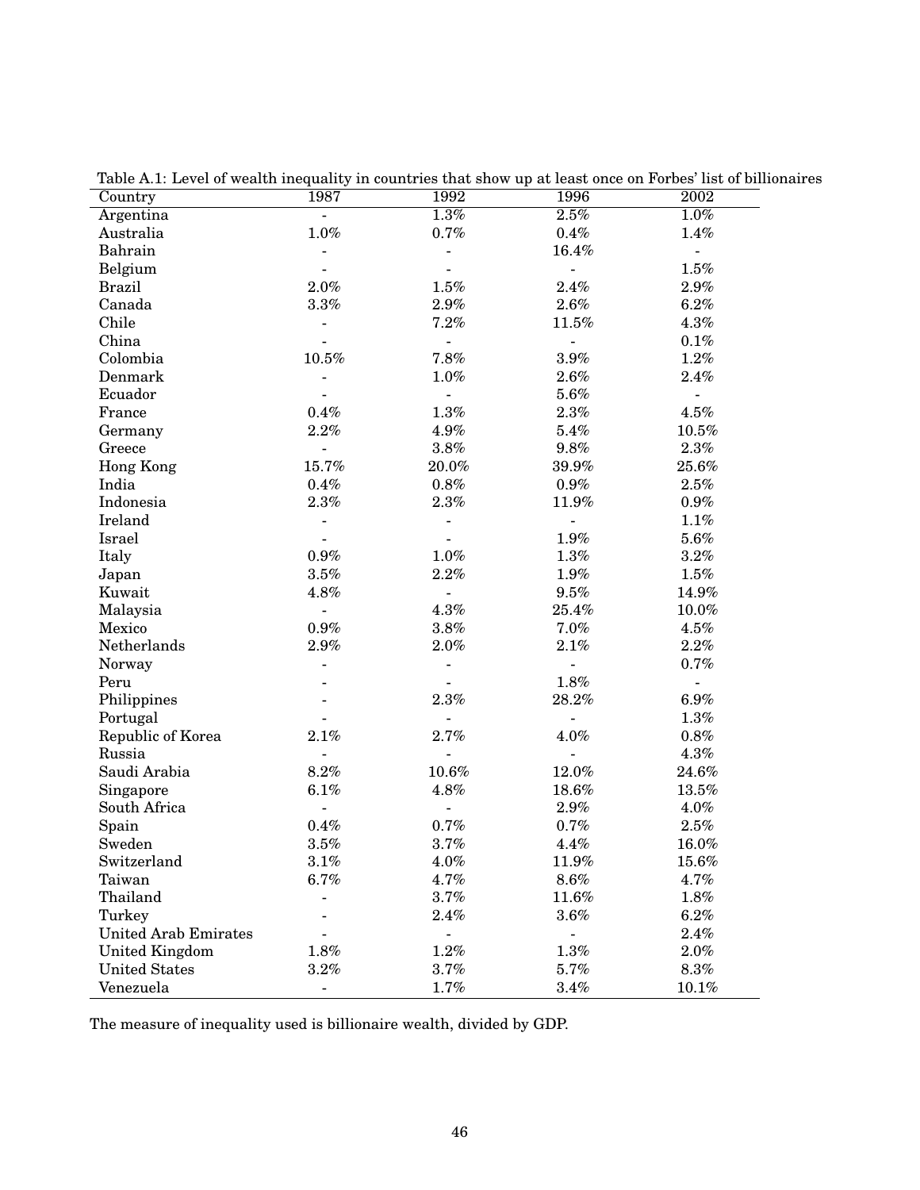Table A.1: Level of wealth inequality in countries that show up at least once on Forbes' list of billionaires

| Country | 1987 | 1992 | 1996 | 2002 |
|---|---|---|---|---|
| Argentina | - | 1.3% | 2.5% | 1.0% |
| Australia | 1.0% | 0.7% | 0.4% | 1.4% |
| Bahrain | - | - | 16.4% | - |
| Belgium | - | - | - | 1.5% |
| Brazil | 2.0% | 1.5% | 2.4% | 2.9% |
| Canada | 3.3% | 2.9% | 2.6% | 6.2% |
| Chile | - | 7.2% | 11.5% | 4.3% |
| China | - | - | - | 0.1% |
| Colombia | 10.5% | 7.8% | 3.9% | 1.2% |
| Denmark | - | 1.0% | 2.6% | 2.4% |
| Ecuador | - | - | 5.6% | - |
| France | 0.4% | 1.3% | 2.3% | 4.5% |
| Germany | 2.2% | 4.9% | 5.4% | 10.5% |
| Greece | - | 3.8% | 9.8% | 2.3% |
| Hong Kong | 15.7% | 20.0% | 39.9% | 25.6% |
| India | 0.4% | 0.8% | 0.9% | 2.5% |
| Indonesia | 2.3% | 2.3% | 11.9% | 0.9% |
| Ireland | - | - | - | 1.1% |
| Israel | - | - | 1.9% | 5.6% |
| Italy | 0.9% | 1.0% | 1.3% | 3.2% |
| Japan | 3.5% | 2.2% | 1.9% | 1.5% |
| Kuwait | 4.8% | - | 9.5% | 14.9% |
| Malaysia | - | 4.3% | 25.4% | 10.0% |
| Mexico | 0.9% | 3.8% | 7.0% | 4.5% |
| Netherlands | 2.9% | 2.0% | 2.1% | 2.2% |
| Norway | - | - | - | 0.7% |
| Peru | - | - | 1.8% | - |
| Philippines | - | 2.3% | 28.2% | 6.9% |
| Portugal | - | - | - | 1.3% |
| Republic of Korea | 2.1% | 2.7% | 4.0% | 0.8% |
| Russia | - | - | - | 4.3% |
| Saudi Arabia | 8.2% | 10.6% | 12.0% | 24.6% |
| Singapore | 6.1% | 4.8% | 18.6% | 13.5% |
| South Africa | - | - | 2.9% | 4.0% |
| Spain | 0.4% | 0.7% | 0.7% | 2.5% |
| Sweden | 3.5% | 3.7% | 4.4% | 16.0% |
| Switzerland | 3.1% | 4.0% | 11.9% | 15.6% |
| Taiwan | 6.7% | 4.7% | 8.6% | 4.7% |
| Thailand | - | 3.7% | 11.6% | 1.8% |
| Turkey | - | 2.4% | 3.6% | 6.2% |
| United Arab Emirates | - | - | - | 2.4% |
| United Kingdom | 1.8% | 1.2% | 1.3% | 2.0% |
| United States | 3.2% | 3.7% | 5.7% | 8.3% |
| Venezuela | - | 1.7% | 3.4% | 10.1% |

The measure of inequality used is billionaire wealth, divided by GDP.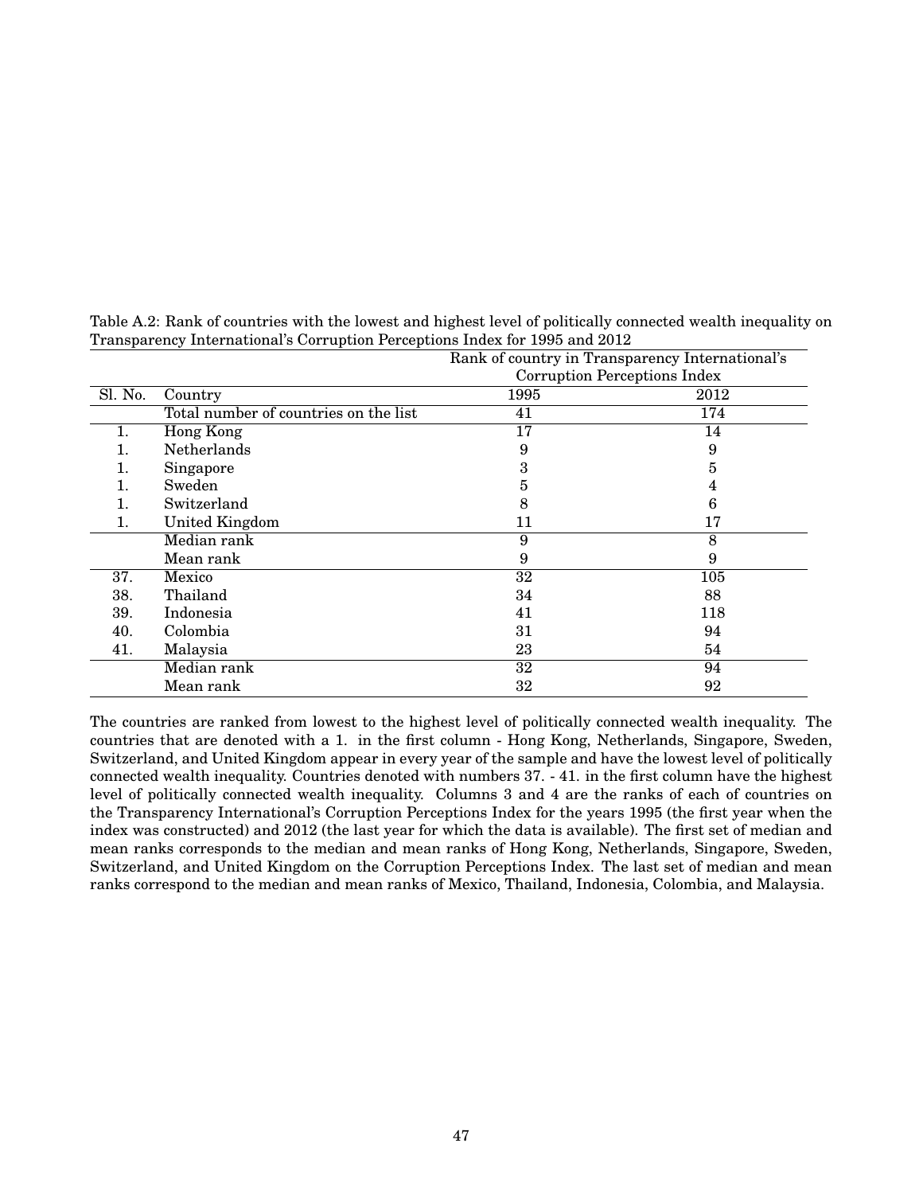Table A.2: Rank of countries with the lowest and highest level of politically connected wealth inequality on Transparency International's Corruption Perceptions Index for 1995 and 2012

| | | Rank of country in Transparency International's Corruption Perceptions Index | |
|---|---|---|---|
| Sl. No. | Country | 1995 | 2012 |
| | Total number of countries on the list | 41 | 174 |
| 1. | Hong Kong | 17 | 14 |
| 1. | Netherlands | 9 | 9 |
| 1. | Singapore | 3 | 5 |
| 1. | Sweden | 5 | 4 |
| 1. | Switzerland | 8 | 6 |
| 1. | United Kingdom | 11 | 17 |
| | Median rank | 9 | 8 |
| | Mean rank | 9 | 9 |
| 37. | Mexico | 32 | 105 |
| 38. | Thailand | 34 | 88 |
| 39. | Indonesia | 41 | 118 |
| 40. | Colombia | 31 | 94 |
| 41. | Malaysia | 23 | 54 |
| | Median rank | 32 | 94 |
| | Mean rank | 32 | 92 |

The countries are ranked from lowest to the highest level of politically connected wealth inequality. The countries that are denoted with a 1. in the first column - Hong Kong, Netherlands, Singapore, Sweden, Switzerland, and United Kingdom appear in every year of the sample and have the lowest level of politically connected wealth inequality. Countries denoted with numbers 37. - 41. in the first column have the highest level of politically connected wealth inequality. Columns 3 and 4 are the ranks of each of countries on the Transparency International's Corruption Perceptions Index for the years 1995 (the first year when the index was constructed) and 2012 (the last year for which the data is available). The first set of median and mean ranks corresponds to the median and mean ranks of Hong Kong, Netherlands, Singapore, Sweden, Switzerland, and United Kingdom on the Corruption Perceptions Index. The last set of median and mean ranks correspond to the median and mean ranks of Mexico, Thailand, Indonesia, Colombia, and Malaysia.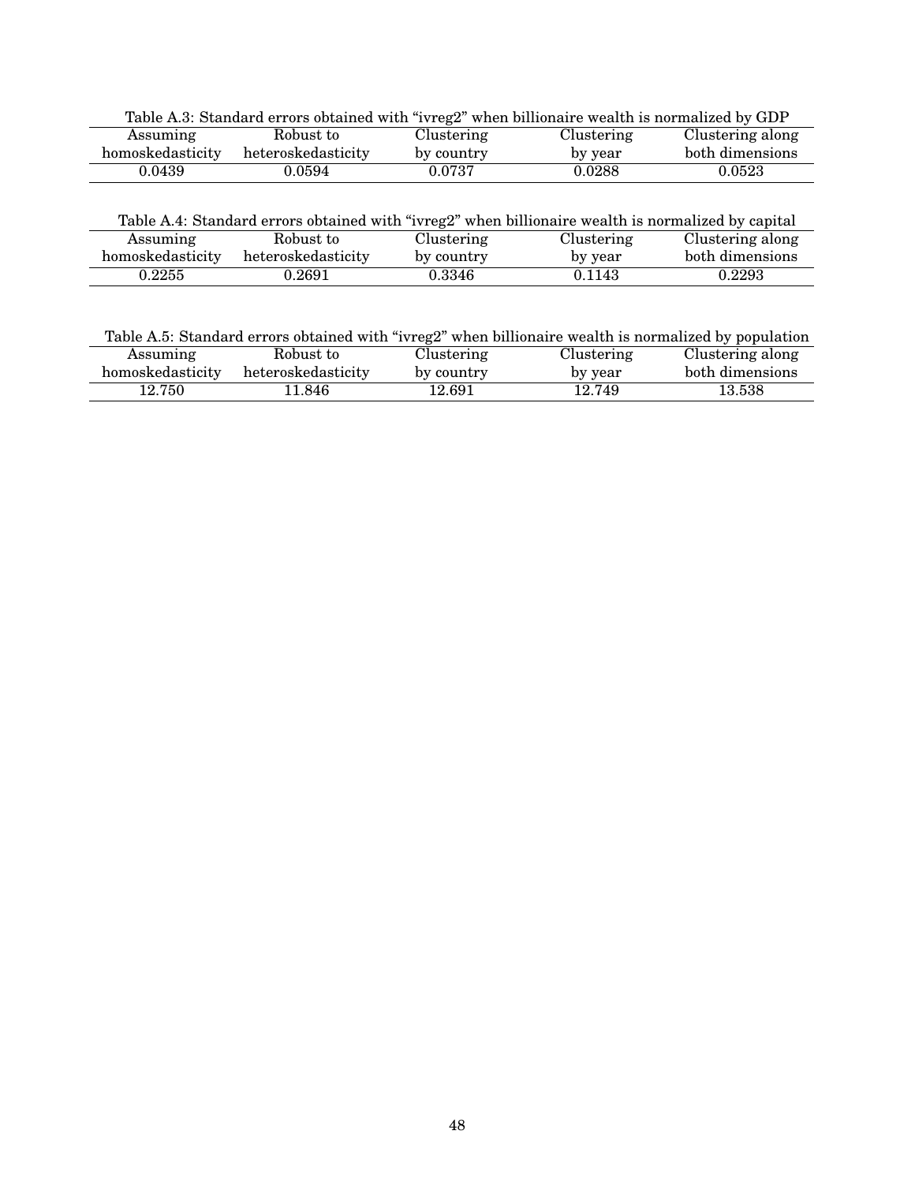Table A.3: Standard errors obtained with “ivreg2” when billionaire wealth is normalized by GDP

| Assuming homoskedasticity | Robust to heteroskedasticity | Clustering by country | Clustering by year | Clustering along both dimensions |
|---|---|---|---|---|
| 0.0439 | 0.0594 | 0.0737 | 0.0288 | 0.0523 |

Table A.4: Standard errors obtained with “ivreg2” when billionaire wealth is normalized by capital

| Assuming homoskedasticity | Robust to heteroskedasticity | Clustering by country | Clustering by year | Clustering along both dimensions |
|---|---|---|---|---|
| 0.2255 | 0.2691 | 0.3346 | 0.1143 | 0.2293 |

Table A.5: Standard errors obtained with “ivreg2” when billionaire wealth is normalized by population

| Assuming homoskedasticity | Robust to heteroskedasticity | Clustering by country | Clustering by year | Clustering along both dimensions |
|---|---|---|---|---|
| 12.750 | 11.846 | 12.691 | 12.749 | 13.538 |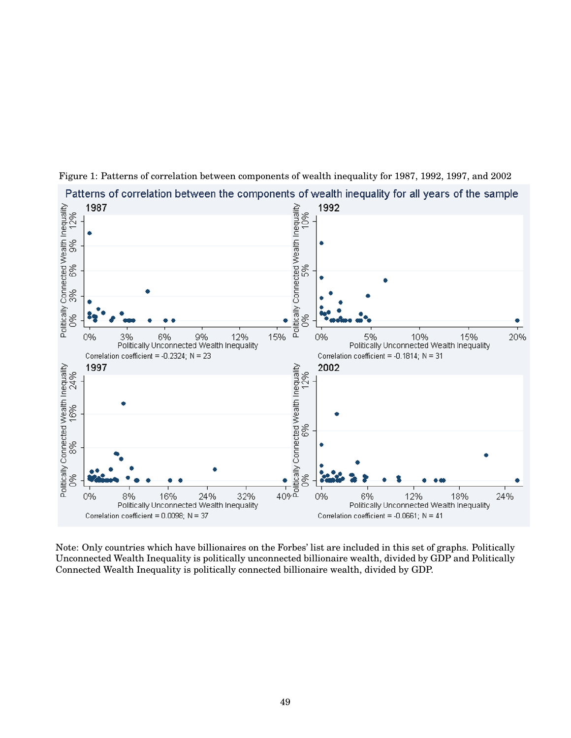Figure 1: Patterns of correlation between components of wealth inequality for 1987, 1992, 1997, and 2002

Patterns of correlation between the components of wealth inequality for all years of the sample

1987

Politically Connected Wealth Inequality

0% 3% 6% 9% 12%

0% 3% 6% 9% 12% 15%

Politically Unconnected Wealth Inequality

Correlation coefficient = -0.2324; N = 23

1992

Politically Connected Wealth Inequality

0% 5% 10%

0% 5% 10% 15% 20%

Politically Unconnected Wealth Inequality

Correlation coefficient = -0.1814; N = 31

1997

Politically Connected Wealth Inequality

0% 8% 16% 24%

0% 8% 16% 24% 32% 40%

Politically Unconnected Wealth Inequality

Correlation coefficient = 0.0098; N = 37

2002

Politically Connected Wealth Inequality

0% 6% 12%

0% 6% 12% 18% 24%

Politically Unconnected Wealth Inequality

Correlation coefficient = -0.0661; N = 41

Note: Only countries which have billionaires on the Forbes' list are included in this set of graphs. Politically Unconnected Wealth Inequality is politically unconnected billionaire wealth, divided by GDP and Politically Connected Wealth Inequality is politically connected billionaire wealth, divided by GDP.